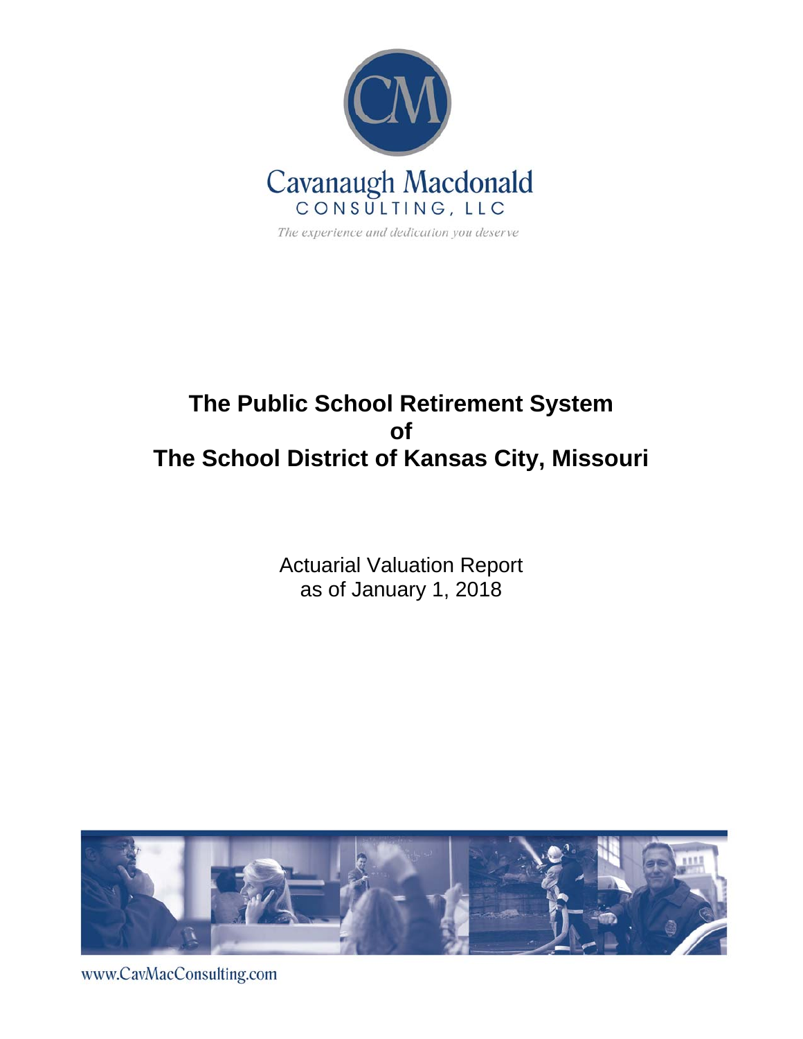Cavanaugh Macdonald
CONSULTING, LLC

*The experience and dedication you deserve*

# The Public School Retirement System of The School District of Kansas City, Missouri

Actuarial Valuation Report
as of January 1, 2018

www.CavMacConsulting.com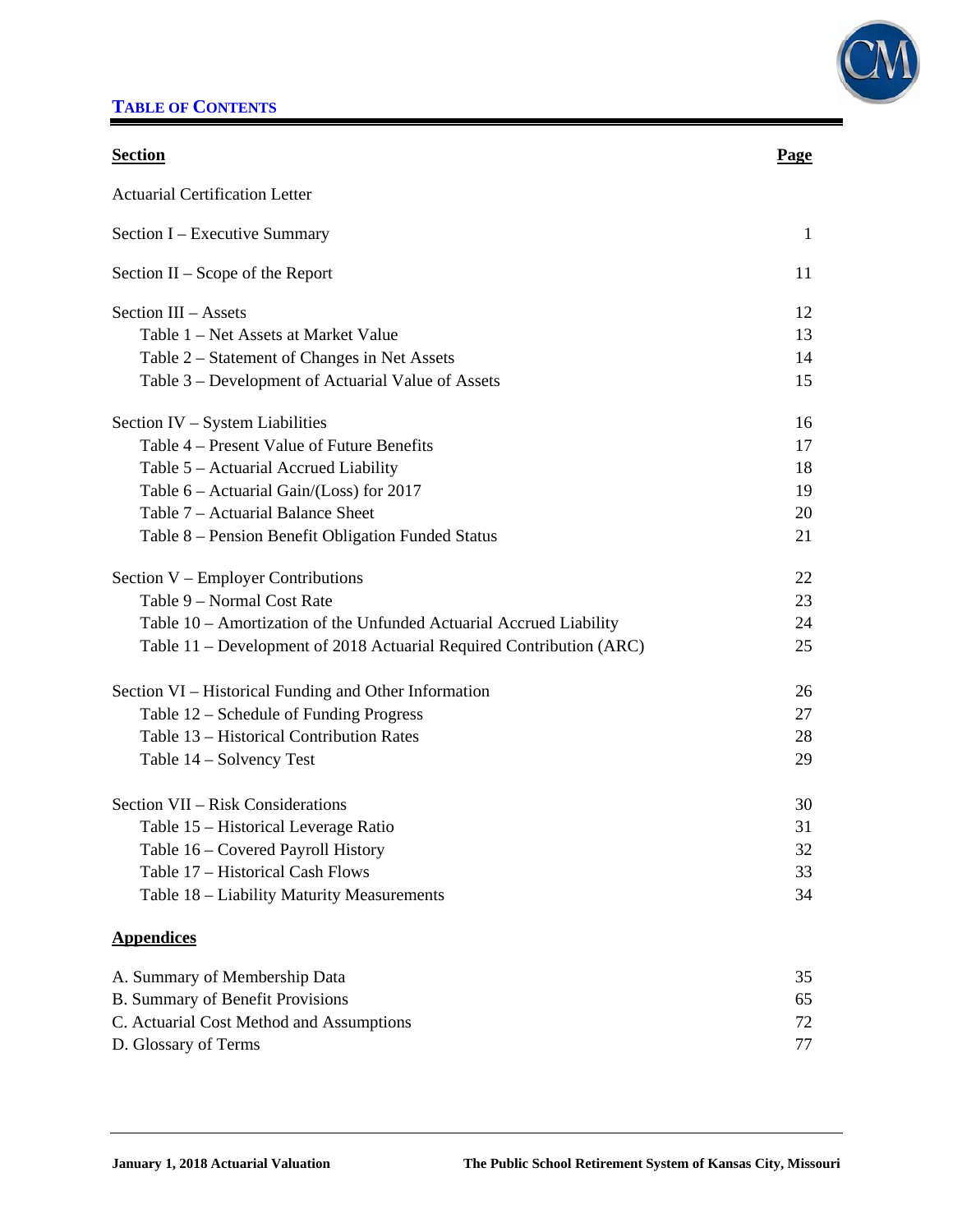# TABLE OF CONTENTS

| Section | Page |
|---|---|
| Actuarial Certification Letter | |
| Section I – Executive Summary | 1 |
| Section II – Scope of the Report | 11 |
| Section III – Assets | 12 |
| Table 1 – Net Assets at Market Value | 13 |
| Table 2 – Statement of Changes in Net Assets | 14 |
| Table 3 – Development of Actuarial Value of Assets | 15 |
| Section IV – System Liabilities | 16 |
| Table 4 – Present Value of Future Benefits | 17 |
| Table 5 – Actuarial Accrued Liability | 18 |
| Table 6 – Actuarial Gain/(Loss) for 2017 | 19 |
| Table 7 – Actuarial Balance Sheet | 20 |
| Table 8 – Pension Benefit Obligation Funded Status | 21 |
| Section V – Employer Contributions | 22 |
| Table 9 – Normal Cost Rate | 23 |
| Table 10 – Amortization of the Unfunded Actuarial Accrued Liability | 24 |
| Table 11 – Development of 2018 Actuarial Required Contribution (ARC) | 25 |
| Section VI – Historical Funding and Other Information | 26 |
| Table 12 – Schedule of Funding Progress | 27 |
| Table 13 – Historical Contribution Rates | 28 |
| Table 14 – Solvency Test | 29 |
| Section VII – Risk Considerations | 30 |
| Table 15 – Historical Leverage Ratio | 31 |
| Table 16 – Covered Payroll History | 32 |
| Table 17 – Historical Cash Flows | 33 |
| Table 18 – Liability Maturity Measurements | 34 |

**Appendices**

| | |
|---|---|
| A. Summary of Membership Data | 35 |
| B. Summary of Benefit Provisions | 65 |
| C. Actuarial Cost Method and Assumptions | 72 |
| D. Glossary of Terms | 77 |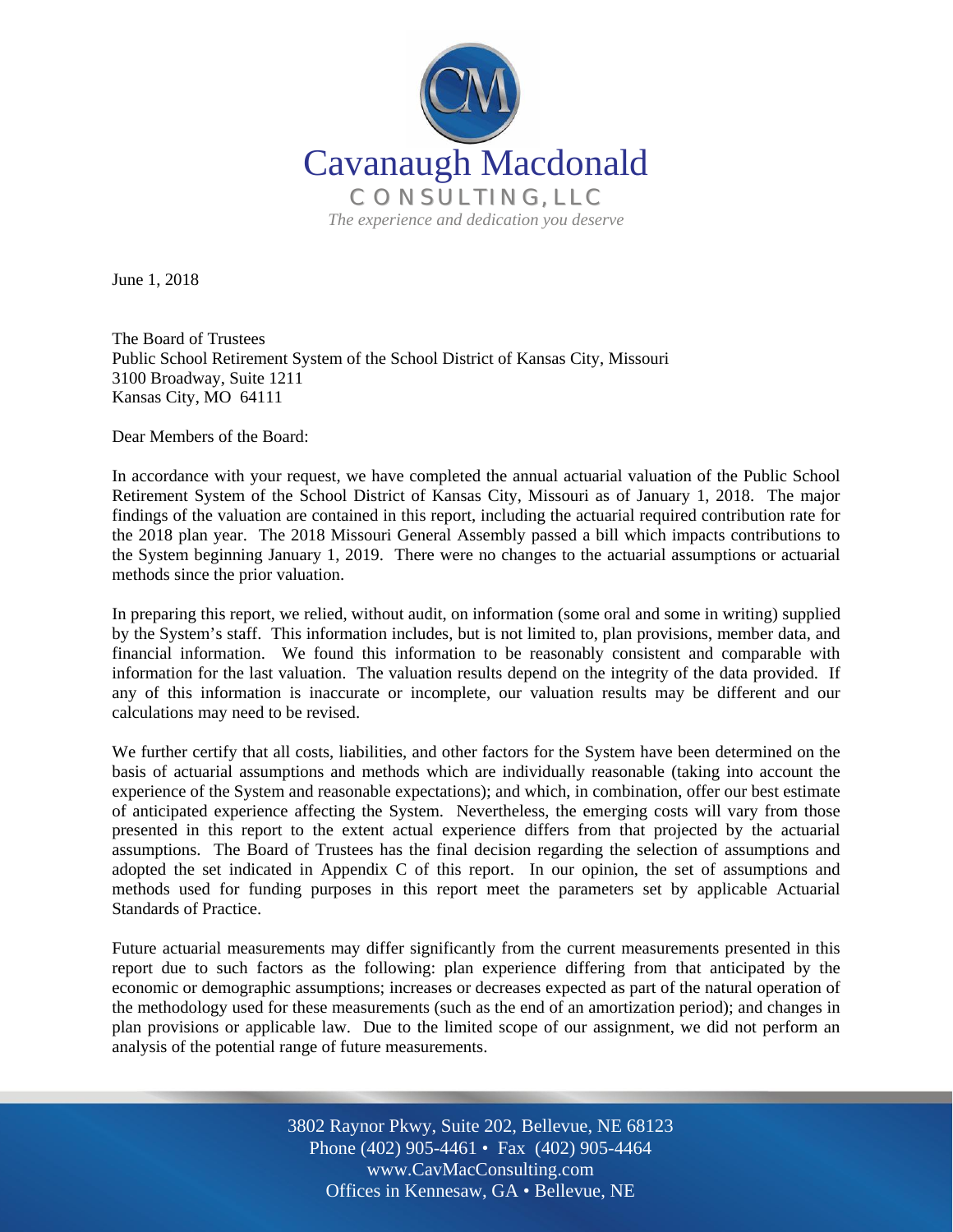Cavanaugh Macdonald

CONSULTING, LLC

*The experience and dedication you deserve*

June 1, 2018

The Board of Trustees
Public School Retirement System of the School District of Kansas City, Missouri
3100 Broadway, Suite 1211
Kansas City, MO 64111

Dear Members of the Board:

In accordance with your request, we have completed the annual actuarial valuation of the Public School Retirement System of the School District of Kansas City, Missouri as of January 1, 2018. The major findings of the valuation are contained in this report, including the actuarial required contribution rate for the 2018 plan year. The 2018 Missouri General Assembly passed a bill which impacts contributions to the System beginning January 1, 2019. There were no changes to the actuarial assumptions or actuarial methods since the prior valuation.

In preparing this report, we relied, without audit, on information (some oral and some in writing) supplied by the System's staff. This information includes, but is not limited to, plan provisions, member data, and financial information. We found this information to be reasonably consistent and comparable with information for the last valuation. The valuation results depend on the integrity of the data provided. If any of this information is inaccurate or incomplete, our valuation results may be different and our calculations may need to be revised.

We further certify that all costs, liabilities, and other factors for the System have been determined on the basis of actuarial assumptions and methods which are individually reasonable (taking into account the experience of the System and reasonable expectations); and which, in combination, offer our best estimate of anticipated experience affecting the System. Nevertheless, the emerging costs will vary from those presented in this report to the extent actual experience differs from that projected by the actuarial assumptions. The Board of Trustees has the final decision regarding the selection of assumptions and adopted the set indicated in Appendix C of this report. In our opinion, the set of assumptions and methods used for funding purposes in this report meet the parameters set by applicable Actuarial Standards of Practice.

Future actuarial measurements may differ significantly from the current measurements presented in this report due to such factors as the following: plan experience differing from that anticipated by the economic or demographic assumptions; increases or decreases expected as part of the natural operation of the methodology used for these measurements (such as the end of an amortization period); and changes in plan provisions or applicable law. Due to the limited scope of our assignment, we did not perform an analysis of the potential range of future measurements.

3802 Raynor Pkwy, Suite 202, Bellevue, NE 68123
Phone (402) 905-4461 • Fax (402) 905-4464
www.CavMacConsulting.com
Offices in Kennesaw, GA • Bellevue, NE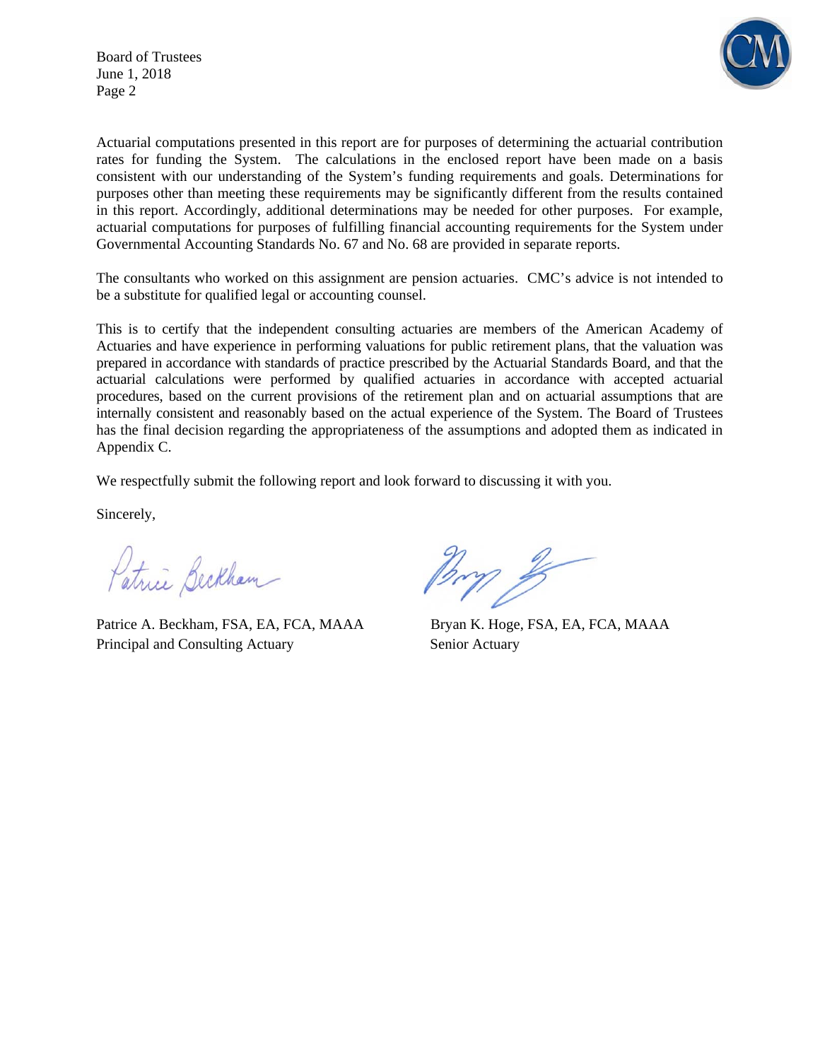Actuarial computations presented in this report are for purposes of determining the actuarial contribution rates for funding the System. The calculations in the enclosed report have been made on a basis consistent with our understanding of the System's funding requirements and goals. Determinations for purposes other than meeting these requirements may be significantly different from the results contained in this report. Accordingly, additional determinations may be needed for other purposes. For example, actuarial computations for purposes of fulfilling financial accounting requirements for the System under Governmental Accounting Standards No. 67 and No. 68 are provided in separate reports.

The consultants who worked on this assignment are pension actuaries. CMC's advice is not intended to be a substitute for qualified legal or accounting counsel.

This is to certify that the independent consulting actuaries are members of the American Academy of Actuaries and have experience in performing valuations for public retirement plans, that the valuation was prepared in accordance with standards of practice prescribed by the Actuarial Standards Board, and that the actuarial calculations were performed by qualified actuaries in accordance with accepted actuarial procedures, based on the current provisions of the retirement plan and on actuarial assumptions that are internally consistent and reasonably based on the actual experience of the System. The Board of Trustees has the final decision regarding the appropriateness of the assumptions and adopted them as indicated in Appendix C.

We respectfully submit the following report and look forward to discussing it with you.

Sincerely,

Patrice A. Beckham, FSA, EA, FCA, MAAA
Principal and Consulting Actuary

Bryan K. Hoge, FSA, EA, FCA, MAAA
Senior Actuary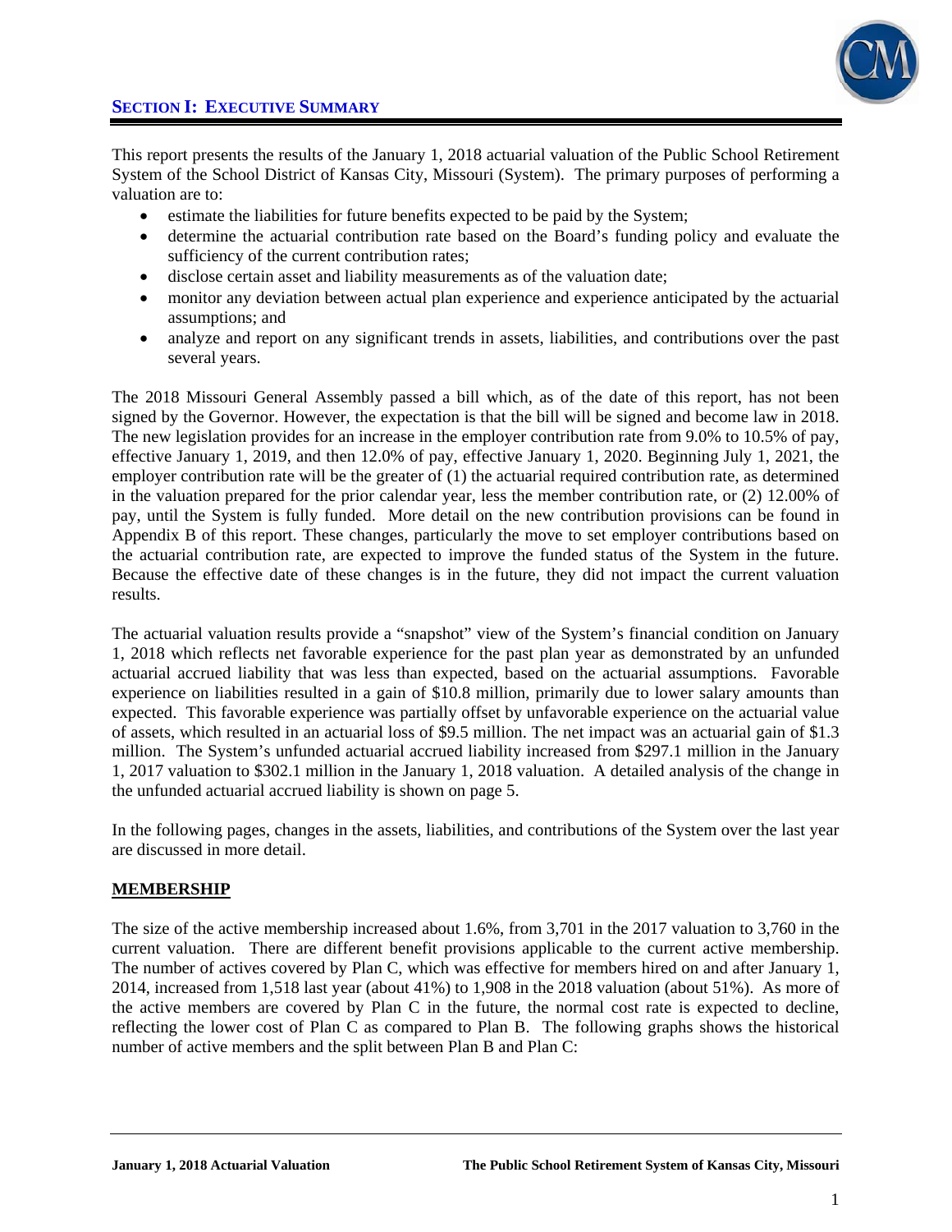## SECTION I: EXECUTIVE SUMMARY

This report presents the results of the January 1, 2018 actuarial valuation of the Public School Retirement System of the School District of Kansas City, Missouri (System). The primary purposes of performing a valuation are to:

- estimate the liabilities for future benefits expected to be paid by the System;
- determine the actuarial contribution rate based on the Board's funding policy and evaluate the sufficiency of the current contribution rates;
- disclose certain asset and liability measurements as of the valuation date;
- monitor any deviation between actual plan experience and experience anticipated by the actuarial assumptions; and
- analyze and report on any significant trends in assets, liabilities, and contributions over the past several years.

The 2018 Missouri General Assembly passed a bill which, as of the date of this report, has not been signed by the Governor. However, the expectation is that the bill will be signed and become law in 2018. The new legislation provides for an increase in the employer contribution rate from 9.0% to 10.5% of pay, effective January 1, 2019, and then 12.0% of pay, effective January 1, 2020. Beginning July 1, 2021, the employer contribution rate will be the greater of (1) the actuarial required contribution rate, as determined in the valuation prepared for the prior calendar year, less the member contribution rate, or (2) 12.00% of pay, until the System is fully funded. More detail on the new contribution provisions can be found in Appendix B of this report. These changes, particularly the move to set employer contributions based on the actuarial contribution rate, are expected to improve the funded status of the System in the future. Because the effective date of these changes is in the future, they did not impact the current valuation results.

The actuarial valuation results provide a "snapshot" view of the System's financial condition on January 1, 2018 which reflects net favorable experience for the past plan year as demonstrated by an unfunded actuarial accrued liability that was less than expected, based on the actuarial assumptions. Favorable experience on liabilities resulted in a gain of $10.8 million, primarily due to lower salary amounts than expected. This favorable experience was partially offset by unfavorable experience on the actuarial value of assets, which resulted in an actuarial loss of $9.5 million. The net impact was an actuarial gain of $1.3 million. The System's unfunded actuarial accrued liability increased from $297.1 million in the January 1, 2017 valuation to $302.1 million in the January 1, 2018 valuation. A detailed analysis of the change in the unfunded actuarial accrued liability is shown on page 5.

In the following pages, changes in the assets, liabilities, and contributions of the System over the last year are discussed in more detail.

### MEMBERSHIP

The size of the active membership increased about 1.6%, from 3,701 in the 2017 valuation to 3,760 in the current valuation. There are different benefit provisions applicable to the current active membership. The number of actives covered by Plan C, which was effective for members hired on and after January 1, 2014, increased from 1,518 last year (about 41%) to 1,908 in the 2018 valuation (about 51%). As more of the active members are covered by Plan C in the future, the normal cost rate is expected to decline, reflecting the lower cost of Plan C as compared to Plan B. The following graphs shows the historical number of active members and the split between Plan B and Plan C: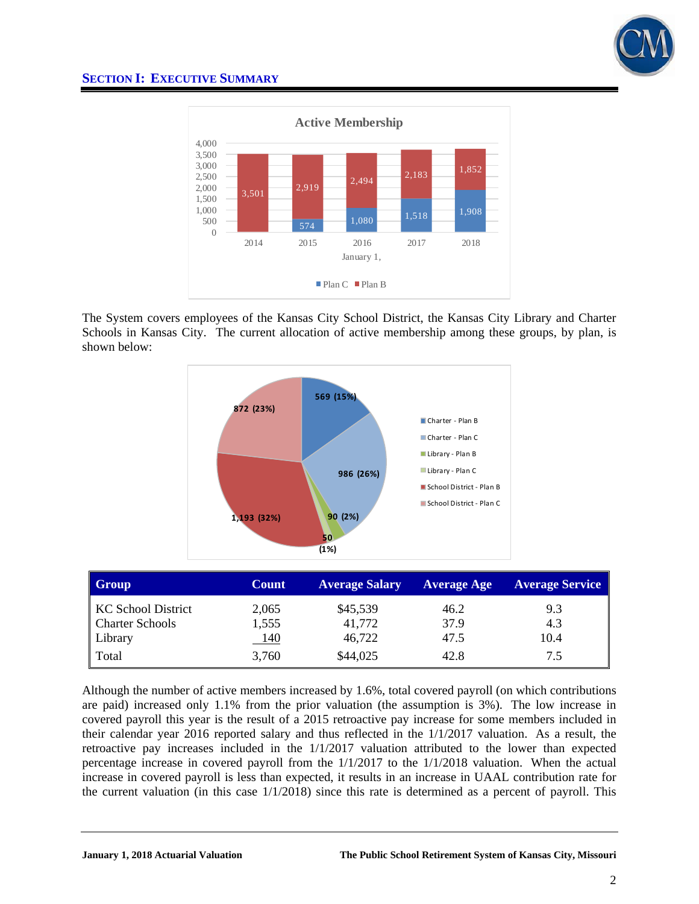## Section I: Executive Summary

**Active Membership**

| January 1, | Plan C | Plan B |
|---|---|---|
| 2014 | | 3,501 |
| 2015 | 574 | 2,919 |
| 2016 | 1,080 | 2,494 |
| 2017 | 1,518 | 2,183 |
| 2018 | 1,908 | 1,852 |

The System covers employees of the Kansas City School District, the Kansas City Library and Charter Schools in Kansas City. The current allocation of active membership among these groups, by plan, is shown below:

| Group | Count (%) |
|---|---|
| Charter - Plan B | 569 (15%) |
| Charter - Plan C | 986 (26%) |
| Library - Plan B | 90 (2%) |
| Library - Plan C | 50 (1%) |
| School District - Plan B | 1,193 (32%) |
| School District - Plan C | 872 (23%) |

| Group | Count | Average Salary | Average Age | Average Service |
|---|---|---|---|---|
| KC School District | 2,065 | $45,539 | 46.2 | 9.3 |
| Charter Schools | 1,555 | 41,772 | 37.9 | 4.3 |
| Library | 140 | 46,722 | 47.5 | 10.4 |
| Total | 3,760 | $44,025 | 42.8 | 7.5 |

Although the number of active members increased by 1.6%, total covered payroll (on which contributions are paid) increased only 1.1% from the prior valuation (the assumption is 3%). The low increase in covered payroll this year is the result of a 2015 retroactive pay increase for some members included in their calendar year 2016 reported salary and thus reflected in the 1/1/2017 valuation. As a result, the retroactive pay increases included in the 1/1/2017 valuation attributed to the lower than expected percentage increase in covered payroll from the 1/1/2017 to the 1/1/2018 valuation. When the actual increase in covered payroll is less than expected, it results in an increase in UAAL contribution rate for the current valuation (in this case 1/1/2018) since this rate is determined as a percent of payroll. This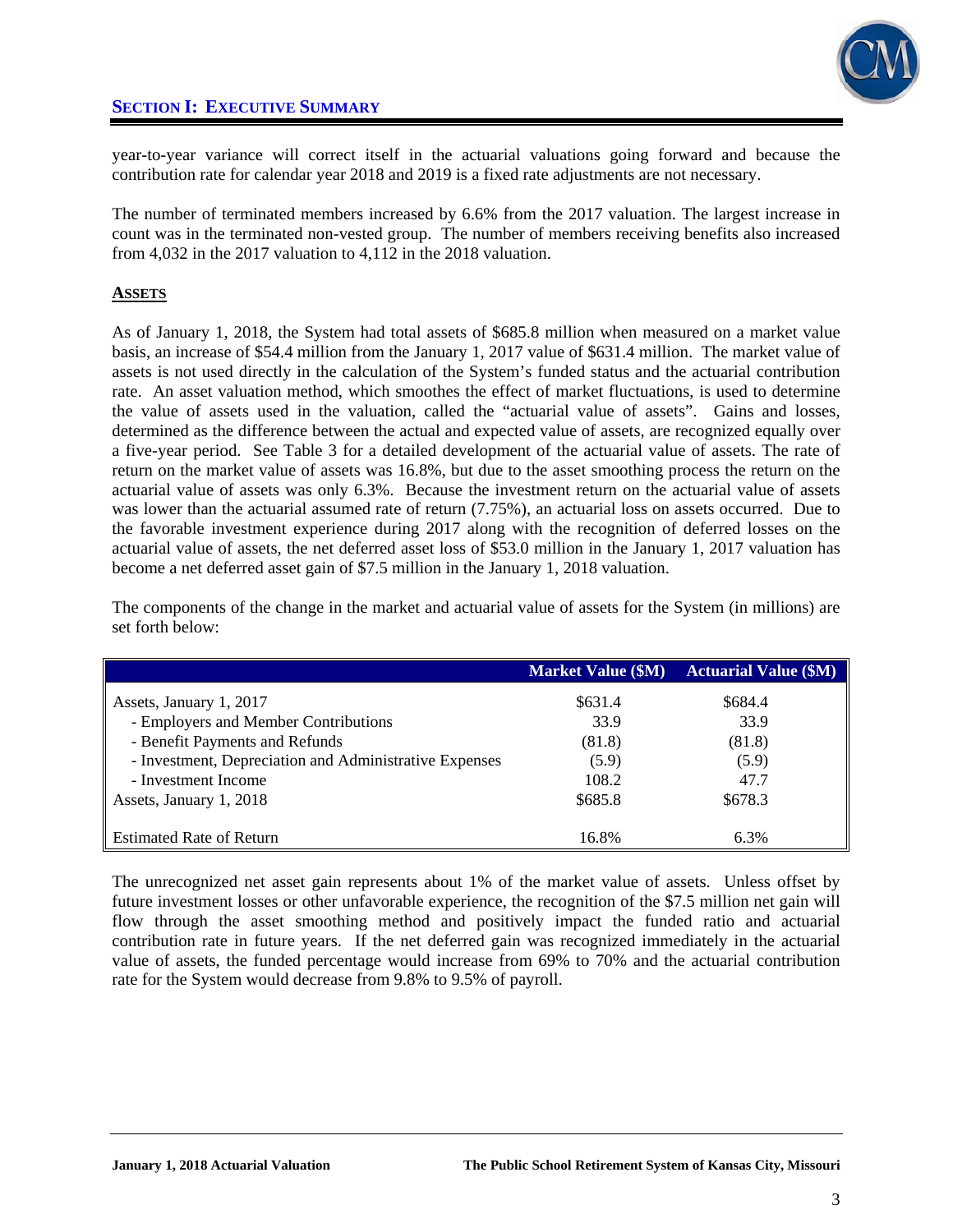year-to-year variance will correct itself in the actuarial valuations going forward and because the contribution rate for calendar year 2018 and 2019 is a fixed rate adjustments are not necessary.

The number of terminated members increased by 6.6% from the 2017 valuation. The largest increase in count was in the terminated non-vested group. The number of members receiving benefits also increased from 4,032 in the 2017 valuation to 4,112 in the 2018 valuation.

**ASSETS**

As of January 1, 2018, the System had total assets of $685.8 million when measured on a market value basis, an increase of $54.4 million from the January 1, 2017 value of $631.4 million. The market value of assets is not used directly in the calculation of the System's funded status and the actuarial contribution rate. An asset valuation method, which smoothes the effect of market fluctuations, is used to determine the value of assets used in the valuation, called the "actuarial value of assets". Gains and losses, determined as the difference between the actual and expected value of assets, are recognized equally over a five-year period. See Table 3 for a detailed development of the actuarial value of assets. The rate of return on the market value of assets was 16.8%, but due to the asset smoothing process the return on the actuarial value of assets was only 6.3%. Because the investment return on the actuarial value of assets was lower than the actuarial assumed rate of return (7.75%), an actuarial loss on assets occurred. Due to the favorable investment experience during 2017 along with the recognition of deferred losses on the actuarial value of assets, the net deferred asset loss of $53.0 million in the January 1, 2017 valuation has become a net deferred asset gain of $7.5 million in the January 1, 2018 valuation.

The components of the change in the market and actuarial value of assets for the System (in millions) are set forth below:

| | Market Value ($M) | Actuarial Value ($M) |
|---|---|---|
| Assets, January 1, 2017 | $631.4 | $684.4 |
| - Employers and Member Contributions | 33.9 | 33.9 |
| - Benefit Payments and Refunds | (81.8) | (81.8) |
| - Investment, Depreciation and Administrative Expenses | (5.9) | (5.9) |
| - Investment Income | 108.2 | 47.7 |
| Assets, January 1, 2018 | $685.8 | $678.3 |
| Estimated Rate of Return | 16.8% | 6.3% |

The unrecognized net asset gain represents about 1% of the market value of assets. Unless offset by future investment losses or other unfavorable experience, the recognition of the $7.5 million net gain will flow through the asset smoothing method and positively impact the funded ratio and actuarial contribution rate in future years. If the net deferred gain was recognized immediately in the actuarial value of assets, the funded percentage would increase from 69% to 70% and the actuarial contribution rate for the System would decrease from 9.8% to 9.5% of payroll.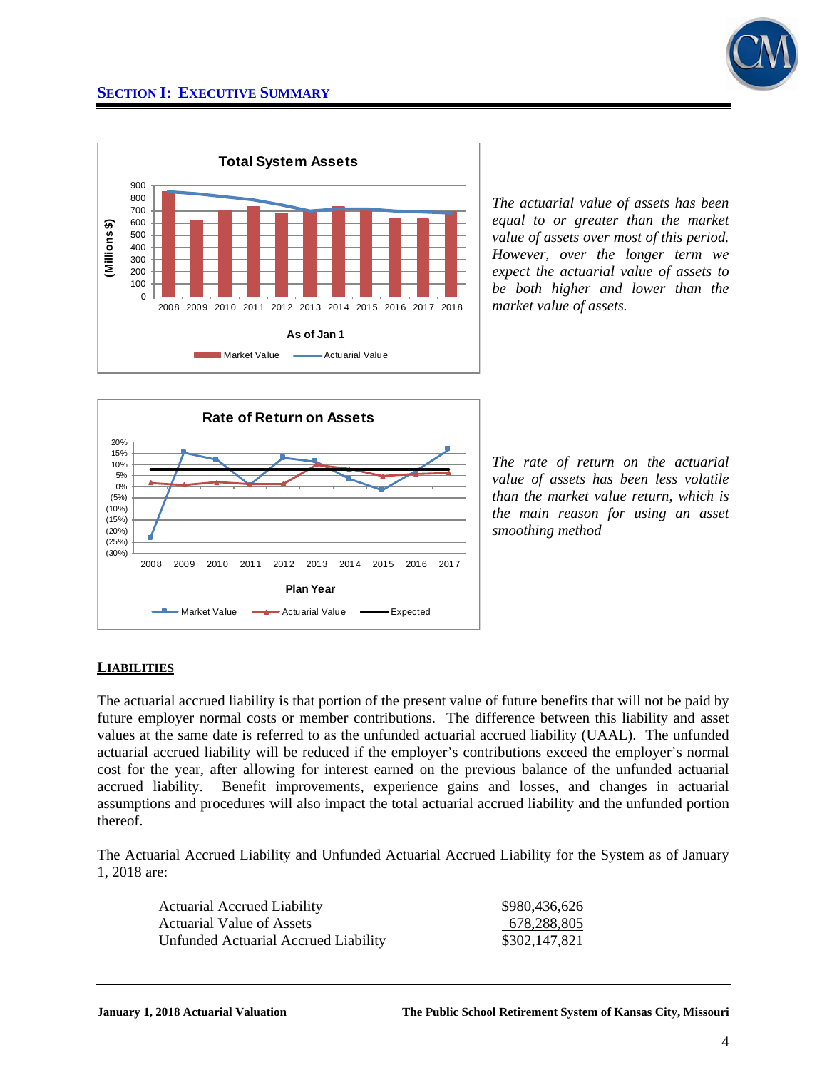## SECTION I: EXECUTIVE SUMMARY

*The actuarial value of assets has been equal to or greater than the market value of assets over most of this period. However, over the longer term we expect the actuarial value of assets to be both higher and lower than the market value of assets.*

*The rate of return on the actuarial value of assets has been less volatile than the market value return, which is the main reason for using an asset smoothing method*

### LIABILITIES

The actuarial accrued liability is that portion of the present value of future benefits that will not be paid by future employer normal costs or member contributions. The difference between this liability and asset values at the same date is referred to as the unfunded actuarial accrued liability (UAAL). The unfunded actuarial accrued liability will be reduced if the employer's contributions exceed the employer's normal cost for the year, after allowing for interest earned on the previous balance of the unfunded actuarial accrued liability. Benefit improvements, experience gains and losses, and changes in actuarial assumptions and procedures will also impact the total actuarial accrued liability and the unfunded portion thereof.

The Actuarial Accrued Liability and Unfunded Actuarial Accrued Liability for the System as of January 1, 2018 are:

| | |
|---|---|
| Actuarial Accrued Liability | $980,436,626 |
| Actuarial Value of Assets | 678,288,805 |
| Unfunded Actuarial Accrued Liability | $302,147,821 |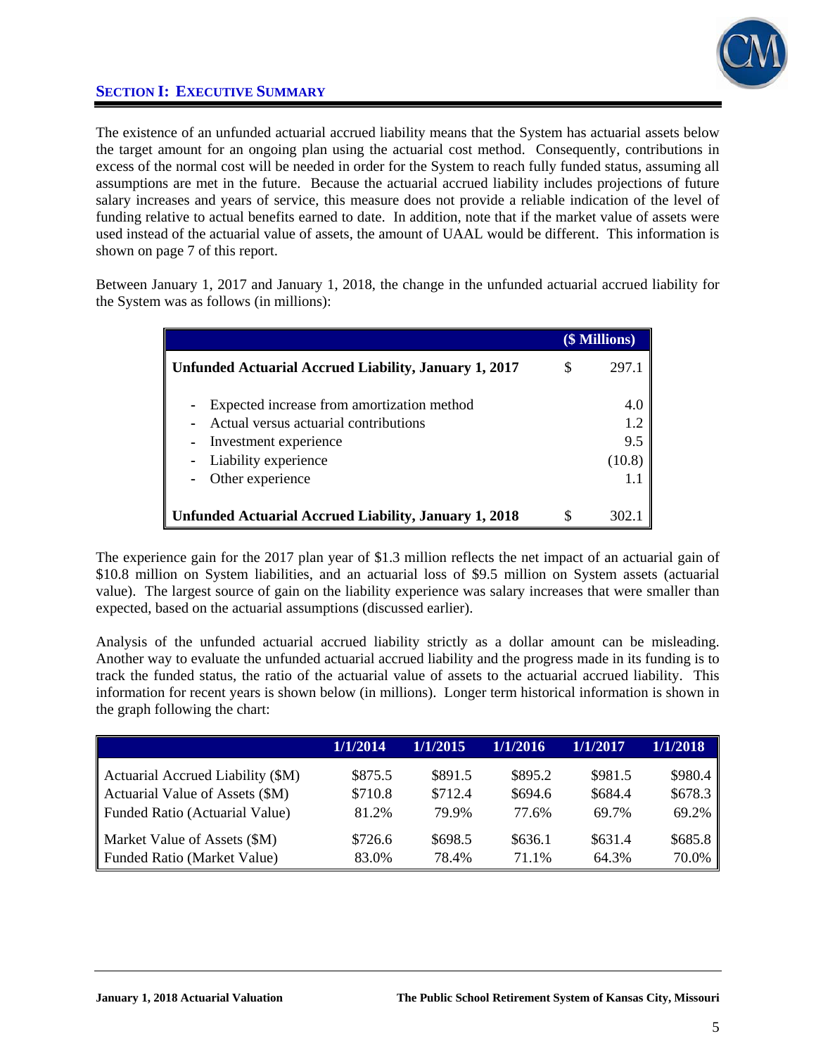## SECTION I: EXECUTIVE SUMMARY

The existence of an unfunded actuarial accrued liability means that the System has actuarial assets below the target amount for an ongoing plan using the actuarial cost method. Consequently, contributions in excess of the normal cost will be needed in order for the System to reach fully funded status, assuming all assumptions are met in the future. Because the actuarial accrued liability includes projections of future salary increases and years of service, this measure does not provide a reliable indication of the level of funding relative to actual benefits earned to date. In addition, note that if the market value of assets were used instead of the actuarial value of assets, the amount of UAAL would be different. This information is shown on page 7 of this report.

Between January 1, 2017 and January 1, 2018, the change in the unfunded actuarial accrued liability for the System was as follows (in millions):

| | ($ Millions) |
|---|---|
| **Unfunded Actuarial Accrued Liability, January 1, 2017** | $ 297.1 |
| - Expected increase from amortization method | 4.0 |
| - Actual versus actuarial contributions | 1.2 |
| - Investment experience | 9.5 |
| - Liability experience | (10.8) |
| - Other experience | 1.1 |
| **Unfunded Actuarial Accrued Liability, January 1, 2018** | $ 302.1 |

The experience gain for the 2017 plan year of $1.3 million reflects the net impact of an actuarial gain of $10.8 million on System liabilities, and an actuarial loss of $9.5 million on System assets (actuarial value). The largest source of gain on the liability experience was salary increases that were smaller than expected, based on the actuarial assumptions (discussed earlier).

Analysis of the unfunded actuarial accrued liability strictly as a dollar amount can be misleading. Another way to evaluate the unfunded actuarial accrued liability and the progress made in its funding is to track the funded status, the ratio of the actuarial value of assets to the actuarial accrued liability. This information for recent years is shown below (in millions). Longer term historical information is shown in the graph following the chart:

| | 1/1/2014 | 1/1/2015 | 1/1/2016 | 1/1/2017 | 1/1/2018 |
|---|---|---|---|---|---|
| Actuarial Accrued Liability ($M) | $875.5 | $891.5 | $895.2 | $981.5 | $980.4 |
| Actuarial Value of Assets ($M) | $710.8 | $712.4 | $694.6 | $684.4 | $678.3 |
| Funded Ratio (Actuarial Value) | 81.2% | 79.9% | 77.6% | 69.7% | 69.2% |
| Market Value of Assets ($M) | $726.6 | $698.5 | $636.1 | $631.4 | $685.8 |
| Funded Ratio (Market Value) | 83.0% | 78.4% | 71.1% | 64.3% | 70.0% |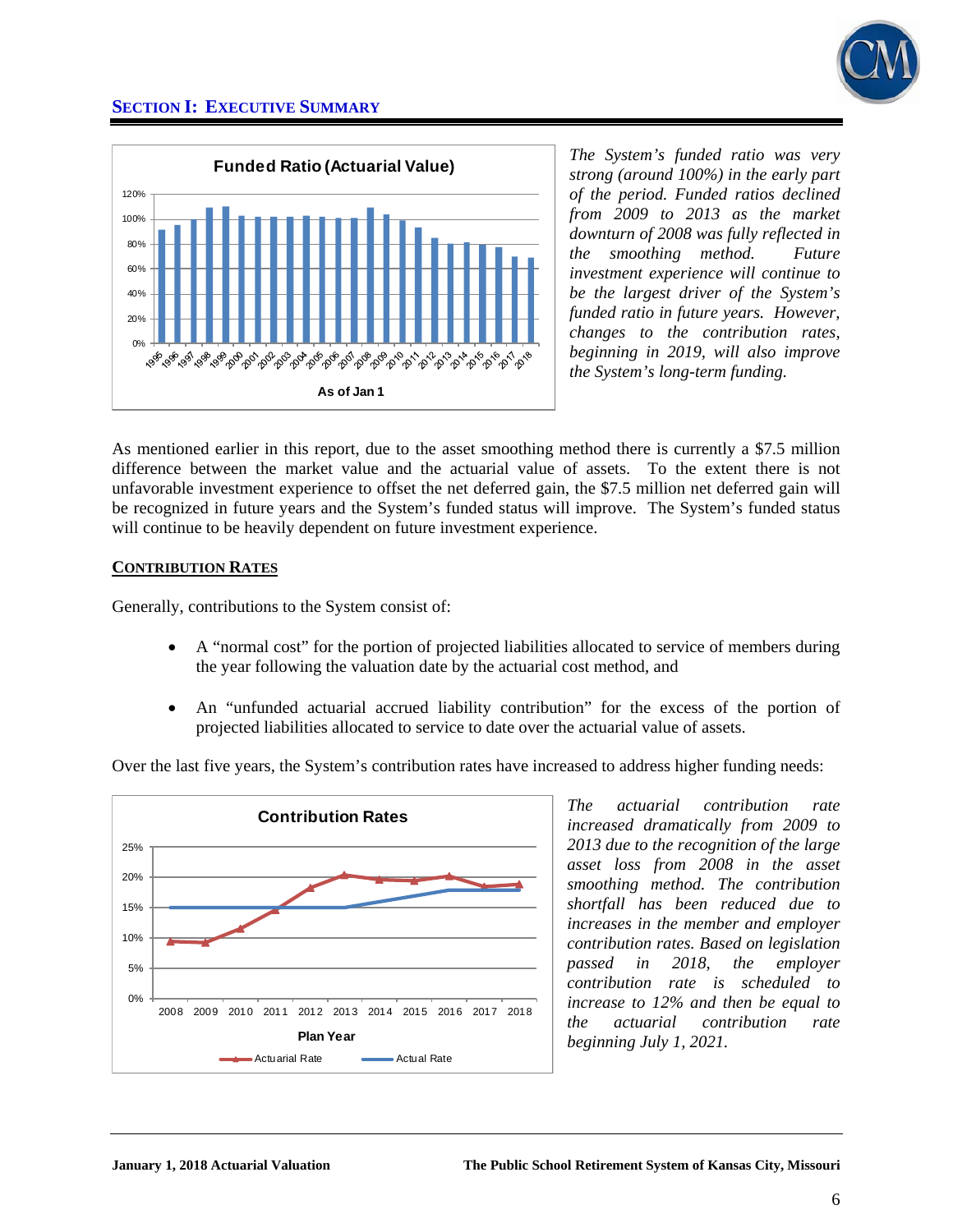## Section I: Executive Summary

*The System's funded ratio was very strong (around 100%) in the early part of the period. Funded ratios declined from 2009 to 2013 as the market downturn of 2008 was fully reflected in the smoothing method. Future investment experience will continue to be the largest driver of the System's funded ratio in future years. However, changes to the contribution rates, beginning in 2019, will also improve the System's long-term funding.*

As mentioned earlier in this report, due to the asset smoothing method there is currently a $7.5 million difference between the market value and the actuarial value of assets. To the extent there is not unfavorable investment experience to offset the net deferred gain, the $7.5 million net deferred gain will be recognized in future years and the System's funded status will improve. The System's funded status will continue to be heavily dependent on future investment experience.

### Contribution Rates

Generally, contributions to the System consist of:

- A "normal cost" for the portion of projected liabilities allocated to service of members during the year following the valuation date by the actuarial cost method, and
- An "unfunded actuarial accrued liability contribution" for the excess of the portion of projected liabilities allocated to service to date over the actuarial value of assets.

Over the last five years, the System's contribution rates have increased to address higher funding needs:

*The actuarial contribution rate increased dramatically from 2009 to 2013 due to the recognition of the large asset loss from 2008 in the asset smoothing method. The contribution shortfall has been reduced due to increases in the member and employer contribution rates. Based on legislation passed in 2018, the employer contribution rate is scheduled to increase to 12% and then be equal to the actuarial contribution rate beginning July 1, 2021.*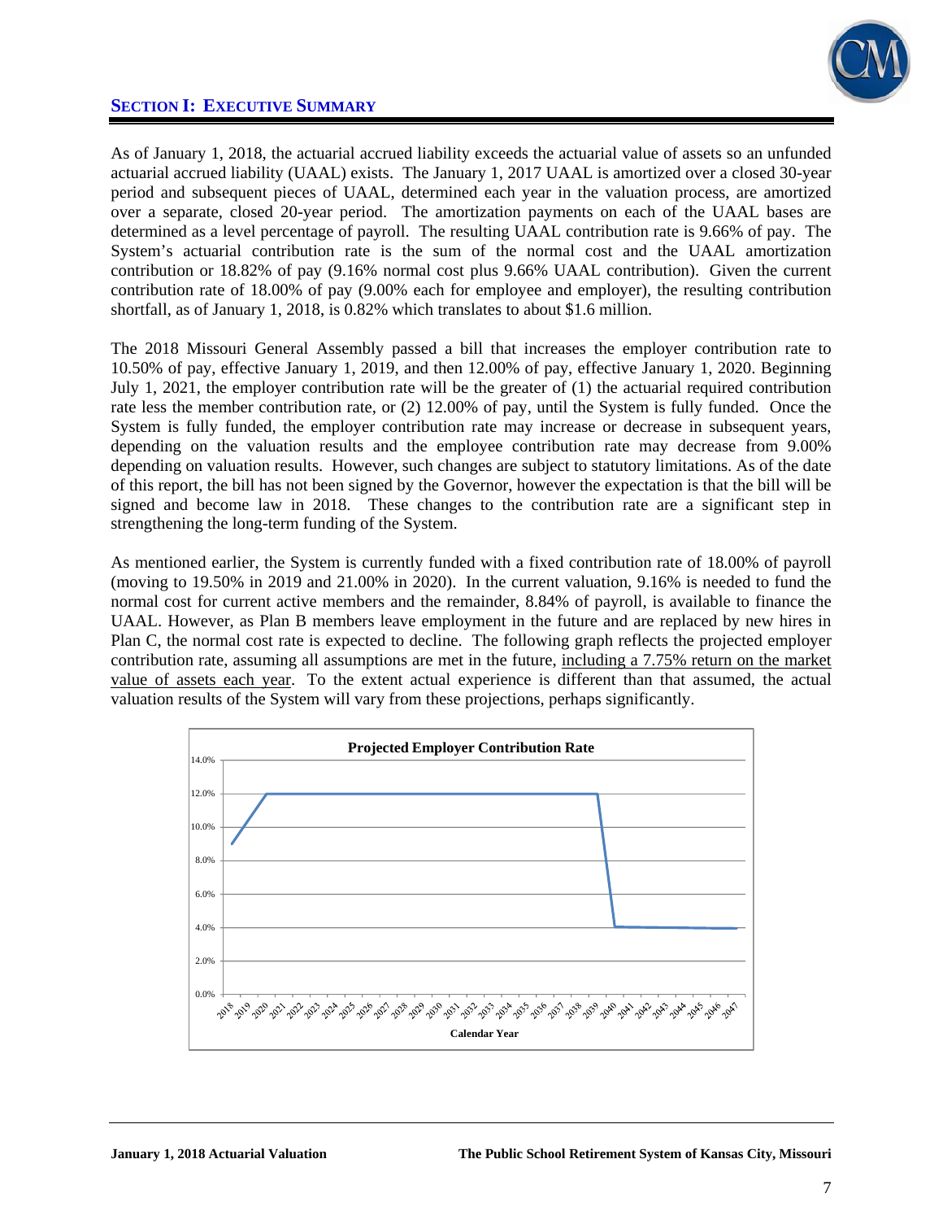## SECTION I: EXECUTIVE SUMMARY

As of January 1, 2018, the actuarial accrued liability exceeds the actuarial value of assets so an unfunded actuarial accrued liability (UAAL) exists. The January 1, 2017 UAAL is amortized over a closed 30-year period and subsequent pieces of UAAL, determined each year in the valuation process, are amortized over a separate, closed 20-year period. The amortization payments on each of the UAAL bases are determined as a level percentage of payroll. The resulting UAAL contribution rate is 9.66% of pay. The System's actuarial contribution rate is the sum of the normal cost and the UAAL amortization contribution or 18.82% of pay (9.16% normal cost plus 9.66% UAAL contribution). Given the current contribution rate of 18.00% of pay (9.00% each for employee and employer), the resulting contribution shortfall, as of January 1, 2018, is 0.82% which translates to about $1.6 million.

The 2018 Missouri General Assembly passed a bill that increases the employer contribution rate to 10.50% of pay, effective January 1, 2019, and then 12.00% of pay, effective January 1, 2020. Beginning July 1, 2021, the employer contribution rate will be the greater of (1) the actuarial required contribution rate less the member contribution rate, or (2) 12.00% of pay, until the System is fully funded. Once the System is fully funded, the employer contribution rate may increase or decrease in subsequent years, depending on the valuation results and the employee contribution rate may decrease from 9.00% depending on valuation results. However, such changes are subject to statutory limitations. As of the date of this report, the bill has not been signed by the Governor, however the expectation is that the bill will be signed and become law in 2018. These changes to the contribution rate are a significant step in strengthening the long-term funding of the System.

As mentioned earlier, the System is currently funded with a fixed contribution rate of 18.00% of payroll (moving to 19.50% in 2019 and 21.00% in 2020). In the current valuation, 9.16% is needed to fund the normal cost for current active members and the remainder, 8.84% of payroll, is available to finance the UAAL. However, as Plan B members leave employment in the future and are replaced by new hires in Plan C, the normal cost rate is expected to decline. The following graph reflects the projected employer contribution rate, assuming all assumptions are met in the future, <u>including a 7.75% return on the market value of assets each year</u>. To the extent actual experience is different than that assumed, the actual valuation results of the System will vary from these projections, perhaps significantly.

**Projected Employer Contribution Rate**

(Chart: y-axis 0.0% to 14.0%; x-axis Calendar Year 2018–2047. Rate starts at 9.0% in 2018, rises to 12.0% by 2020, remains at 12.0% through 2039, drops to about 4.0% in 2040, and remains near 4.0% through 2047.)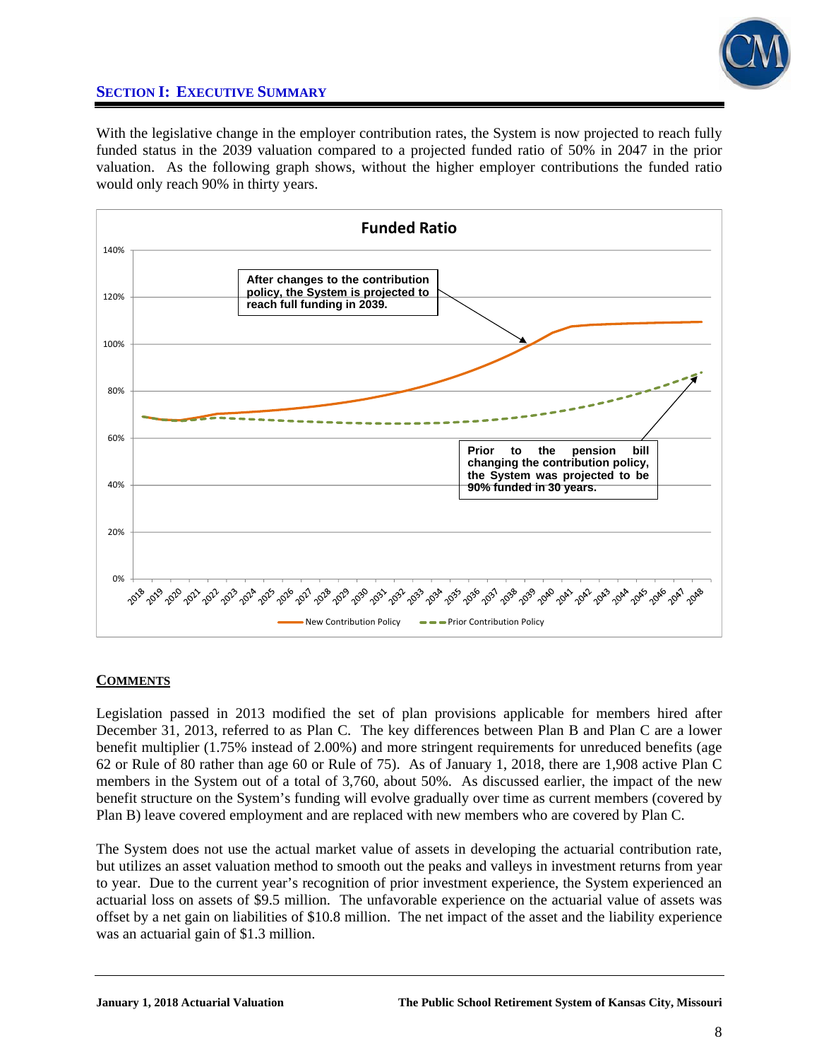## SECTION I: EXECUTIVE SUMMARY

With the legislative change in the employer contribution rates, the System is now projected to reach fully funded status in the 2039 valuation compared to a projected funded ratio of 50% in 2047 in the prior valuation. As the following graph shows, without the higher employer contributions the funded ratio would only reach 90% in thirty years.

**Funded Ratio**

After changes to the contribution policy, the System is projected to reach full funding in 2039.

Prior to the pension bill changing the contribution policy, the System was projected to be 90% funded in 30 years.

New Contribution Policy — Prior Contribution Policy

### COMMENTS

Legislation passed in 2013 modified the set of plan provisions applicable for members hired after December 31, 2013, referred to as Plan C. The key differences between Plan B and Plan C are a lower benefit multiplier (1.75% instead of 2.00%) and more stringent requirements for unreduced benefits (age 62 or Rule of 80 rather than age 60 or Rule of 75). As of January 1, 2018, there are 1,908 active Plan C members in the System out of a total of 3,760, about 50%. As discussed earlier, the impact of the new benefit structure on the System's funding will evolve gradually over time as current members (covered by Plan B) leave covered employment and are replaced with new members who are covered by Plan C.

The System does not use the actual market value of assets in developing the actuarial contribution rate, but utilizes an asset valuation method to smooth out the peaks and valleys in investment returns from year to year. Due to the current year's recognition of prior investment experience, the System experienced an actuarial loss on assets of $9.5 million. The unfavorable experience on the actuarial value of assets was offset by a net gain on liabilities of $10.8 million. The net impact of the asset and the liability experience was an actuarial gain of $1.3 million.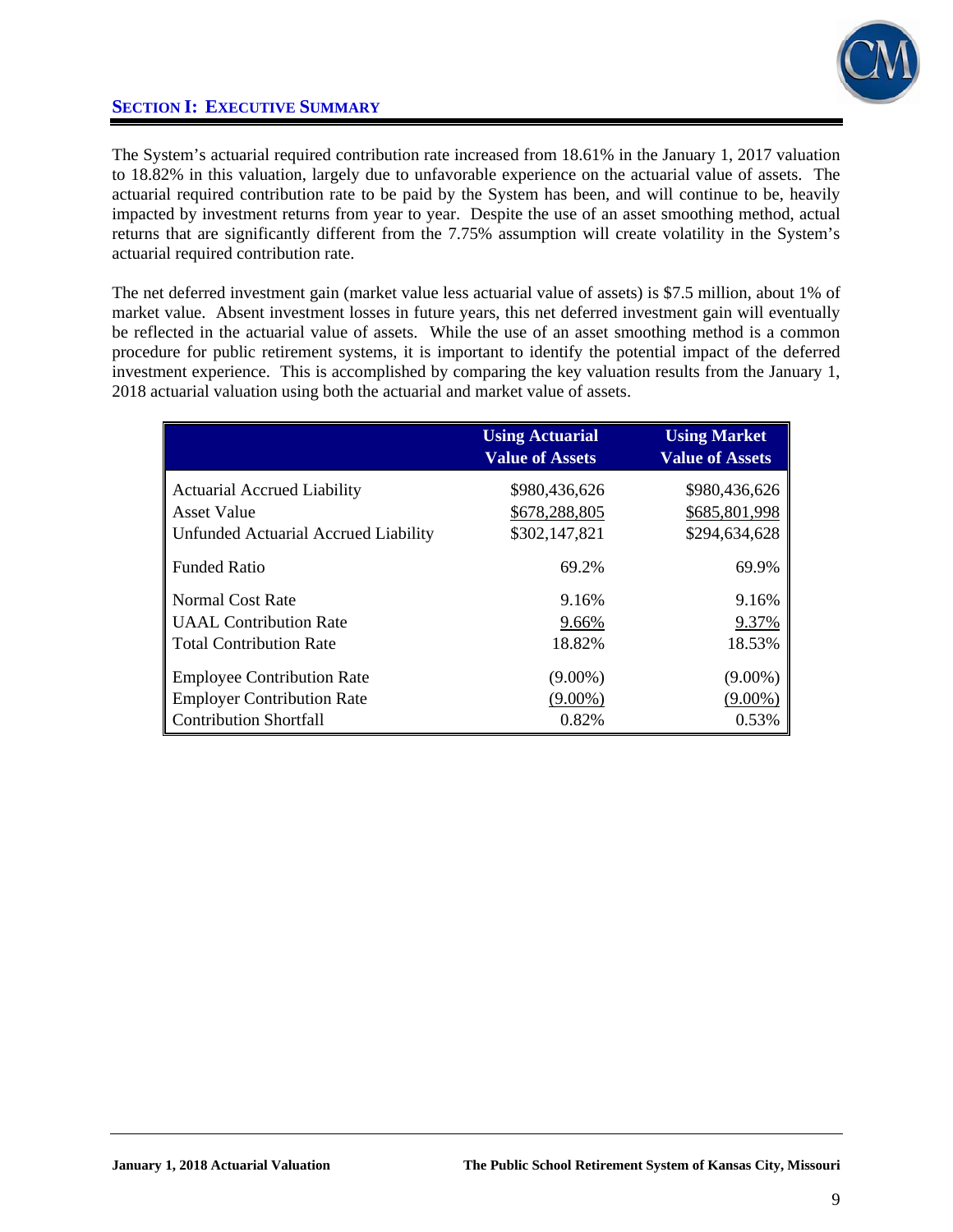## SECTION I: EXECUTIVE SUMMARY

The System's actuarial required contribution rate increased from 18.61% in the January 1, 2017 valuation to 18.82% in this valuation, largely due to unfavorable experience on the actuarial value of assets. The actuarial required contribution rate to be paid by the System has been, and will continue to be, heavily impacted by investment returns from year to year. Despite the use of an asset smoothing method, actual returns that are significantly different from the 7.75% assumption will create volatility in the System's actuarial required contribution rate.

The net deferred investment gain (market value less actuarial value of assets) is $7.5 million, about 1% of market value. Absent investment losses in future years, this net deferred investment gain will eventually be reflected in the actuarial value of assets. While the use of an asset smoothing method is a common procedure for public retirement systems, it is important to identify the potential impact of the deferred investment experience. This is accomplished by comparing the key valuation results from the January 1, 2018 actuarial valuation using both the actuarial and market value of assets.

| | Using Actuarial Value of Assets | Using Market Value of Assets |
|---|---|---|
| Actuarial Accrued Liability | $980,436,626 | $980,436,626 |
| Asset Value | $678,288,805 | $685,801,998 |
| Unfunded Actuarial Accrued Liability | $302,147,821 | $294,634,628 |
| Funded Ratio | 69.2% | 69.9% |
| Normal Cost Rate | 9.16% | 9.16% |
| UAAL Contribution Rate | 9.66% | 9.37% |
| Total Contribution Rate | 18.82% | 18.53% |
| Employee Contribution Rate | (9.00%) | (9.00%) |
| Employer Contribution Rate | (9.00%) | (9.00%) |
| Contribution Shortfall | 0.82% | 0.53% |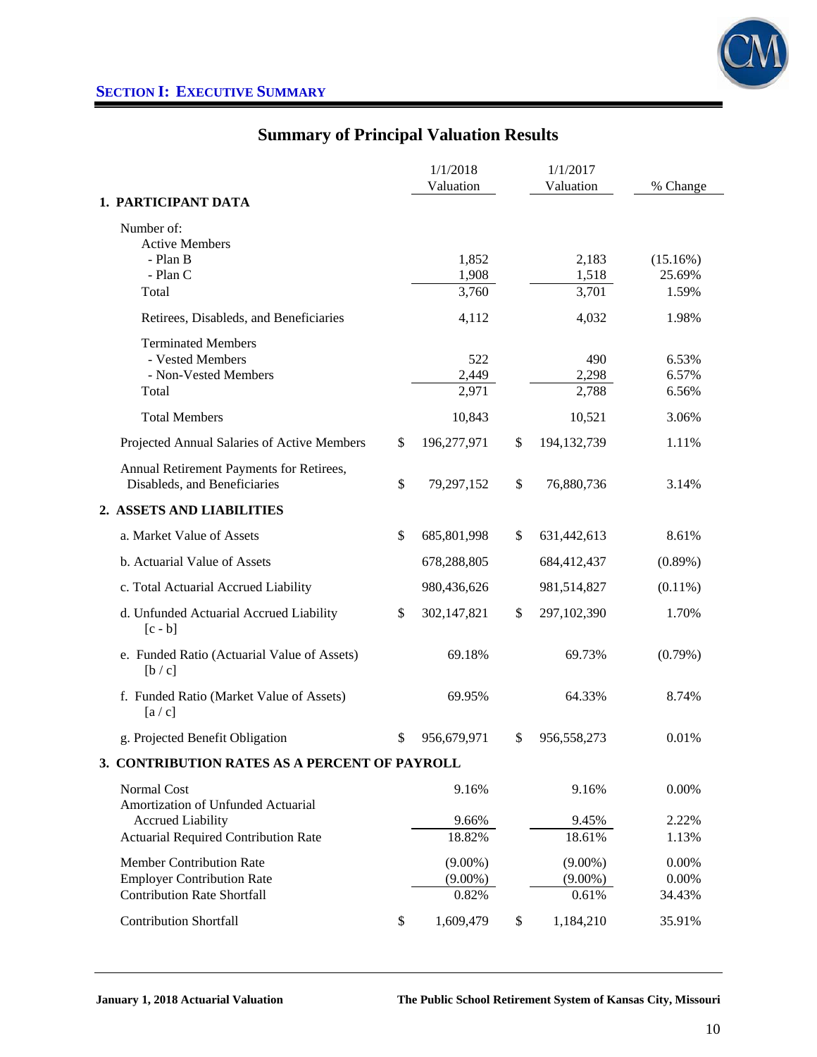## SECTION I: EXECUTIVE SUMMARY

# Summary of Principal Valuation Results

| | 1/1/2018 Valuation | 1/1/2017 Valuation | % Change |
|---|---|---|---|
| **1. PARTICIPANT DATA** | | | |
| Number of: | | | |
| Active Members | | | |
| - Plan B | 1,852 | 2,183 | (15.16%) |
| - Plan C | 1,908 | 1,518 | 25.69% |
| Total | 3,760 | 3,701 | 1.59% |
| Retirees, Disableds, and Beneficiaries | 4,112 | 4,032 | 1.98% |
| Terminated Members | | | |
| - Vested Members | 522 | 490 | 6.53% |
| - Non-Vested Members | 2,449 | 2,298 | 6.57% |
| Total | 2,971 | 2,788 | 6.56% |
| Total Members | 10,843 | 10,521 | 3.06% |
| Projected Annual Salaries of Active Members | $ 196,277,971 | $ 194,132,739 | 1.11% |
| Annual Retirement Payments for Retirees, Disableds, and Beneficiaries | $ 79,297,152 | $ 76,880,736 | 3.14% |
| **2. ASSETS AND LIABILITIES** | | | |
| a. Market Value of Assets | $ 685,801,998 | $ 631,442,613 | 8.61% |
| b. Actuarial Value of Assets | 678,288,805 | 684,412,437 | (0.89%) |
| c. Total Actuarial Accrued Liability | 980,436,626 | 981,514,827 | (0.11%) |
| d. Unfunded Actuarial Accrued Liability [c - b] | $ 302,147,821 | $ 297,102,390 | 1.70% |
| e. Funded Ratio (Actuarial Value of Assets) [b / c] | 69.18% | 69.73% | (0.79%) |
| f. Funded Ratio (Market Value of Assets) [a / c] | 69.95% | 64.33% | 8.74% |
| g. Projected Benefit Obligation | $ 956,679,971 | $ 956,558,273 | 0.01% |
| **3. CONTRIBUTION RATES AS A PERCENT OF PAYROLL** | | | |
| Normal Cost | 9.16% | 9.16% | 0.00% |
| Amortization of Unfunded Actuarial Accrued Liability | 9.66% | 9.45% | 2.22% |
| Actuarial Required Contribution Rate | 18.82% | 18.61% | 1.13% |
| Member Contribution Rate | (9.00%) | (9.00%) | 0.00% |
| Employer Contribution Rate | (9.00%) | (9.00%) | 0.00% |
| Contribution Rate Shortfall | 0.82% | 0.61% | 34.43% |
| Contribution Shortfall | $ 1,609,479 | $ 1,184,210 | 35.91% |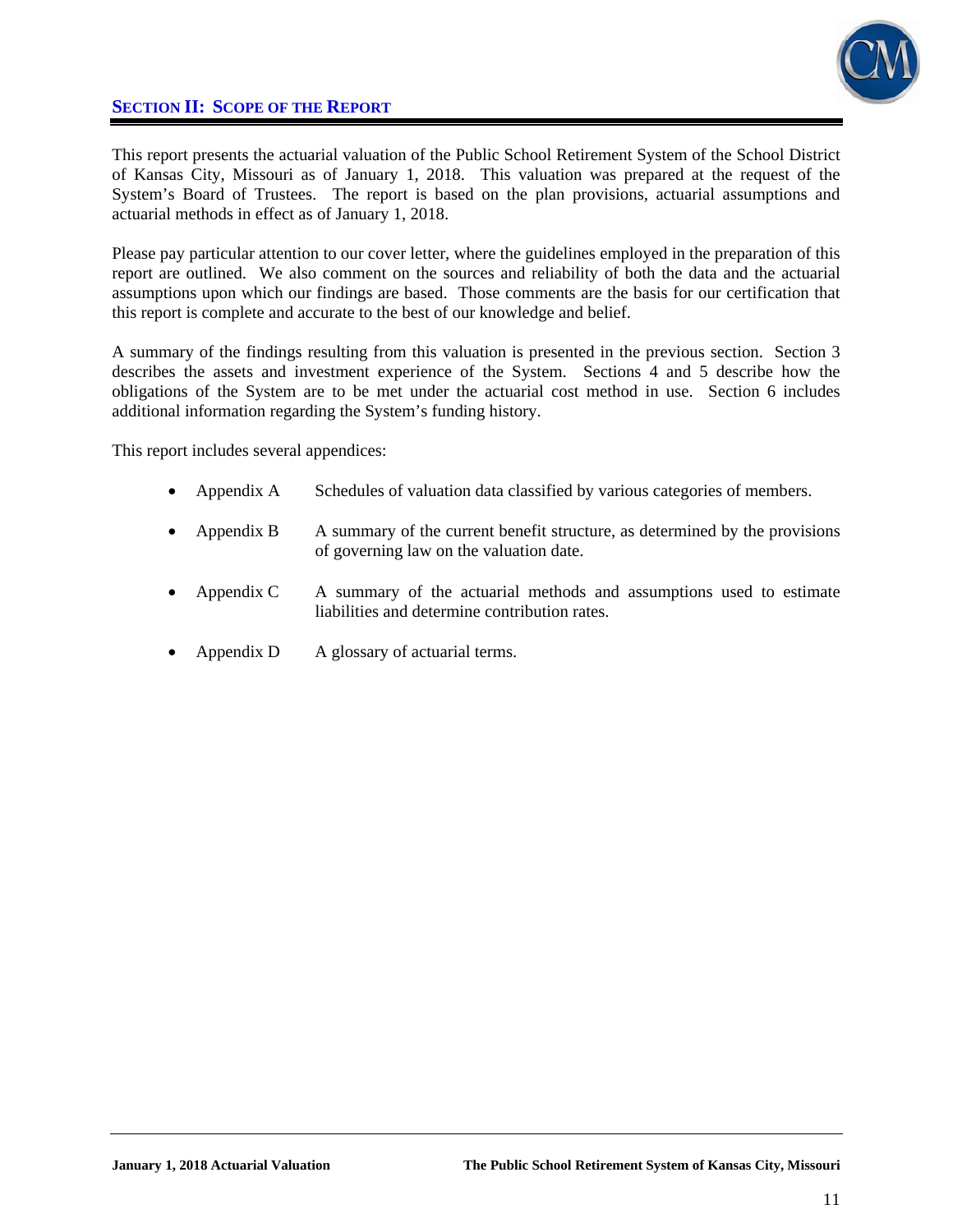## SECTION II: SCOPE OF THE REPORT

This report presents the actuarial valuation of the Public School Retirement System of the School District of Kansas City, Missouri as of January 1, 2018. This valuation was prepared at the request of the System's Board of Trustees. The report is based on the plan provisions, actuarial assumptions and actuarial methods in effect as of January 1, 2018.

Please pay particular attention to our cover letter, where the guidelines employed in the preparation of this report are outlined. We also comment on the sources and reliability of both the data and the actuarial assumptions upon which our findings are based. Those comments are the basis for our certification that this report is complete and accurate to the best of our knowledge and belief.

A summary of the findings resulting from this valuation is presented in the previous section. Section 3 describes the assets and investment experience of the System. Sections 4 and 5 describe how the obligations of the System are to be met under the actuarial cost method in use. Section 6 includes additional information regarding the System's funding history.

This report includes several appendices:

- Appendix A — Schedules of valuation data classified by various categories of members.
- Appendix B — A summary of the current benefit structure, as determined by the provisions of governing law on the valuation date.
- Appendix C — A summary of the actuarial methods and assumptions used to estimate liabilities and determine contribution rates.
- Appendix D — A glossary of actuarial terms.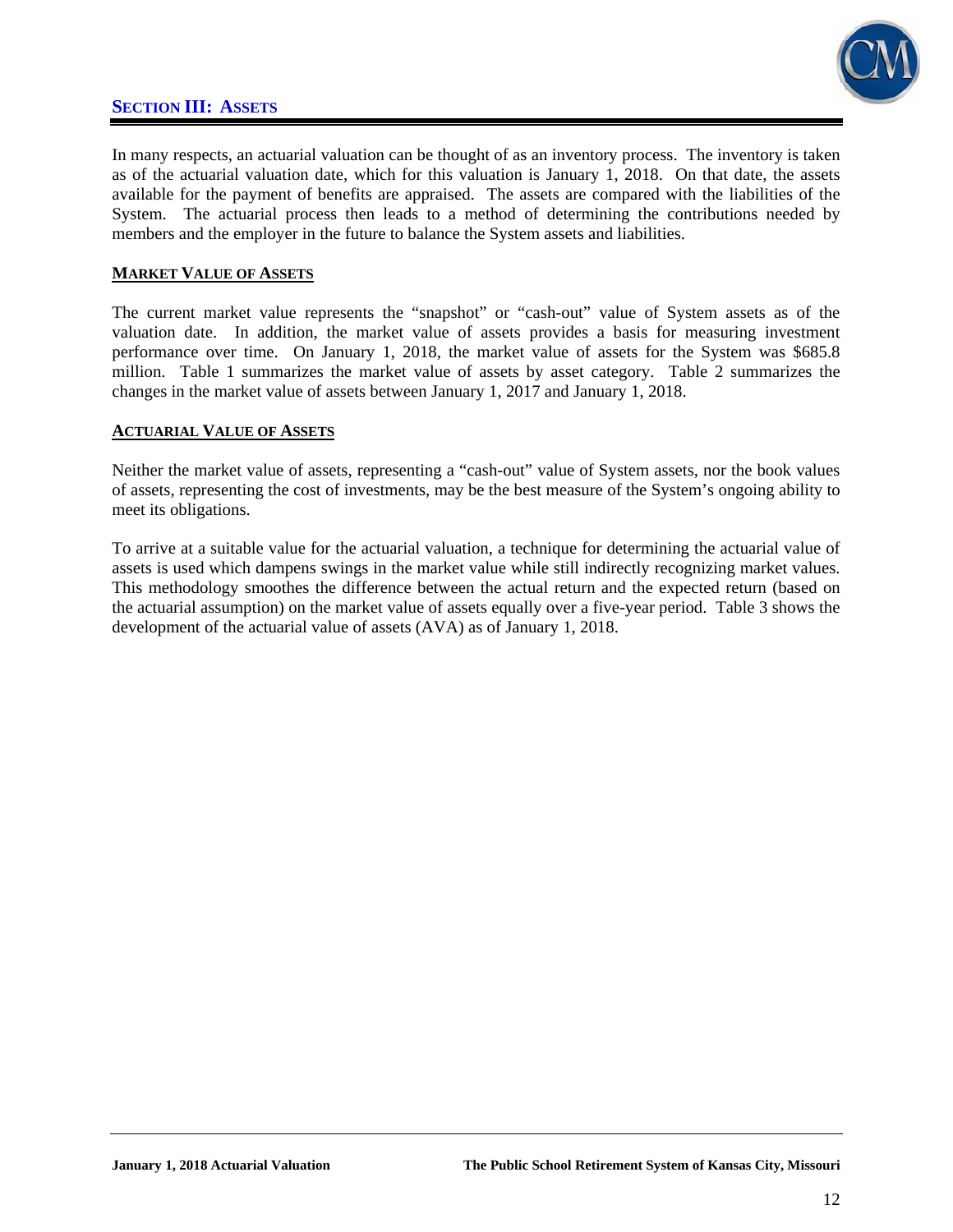## SECTION III: ASSETS

In many respects, an actuarial valuation can be thought of as an inventory process. The inventory is taken as of the actuarial valuation date, which for this valuation is January 1, 2018. On that date, the assets available for the payment of benefits are appraised. The assets are compared with the liabilities of the System. The actuarial process then leads to a method of determining the contributions needed by members and the employer in the future to balance the System assets and liabilities.

### MARKET VALUE OF ASSETS

The current market value represents the "snapshot" or "cash-out" value of System assets as of the valuation date. In addition, the market value of assets provides a basis for measuring investment performance over time. On January 1, 2018, the market value of assets for the System was $685.8 million. Table 1 summarizes the market value of assets by asset category. Table 2 summarizes the changes in the market value of assets between January 1, 2017 and January 1, 2018.

### ACTUARIAL VALUE OF ASSETS

Neither the market value of assets, representing a "cash-out" value of System assets, nor the book values of assets, representing the cost of investments, may be the best measure of the System's ongoing ability to meet its obligations.

To arrive at a suitable value for the actuarial valuation, a technique for determining the actuarial value of assets is used which dampens swings in the market value while still indirectly recognizing market values. This methodology smoothes the difference between the actual return and the expected return (based on the actuarial assumption) on the market value of assets equally over a five-year period. Table 3 shows the development of the actuarial value of assets (AVA) as of January 1, 2018.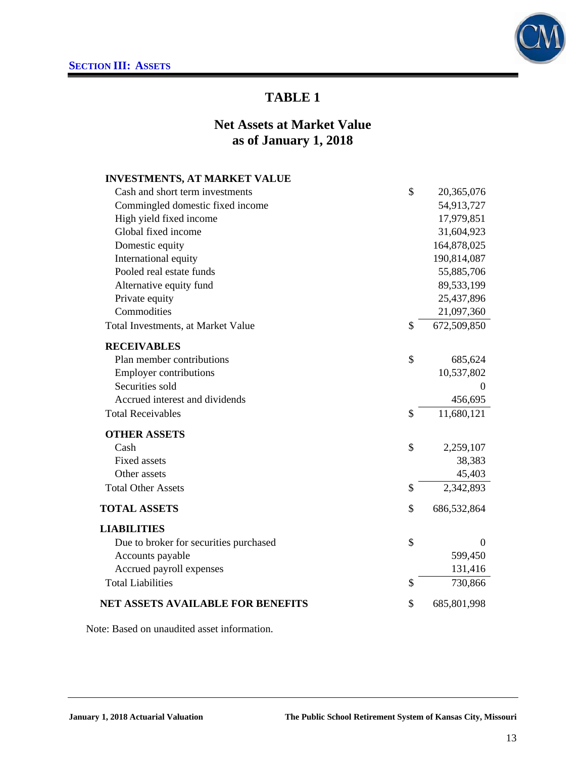## SECTION III: ASSETS

# TABLE 1

## Net Assets at Market Value
## as of January 1, 2018

| | | |
|---|---|---|
| **INVESTMENTS, AT MARKET VALUE** | | |
| Cash and short term investments | $ | 20,365,076 |
| Commingled domestic fixed income | | 54,913,727 |
| High yield fixed income | | 17,979,851 |
| Global fixed income | | 31,604,923 |
| Domestic equity | | 164,878,025 |
| International equity | | 190,814,087 |
| Pooled real estate funds | | 55,885,706 |
| Alternative equity fund | | 89,533,199 |
| Private equity | | 25,437,896 |
| Commodities | | 21,097,360 |
| Total Investments, at Market Value | $ | 672,509,850 |
| **RECEIVABLES** | | |
| Plan member contributions | $ | 685,624 |
| Employer contributions | | 10,537,802 |
| Securities sold | | 0 |
| Accrued interest and dividends | | 456,695 |
| Total Receivables | $ | 11,680,121 |
| **OTHER ASSETS** | | |
| Cash | $ | 2,259,107 |
| Fixed assets | | 38,383 |
| Other assets | | 45,403 |
| Total Other Assets | $ | 2,342,893 |
| **TOTAL ASSETS** | $ | 686,532,864 |
| **LIABILITIES** | | |
| Due to broker for securities purchased | $ | 0 |
| Accounts payable | | 599,450 |
| Accrued payroll expenses | | 131,416 |
| Total Liabilities | $ | 730,866 |
| **NET ASSETS AVAILABLE FOR BENEFITS** | $ | 685,801,998 |

Note: Based on unaudited asset information.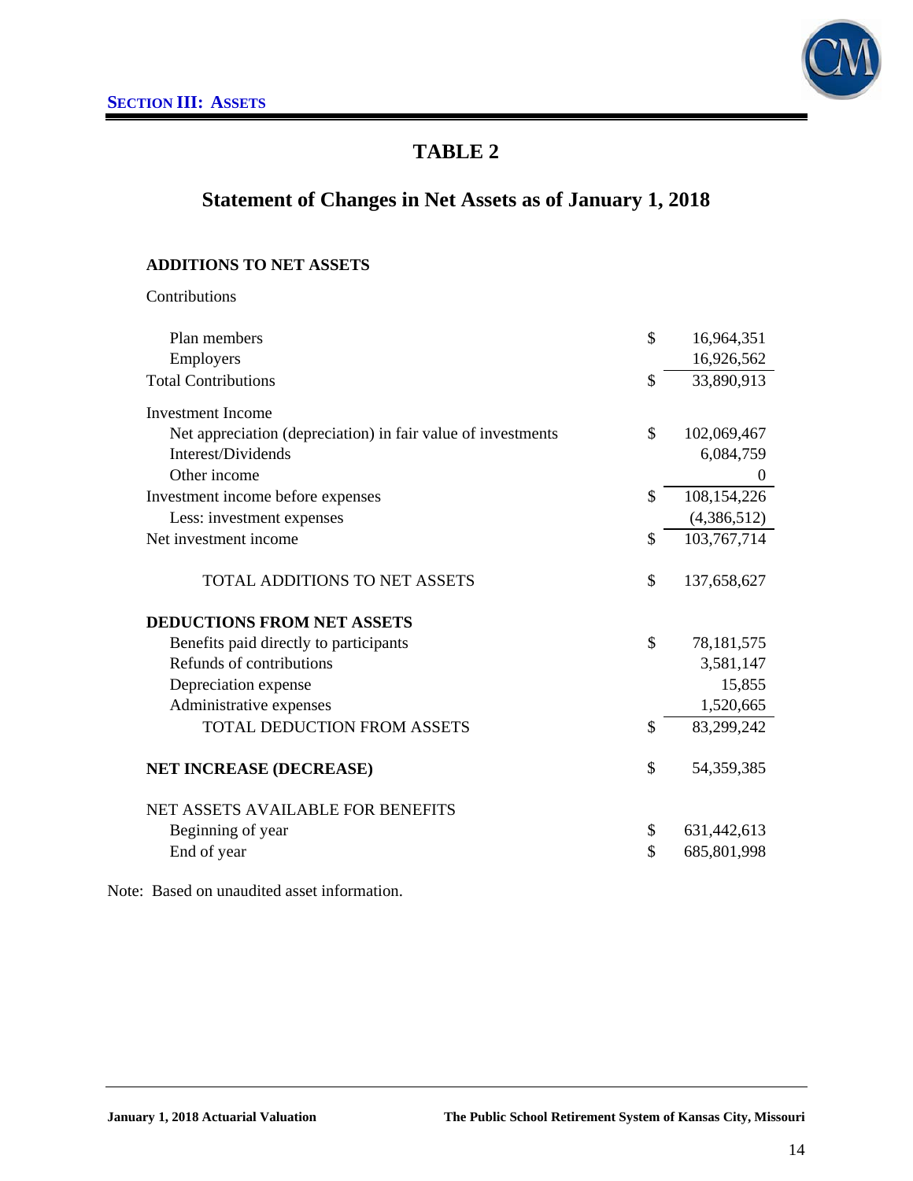## SECTION III: ASSETS

# TABLE 2

## Statement of Changes in Net Assets as of January 1, 2018

| | | |
|---|---|---|
| **ADDITIONS TO NET ASSETS** | | |
| Contributions | | |
| Plan members | $ | 16,964,351 |
| Employers | | 16,926,562 |
| Total Contributions | $ | 33,890,913 |
| Investment Income | | |
| Net appreciation (depreciation) in fair value of investments | $ | 102,069,467 |
| Interest/Dividends | | 6,084,759 |
| Other income | | 0 |
| Investment income before expenses | $ | 108,154,226 |
| Less: investment expenses | | (4,386,512) |
| Net investment income | $ | 103,767,714 |
| TOTAL ADDITIONS TO NET ASSETS | $ | 137,658,627 |
| **DEDUCTIONS FROM NET ASSETS** | | |
| Benefits paid directly to participants | $ | 78,181,575 |
| Refunds of contributions | | 3,581,147 |
| Depreciation expense | | 15,855 |
| Administrative expenses | | 1,520,665 |
| TOTAL DEDUCTION FROM ASSETS | $ | 83,299,242 |
| **NET INCREASE (DECREASE)** | $ | 54,359,385 |
| NET ASSETS AVAILABLE FOR BENEFITS | | |
| Beginning of year | $ | 631,442,613 |
| End of year | $ | 685,801,998 |

Note: Based on unaudited asset information.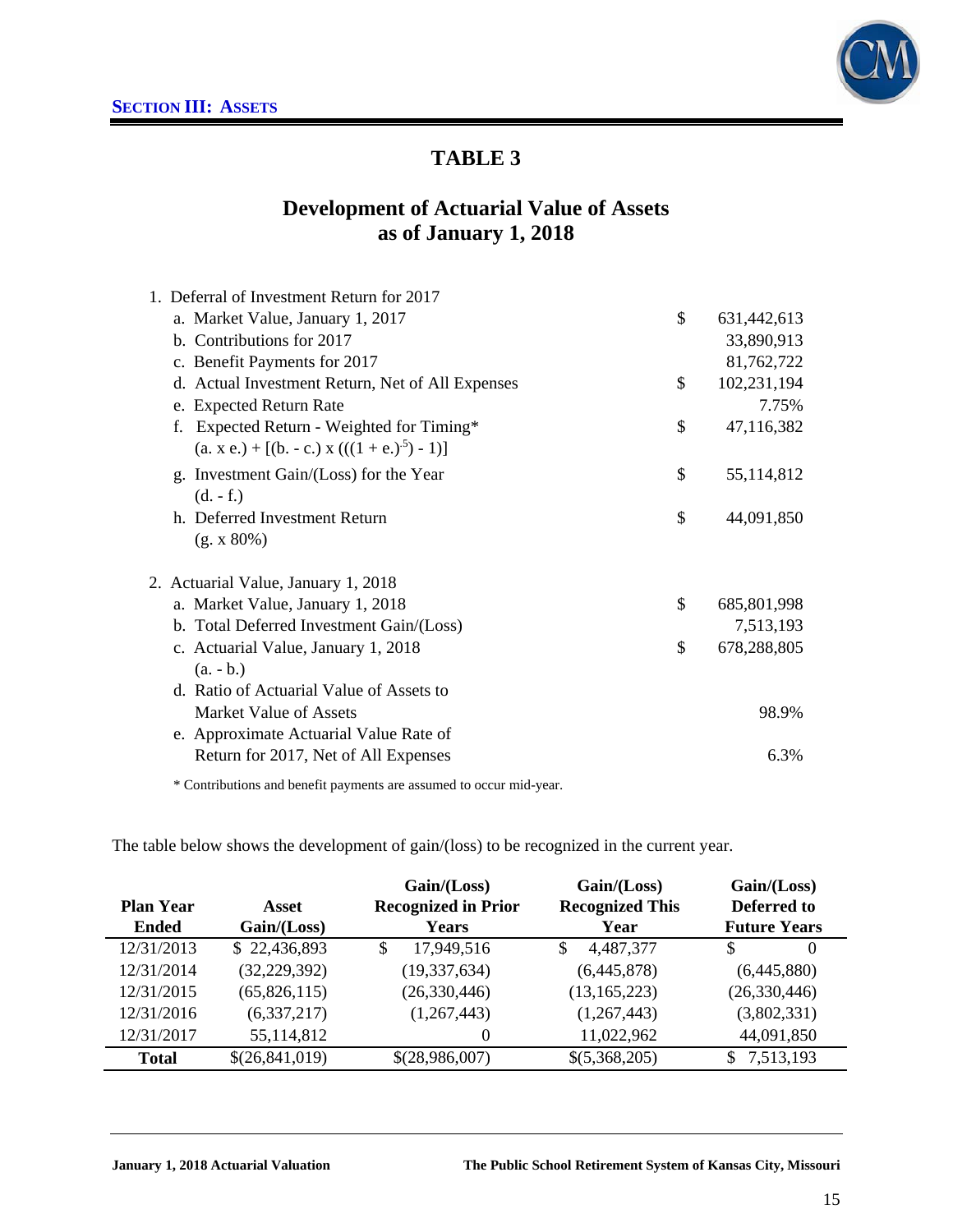**SECTION III: ASSETS**

# TABLE 3

## Development of Actuarial Value of Assets as of January 1, 2018

| | | |
|---|---|---|
| 1. Deferral of Investment Return for 2017 | | |
| a. Market Value, January 1, 2017 | $ | 631,442,613 |
| b. Contributions for 2017 | | 33,890,913 |
| c. Benefit Payments for 2017 | | 81,762,722 |
| d. Actual Investment Return, Net of All Expenses | $ | 102,231,194 |
| e. Expected Return Rate | | 7.75% |
| f. Expected Return - Weighted for Timing* <br> (a. x e.) + [(b. - c.) x $(((1 + e.)^{.5}) - 1)$] | $ | 47,116,382 |
| g. Investment Gain/(Loss) for the Year <br> (d. - f.) | $ | 55,114,812 |
| h. Deferred Investment Return <br> (g. x 80%) | $ | 44,091,850 |
| 2. Actuarial Value, January 1, 2018 | | |
| a. Market Value, January 1, 2018 | $ | 685,801,998 |
| b. Total Deferred Investment Gain/(Loss) | | 7,513,193 |
| c. Actuarial Value, January 1, 2018 <br> (a. - b.) | $ | 678,288,805 |
| d. Ratio of Actuarial Value of Assets to Market Value of Assets | | 98.9% |
| e. Approximate Actuarial Value Rate of Return for 2017, Net of All Expenses | | 6.3% |

* Contributions and benefit payments are assumed to occur mid-year.

The table below shows the development of gain/(loss) to be recognized in the current year.

| Plan Year Ended | Asset Gain/(Loss) | Gain/(Loss) Recognized in Prior Years | Gain/(Loss) Recognized This Year | Gain/(Loss) Deferred to Future Years |
|---|---|---|---|---|
| 12/31/2013 | $ 22,436,893 | $ 17,949,516 | $ 4,487,377 | $ 0 |
| 12/31/2014 | (32,229,392) | (19,337,634) | (6,445,878) | (6,445,880) |
| 12/31/2015 | (65,826,115) | (26,330,446) | (13,165,223) | (26,330,446) |
| 12/31/2016 | (6,337,217) | (1,267,443) | (1,267,443) | (3,802,331) |
| 12/31/2017 | 55,114,812 | 0 | 11,022,962 | 44,091,850 |
| **Total** | $(26,841,019) | $(28,986,007) | $(5,368,205) | $ 7,513,193 |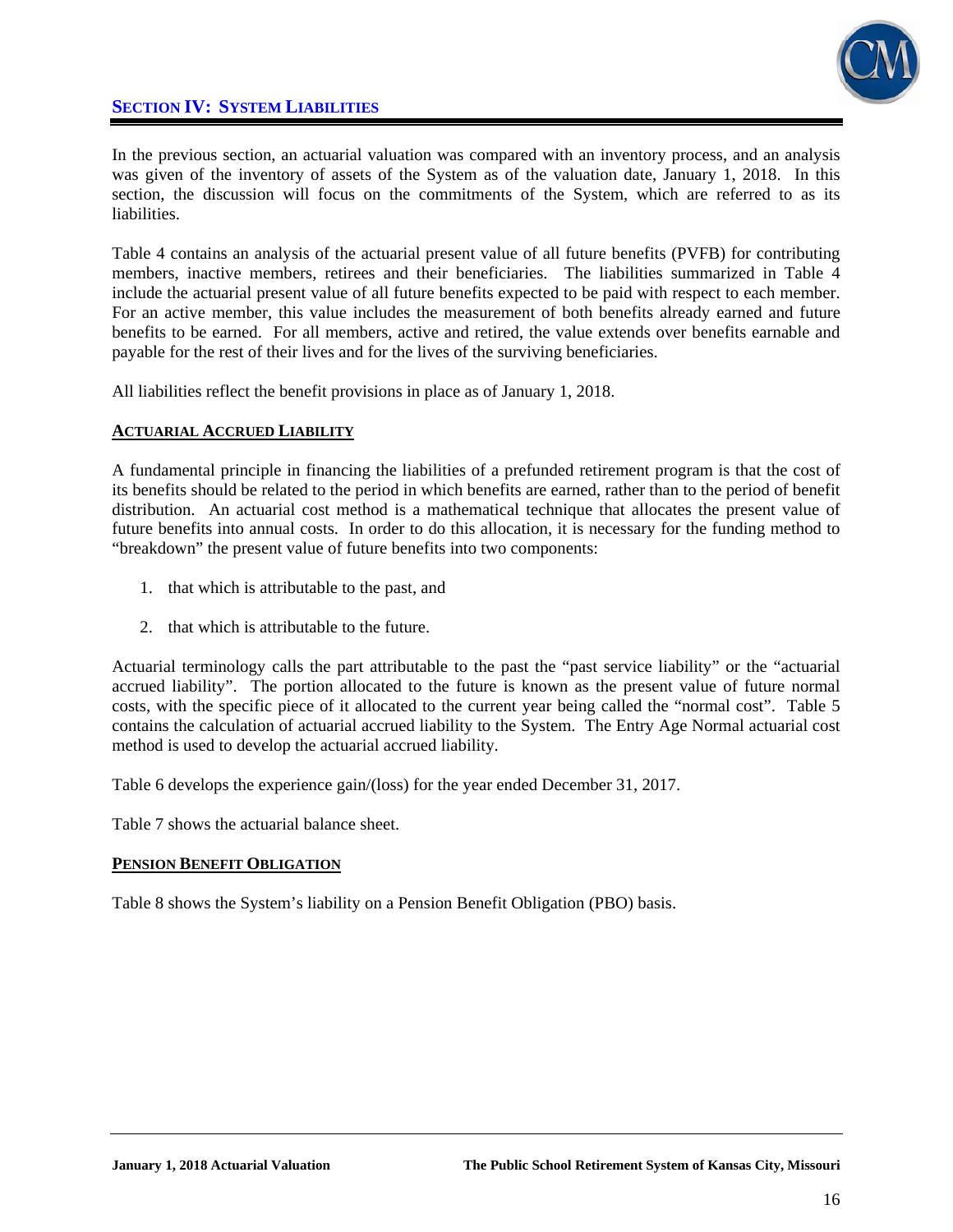## SECTION IV: SYSTEM LIABILITIES

In the previous section, an actuarial valuation was compared with an inventory process, and an analysis was given of the inventory of assets of the System as of the valuation date, January 1, 2018. In this section, the discussion will focus on the commitments of the System, which are referred to as its liabilities.

Table 4 contains an analysis of the actuarial present value of all future benefits (PVFB) for contributing members, inactive members, retirees and their beneficiaries. The liabilities summarized in Table 4 include the actuarial present value of all future benefits expected to be paid with respect to each member. For an active member, this value includes the measurement of both benefits already earned and future benefits to be earned. For all members, active and retired, the value extends over benefits earnable and payable for the rest of their lives and for the lives of the surviving beneficiaries.

All liabilities reflect the benefit provisions in place as of January 1, 2018.

### ACTUARIAL ACCRUED LIABILITY

A fundamental principle in financing the liabilities of a prefunded retirement program is that the cost of its benefits should be related to the period in which benefits are earned, rather than to the period of benefit distribution. An actuarial cost method is a mathematical technique that allocates the present value of future benefits into annual costs. In order to do this allocation, it is necessary for the funding method to "breakdown" the present value of future benefits into two components:

1. that which is attributable to the past, and

2. that which is attributable to the future.

Actuarial terminology calls the part attributable to the past the "past service liability" or the "actuarial accrued liability". The portion allocated to the future is known as the present value of future normal costs, with the specific piece of it allocated to the current year being called the "normal cost". Table 5 contains the calculation of actuarial accrued liability to the System. The Entry Age Normal actuarial cost method is used to develop the actuarial accrued liability.

Table 6 develops the experience gain/(loss) for the year ended December 31, 2017.

Table 7 shows the actuarial balance sheet.

### PENSION BENEFIT OBLIGATION

Table 8 shows the System's liability on a Pension Benefit Obligation (PBO) basis.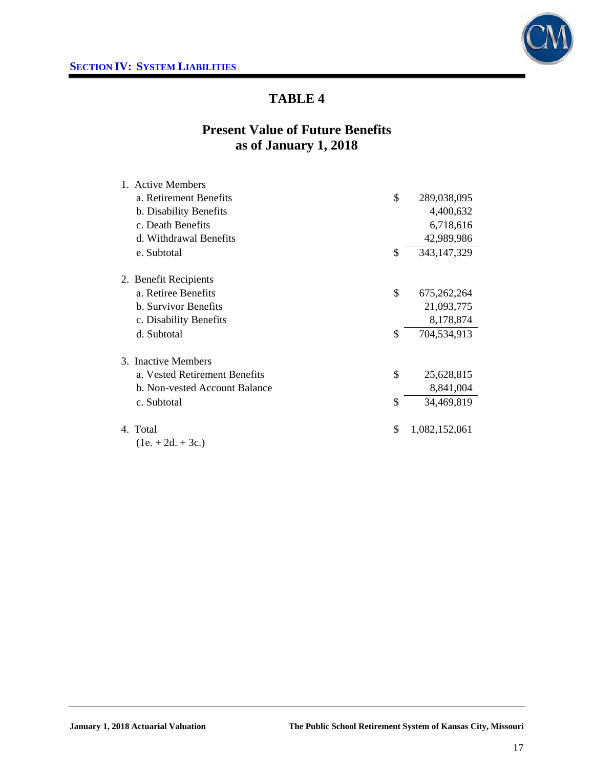## SECTION IV: SYSTEM LIABILITIES

# TABLE 4

## Present Value of Future Benefits as of January 1, 2018

| | | |
|---|---|---|
| 1. Active Members | | |
| a. Retirement Benefits | $ | 289,038,095 |
| b. Disability Benefits | | 4,400,632 |
| c. Death Benefits | | 6,718,616 |
| d. Withdrawal Benefits | | 42,989,986 |
| e. Subtotal | $ | 343,147,329 |
| 2. Benefit Recipients | | |
| a. Retiree Benefits | $ | 675,262,264 |
| b. Survivor Benefits | | 21,093,775 |
| c. Disability Benefits | | 8,178,874 |
| d. Subtotal | $ | 704,534,913 |
| 3. Inactive Members | | |
| a. Vested Retirement Benefits | $ | 25,628,815 |
| b. Non-vested Account Balance | | 8,841,004 |
| c. Subtotal | $ | 34,469,819 |
| 4. Total (1e. + 2d. + 3c.) | $ | 1,082,152,061 |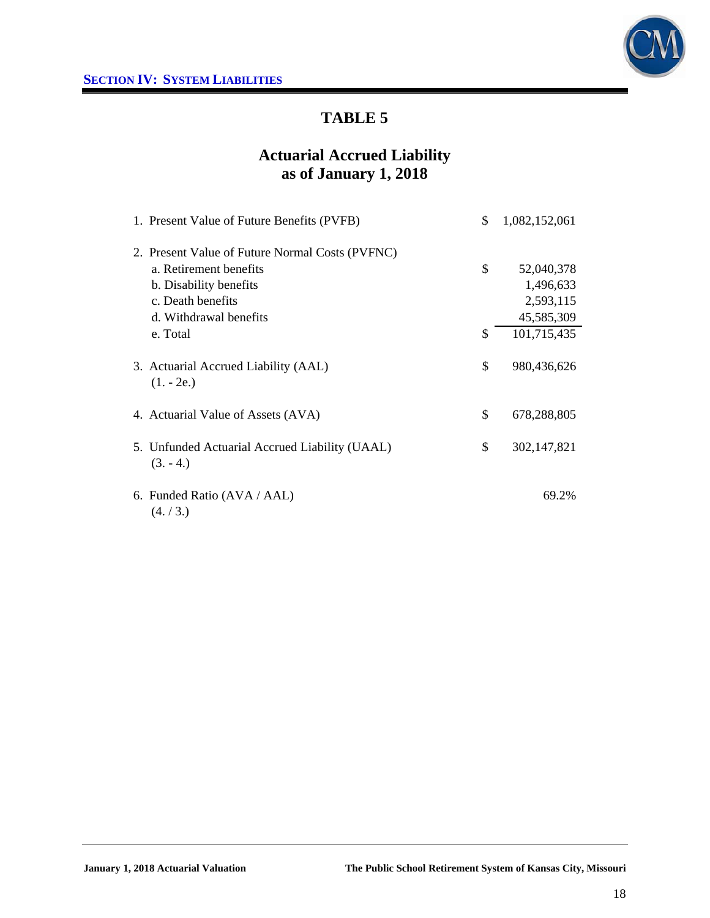## SECTION IV: SYSTEM LIABILITIES

# TABLE 5

## Actuarial Accrued Liability as of January 1, 2018

| | | |
|---|---|---|
| 1. Present Value of Future Benefits (PVFB) | $ | 1,082,152,061 |
| 2. Present Value of Future Normal Costs (PVFNC) | | |
| a. Retirement benefits | $ | 52,040,378 |
| b. Disability benefits | | 1,496,633 |
| c. Death benefits | | 2,593,115 |
| d. Withdrawal benefits | | 45,585,309 |
| e. Total | $ | 101,715,435 |
| 3. Actuarial Accrued Liability (AAL) (1. - 2e.) | $ | 980,436,626 |
| 4. Actuarial Value of Assets (AVA) | $ | 678,288,805 |
| 5. Unfunded Actuarial Accrued Liability (UAAL) (3. - 4.) | $ | 302,147,821 |
| 6. Funded Ratio (AVA / AAL) (4. / 3.) | | 69.2% |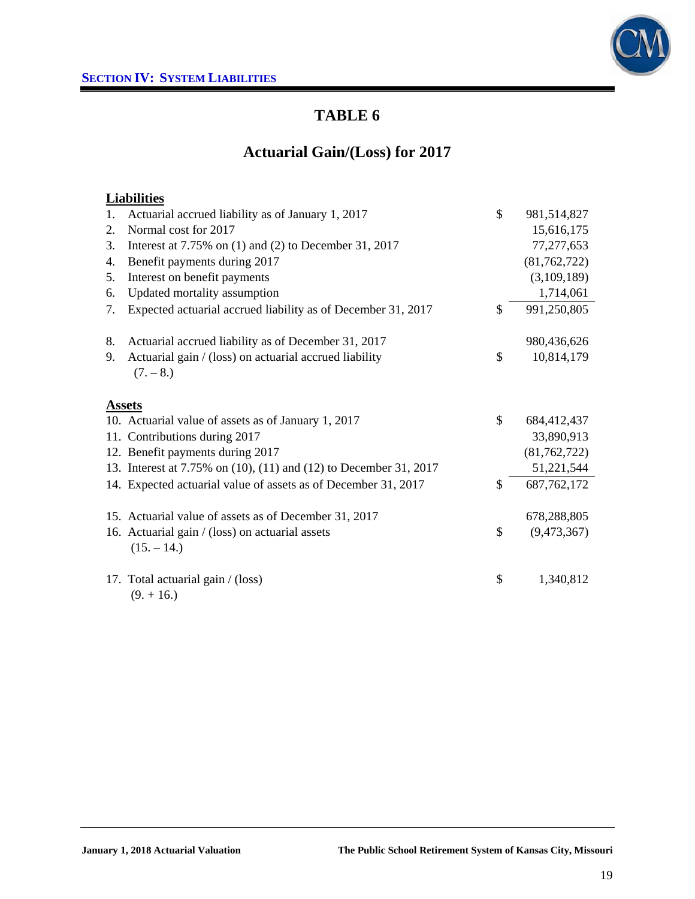## SECTION IV: SYSTEM LIABILITIES

# TABLE 6

## Actuarial Gain/(Loss) for 2017

| | | | |
|---|---|---|---|
| **Liabilities** | | | |
| 1. | Actuarial accrued liability as of January 1, 2017 | $ | 981,514,827 |
| 2. | Normal cost for 2017 | | 15,616,175 |
| 3. | Interest at 7.75% on (1) and (2) to December 31, 2017 | | 77,277,653 |
| 4. | Benefit payments during 2017 | | (81,762,722) |
| 5. | Interest on benefit payments | | (3,109,189) |
| 6. | Updated mortality assumption | | 1,714,061 |
| 7. | Expected actuarial accrued liability as of December 31, 2017 | $ | 991,250,805 |
| | | | |
| 8. | Actuarial accrued liability as of December 31, 2017 | | 980,436,626 |
| 9. | Actuarial gain / (loss) on actuarial accrued liability (7. – 8.) | $ | 10,814,179 |
| | | | |
| **Assets** | | | |
| 10. | Actuarial value of assets as of January 1, 2017 | $ | 684,412,437 |
| 11. | Contributions during 2017 | | 33,890,913 |
| 12. | Benefit payments during 2017 | | (81,762,722) |
| 13. | Interest at 7.75% on (10), (11) and (12) to December 31, 2017 | | 51,221,544 |
| 14. | Expected actuarial value of assets as of December 31, 2017 | $ | 687,762,172 |
| | | | |
| 15. | Actuarial value of assets as of December 31, 2017 | | 678,288,805 |
| 16. | Actuarial gain / (loss) on actuarial assets (15. – 14.) | $ | (9,473,367) |
| | | | |
| 17. | Total actuarial gain / (loss) (9. + 16.) | $ | 1,340,812 |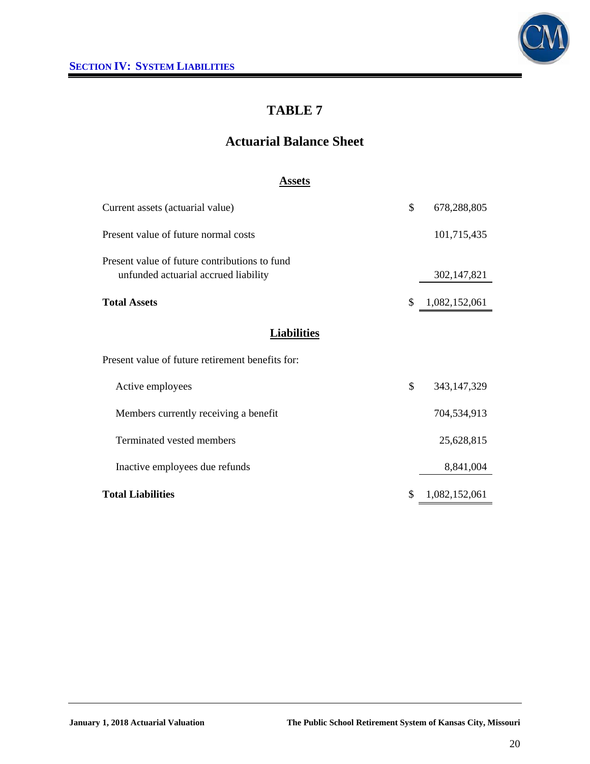# TABLE 7

## Actuarial Balance Sheet

### Assets

| | | |
|---|---|---|
| Current assets (actuarial value) | $ | 678,288,805 |
| Present value of future normal costs | | 101,715,435 |
| Present value of future contributions to fund unfunded actuarial accrued liability | | 302,147,821 |
| **Total Assets** | $ | 1,082,152,061 |

### Liabilities

| | | |
|---|---|---|
| Present value of future retirement benefits for: | | |
| Active employees | $ | 343,147,329 |
| Members currently receiving a benefit | | 704,534,913 |
| Terminated vested members | | 25,628,815 |
| Inactive employees due refunds | | 8,841,004 |
| **Total Liabilities** | $ | 1,082,152,061 |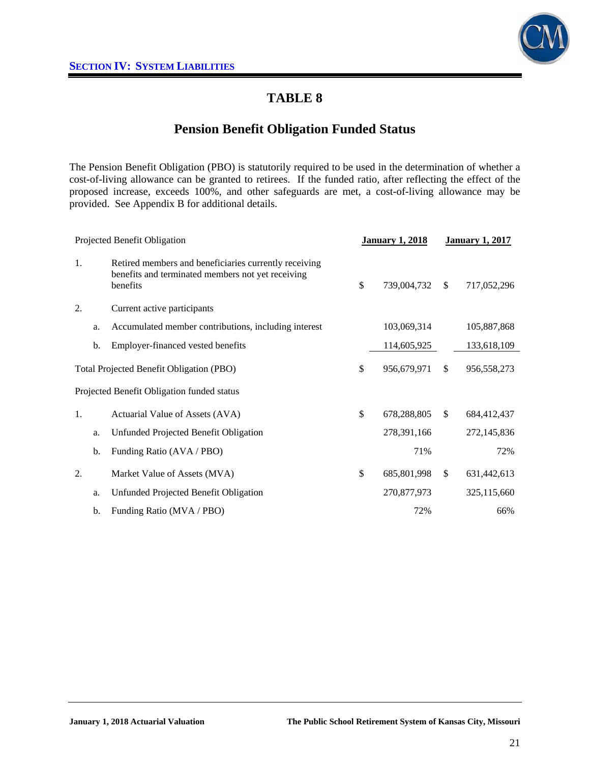## SECTION IV: SYSTEM LIABILITIES

# TABLE 8

## Pension Benefit Obligation Funded Status

The Pension Benefit Obligation (PBO) is statutorily required to be used in the determination of whether a cost-of-living allowance can be granted to retirees. If the funded ratio, after reflecting the effect of the proposed increase, exceeds 100%, and other safeguards are met, a cost-of-living allowance may be provided. See Appendix B for additional details.

| Projected Benefit Obligation | | | January 1, 2018 | January 1, 2017 |
|---|---|---|---|---|
| 1. | | Retired members and beneficiaries currently receiving benefits and terminated members not yet receiving benefits | $ 739,004,732 | $ 717,052,296 |
| 2. | | Current active participants | | |
| | a. | Accumulated member contributions, including interest | 103,069,314 | 105,887,868 |
| | b. | Employer-financed vested benefits | 114,605,925 | 133,618,109 |
| Total Projected Benefit Obligation (PBO) | | | $ 956,679,971 | $ 956,558,273 |
| Projected Benefit Obligation funded status | | | | |
| 1. | | Actuarial Value of Assets (AVA) | $ 678,288,805 | $ 684,412,437 |
| | a. | Unfunded Projected Benefit Obligation | 278,391,166 | 272,145,836 |
| | b. | Funding Ratio (AVA / PBO) | 71% | 72% |
| 2. | | Market Value of Assets (MVA) | $ 685,801,998 | $ 631,442,613 |
| | a. | Unfunded Projected Benefit Obligation | 270,877,973 | 325,115,660 |
| | b. | Funding Ratio (MVA / PBO) | 72% | 66% |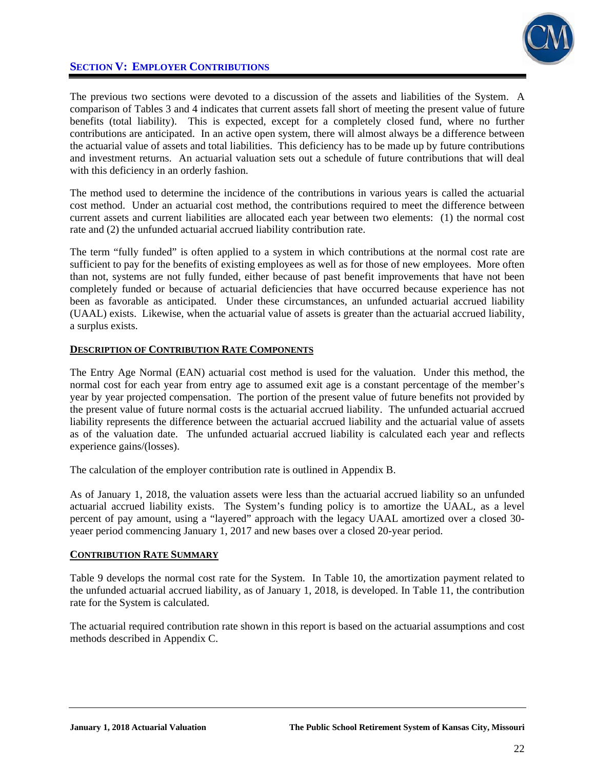## SECTION V: EMPLOYER CONTRIBUTIONS

The previous two sections were devoted to a discussion of the assets and liabilities of the System. A comparison of Tables 3 and 4 indicates that current assets fall short of meeting the present value of future benefits (total liability). This is expected, except for a completely closed fund, where no further contributions are anticipated. In an active open system, there will almost always be a difference between the actuarial value of assets and total liabilities. This deficiency has to be made up by future contributions and investment returns. An actuarial valuation sets out a schedule of future contributions that will deal with this deficiency in an orderly fashion.

The method used to determine the incidence of the contributions in various years is called the actuarial cost method. Under an actuarial cost method, the contributions required to meet the difference between current assets and current liabilities are allocated each year between two elements: (1) the normal cost rate and (2) the unfunded actuarial accrued liability contribution rate.

The term "fully funded" is often applied to a system in which contributions at the normal cost rate are sufficient to pay for the benefits of existing employees as well as for those of new employees. More often than not, systems are not fully funded, either because of past benefit improvements that have not been completely funded or because of actuarial deficiencies that have occurred because experience has not been as favorable as anticipated. Under these circumstances, an unfunded actuarial accrued liability (UAAL) exists. Likewise, when the actuarial value of assets is greater than the actuarial accrued liability, a surplus exists.

### DESCRIPTION OF CONTRIBUTION RATE COMPONENTS

The Entry Age Normal (EAN) actuarial cost method is used for the valuation. Under this method, the normal cost for each year from entry age to assumed exit age is a constant percentage of the member's year by year projected compensation. The portion of the present value of future benefits not provided by the present value of future normal costs is the actuarial accrued liability. The unfunded actuarial accrued liability represents the difference between the actuarial accrued liability and the actuarial value of assets as of the valuation date. The unfunded actuarial accrued liability is calculated each year and reflects experience gains/(losses).

The calculation of the employer contribution rate is outlined in Appendix B.

As of January 1, 2018, the valuation assets were less than the actuarial accrued liability so an unfunded actuarial accrued liability exists. The System's funding policy is to amortize the UAAL, as a level percent of pay amount, using a "layered" approach with the legacy UAAL amortized over a closed 30-yeaer period commencing January 1, 2017 and new bases over a closed 20-year period.

### CONTRIBUTION RATE SUMMARY

Table 9 develops the normal cost rate for the System. In Table 10, the amortization payment related to the unfunded actuarial accrued liability, as of January 1, 2018, is developed. In Table 11, the contribution rate for the System is calculated.

The actuarial required contribution rate shown in this report is based on the actuarial assumptions and cost methods described in Appendix C.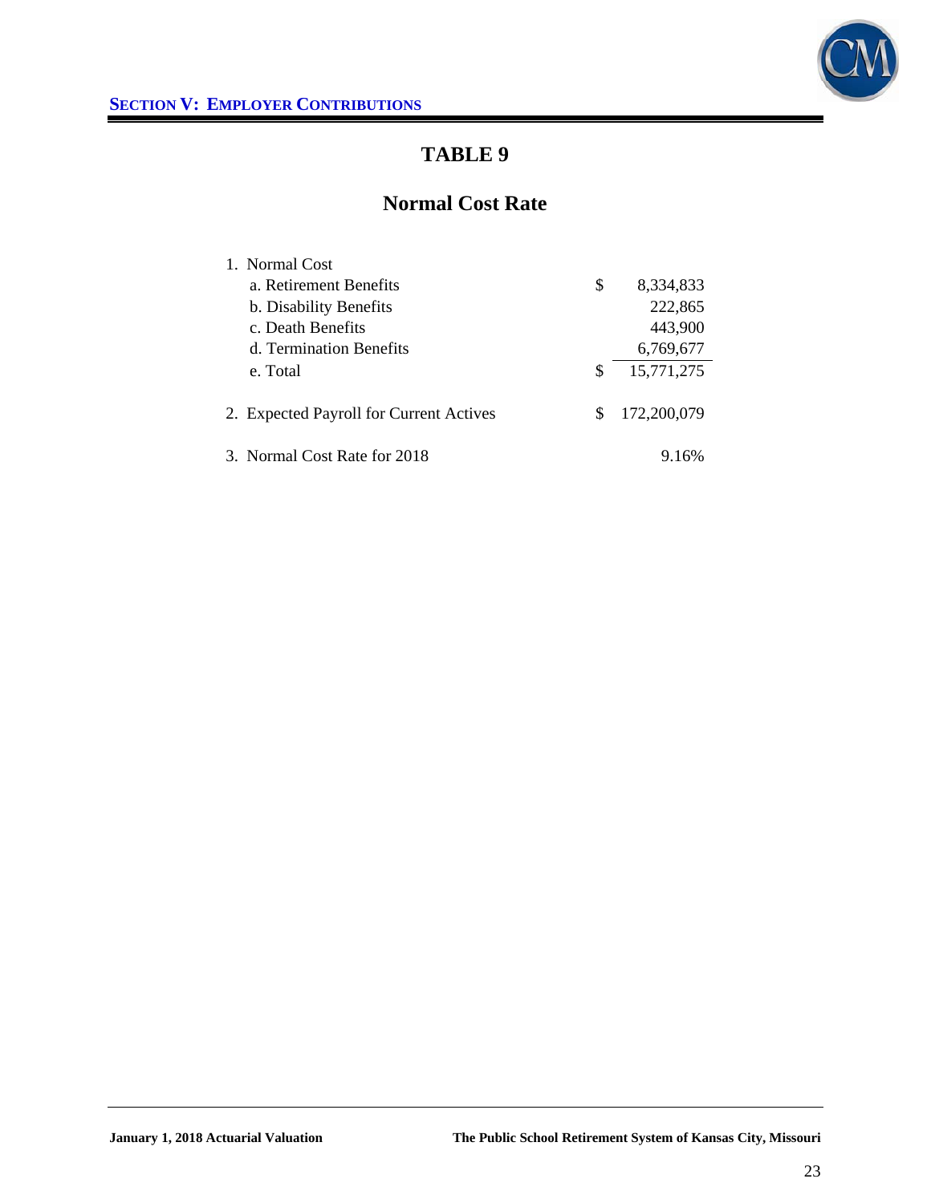**SECTION V: EMPLOYER CONTRIBUTIONS**

# TABLE 9

## Normal Cost Rate

| | | |
|---|---|---|
| 1. Normal Cost | | |
| a. Retirement Benefits | $ | 8,334,833 |
| b. Disability Benefits | | 222,865 |
| c. Death Benefits | | 443,900 |
| d. Termination Benefits | | 6,769,677 |
| e. Total | $ | 15,771,275 |
| 2. Expected Payroll for Current Actives | $ | 172,200,079 |
| 3. Normal Cost Rate for 2018 | | 9.16% |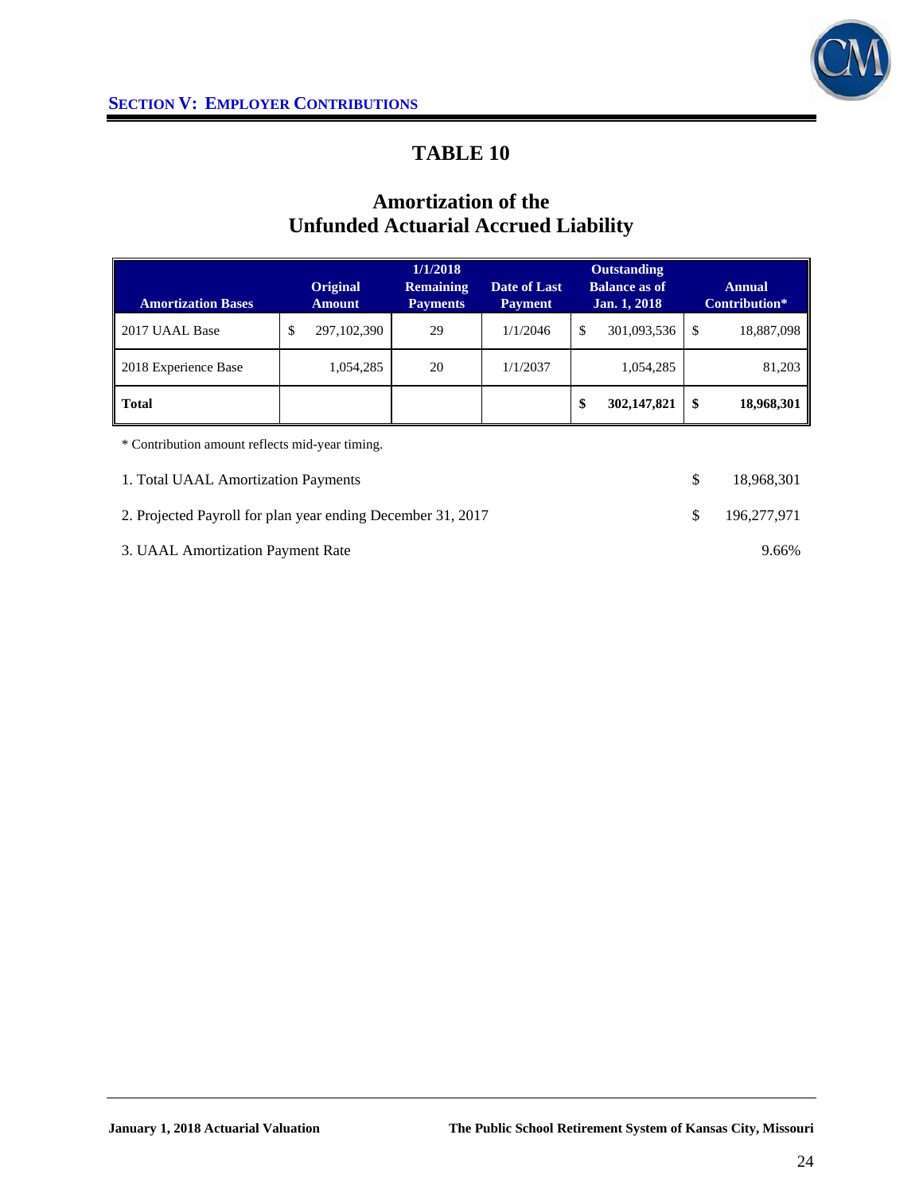## SECTION V: EMPLOYER CONTRIBUTIONS

# TABLE 10

## Amortization of the Unfunded Actuarial Accrued Liability

| Amortization Bases | Original Amount | 1/1/2018 Remaining Payments | Date of Last Payment | Outstanding Balance as of Jan. 1, 2018 | Annual Contribution* |
|---|---|---|---|---|---|
| 2017 UAAL Base | $ 297,102,390 | 29 | 1/1/2046 | $ 301,093,536 | $ 18,887,098 |
| 2018 Experience Base | 1,054,285 | 20 | 1/1/2037 | 1,054,285 | 81,203 |
| **Total** | | | | **$ 302,147,821** | **$ 18,968,301** |

* Contribution amount reflects mid-year timing.

| | |
|---|---|
| 1. Total UAAL Amortization Payments | $ 18,968,301 |
| 2. Projected Payroll for plan year ending December 31, 2017 | $ 196,277,971 |
| 3. UAAL Amortization Payment Rate | 9.66% |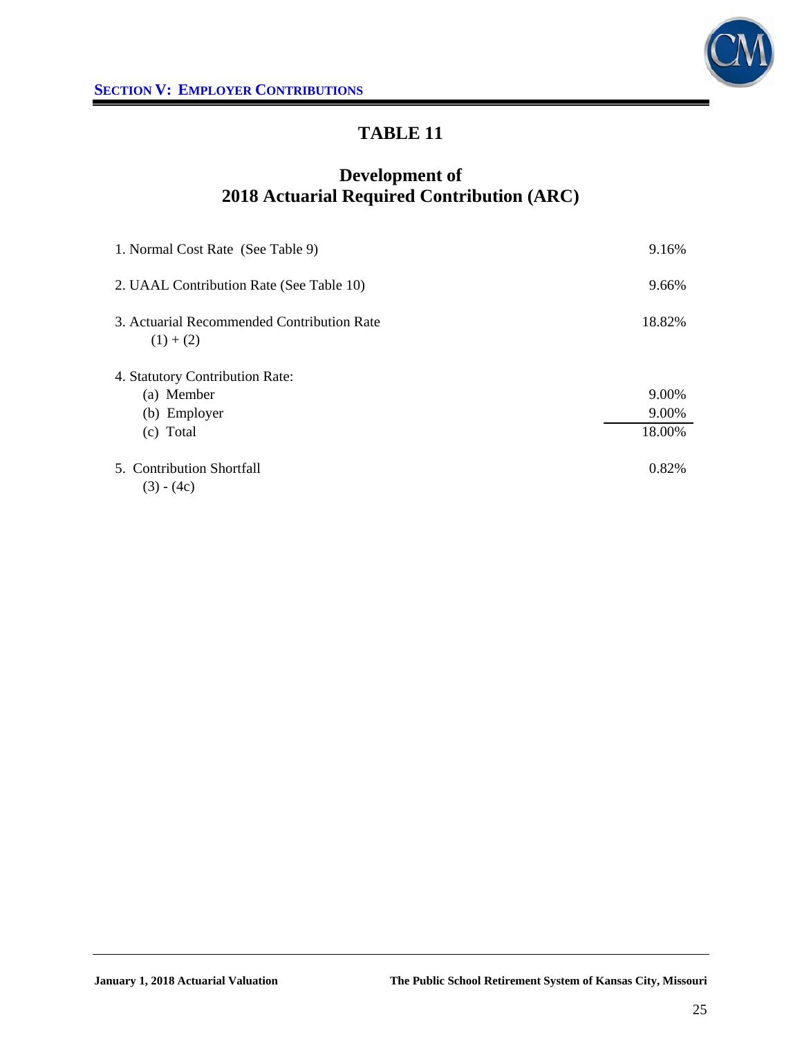# TABLE 11

## Development of 2018 Actuarial Required Contribution (ARC)

| | |
|---|---|
| 1. Normal Cost Rate (See Table 9) | 9.16% |
| 2. UAAL Contribution Rate (See Table 10) | 9.66% |
| 3. Actuarial Recommended Contribution Rate (1) + (2) | 18.82% |
| 4. Statutory Contribution Rate: | |
| (a) Member | 9.00% |
| (b) Employer | 9.00% |
| (c) Total | 18.00% |
| 5. Contribution Shortfall (3) - (4c) | 0.82% |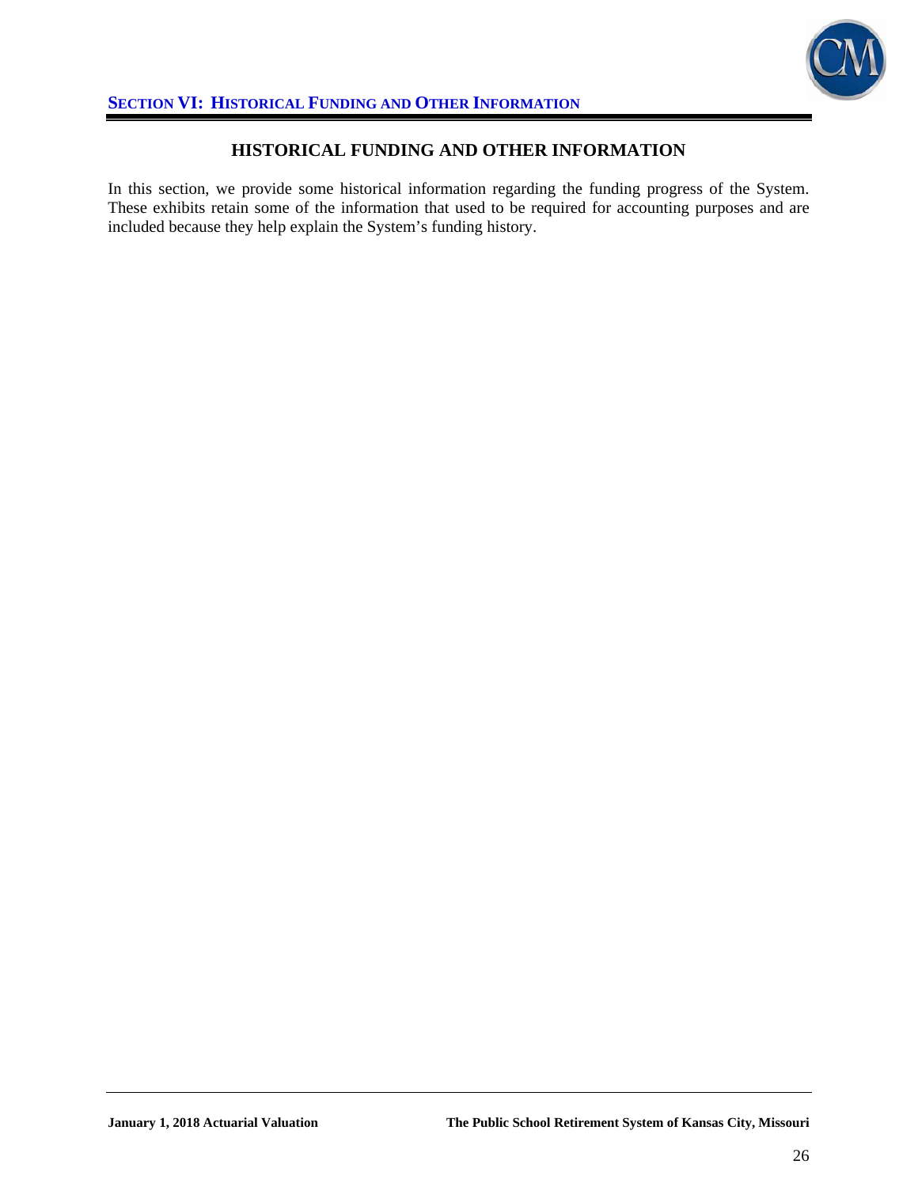## HISTORICAL FUNDING AND OTHER INFORMATION

In this section, we provide some historical information regarding the funding progress of the System. These exhibits retain some of the information that used to be required for accounting purposes and are included because they help explain the System's funding history.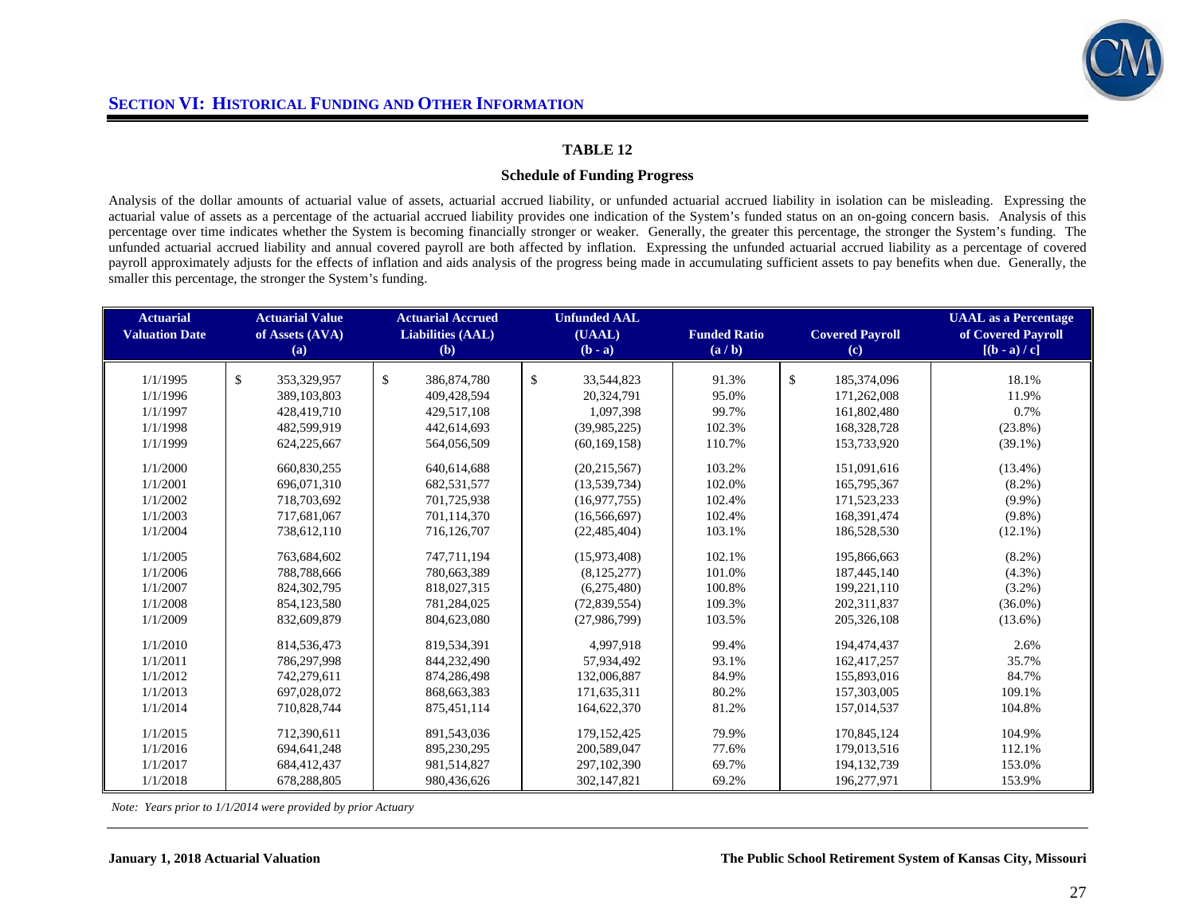## SECTION VI: HISTORICAL FUNDING AND OTHER INFORMATION

### TABLE 12

### Schedule of Funding Progress

Analysis of the dollar amounts of actuarial value of assets, actuarial accrued liability, or unfunded actuarial accrued liability in isolation can be misleading. Expressing the actuarial value of assets as a percentage of the actuarial accrued liability provides one indication of the System's funded status on an on-going concern basis. Analysis of this percentage over time indicates whether the System is becoming financially stronger or weaker. Generally, the greater this percentage, the stronger the System's funding. The unfunded actuarial accrued liability and annual covered payroll are both affected by inflation. Expressing the unfunded actuarial accrued liability as a percentage of covered payroll approximately adjusts for the effects of inflation and aids analysis of the progress being made in accumulating sufficient assets to pay benefits when due. Generally, the smaller this percentage, the stronger the System's funding.

| Actuarial Valuation Date | Actuarial Value of Assets (AVA) (a) | Actuarial Accrued Liabilities (AAL) (b) | Unfunded AAL (UAAL) (b - a) | Funded Ratio (a / b) | Covered Payroll (c) | UAAL as a Percentage of Covered Payroll [(b - a) / c] |
|---|---|---|---|---|---|---|
| 1/1/1995 | $ 353,329,957 | $ 386,874,780 | $ 33,544,823 | 91.3% | $ 185,374,096 | 18.1% |
| 1/1/1996 | 389,103,803 | 409,428,594 | 20,324,791 | 95.0% | 171,262,008 | 11.9% |
| 1/1/1997 | 428,419,710 | 429,517,108 | 1,097,398 | 99.7% | 161,802,480 | 0.7% |
| 1/1/1998 | 482,599,919 | 442,614,693 | (39,985,225) | 102.3% | 168,328,728 | (23.8%) |
| 1/1/1999 | 624,225,667 | 564,056,509 | (60,169,158) | 110.7% | 153,733,920 | (39.1%) |
| 1/1/2000 | 660,830,255 | 640,614,688 | (20,215,567) | 103.2% | 151,091,616 | (13.4%) |
| 1/1/2001 | 696,071,310 | 682,531,577 | (13,539,734) | 102.0% | 165,795,367 | (8.2%) |
| 1/1/2002 | 718,703,692 | 701,725,938 | (16,977,755) | 102.4% | 171,523,233 | (9.9%) |
| 1/1/2003 | 717,681,067 | 701,114,370 | (16,566,697) | 102.4% | 168,391,474 | (9.8%) |
| 1/1/2004 | 738,612,110 | 716,126,707 | (22,485,404) | 103.1% | 186,528,530 | (12.1%) |
| 1/1/2005 | 763,684,602 | 747,711,194 | (15,973,408) | 102.1% | 195,866,663 | (8.2%) |
| 1/1/2006 | 788,788,666 | 780,663,389 | (8,125,277) | 101.0% | 187,445,140 | (4.3%) |
| 1/1/2007 | 824,302,795 | 818,027,315 | (6,275,480) | 100.8% | 199,221,110 | (3.2%) |
| 1/1/2008 | 854,123,580 | 781,284,025 | (72,839,554) | 109.3% | 202,311,837 | (36.0%) |
| 1/1/2009 | 832,609,879 | 804,623,080 | (27,986,799) | 103.5% | 205,326,108 | (13.6%) |
| 1/1/2010 | 814,536,473 | 819,534,391 | 4,997,918 | 99.4% | 194,474,437 | 2.6% |
| 1/1/2011 | 786,297,998 | 844,232,490 | 57,934,492 | 93.1% | 162,417,257 | 35.7% |
| 1/1/2012 | 742,279,611 | 874,286,498 | 132,006,887 | 84.9% | 155,893,016 | 84.7% |
| 1/1/2013 | 697,028,072 | 868,663,383 | 171,635,311 | 80.2% | 157,303,005 | 109.1% |
| 1/1/2014 | 710,828,744 | 875,451,114 | 164,622,370 | 81.2% | 157,014,537 | 104.8% |
| 1/1/2015 | 712,390,611 | 891,543,036 | 179,152,425 | 79.9% | 170,845,124 | 104.9% |
| 1/1/2016 | 694,641,248 | 895,230,295 | 200,589,047 | 77.6% | 179,013,516 | 112.1% |
| 1/1/2017 | 684,412,437 | 981,514,827 | 297,102,390 | 69.7% | 194,132,739 | 153.0% |
| 1/1/2018 | 678,288,805 | 980,436,626 | 302,147,821 | 69.2% | 196,277,971 | 153.9% |

*Note: Years prior to 1/1/2014 were provided by prior Actuary*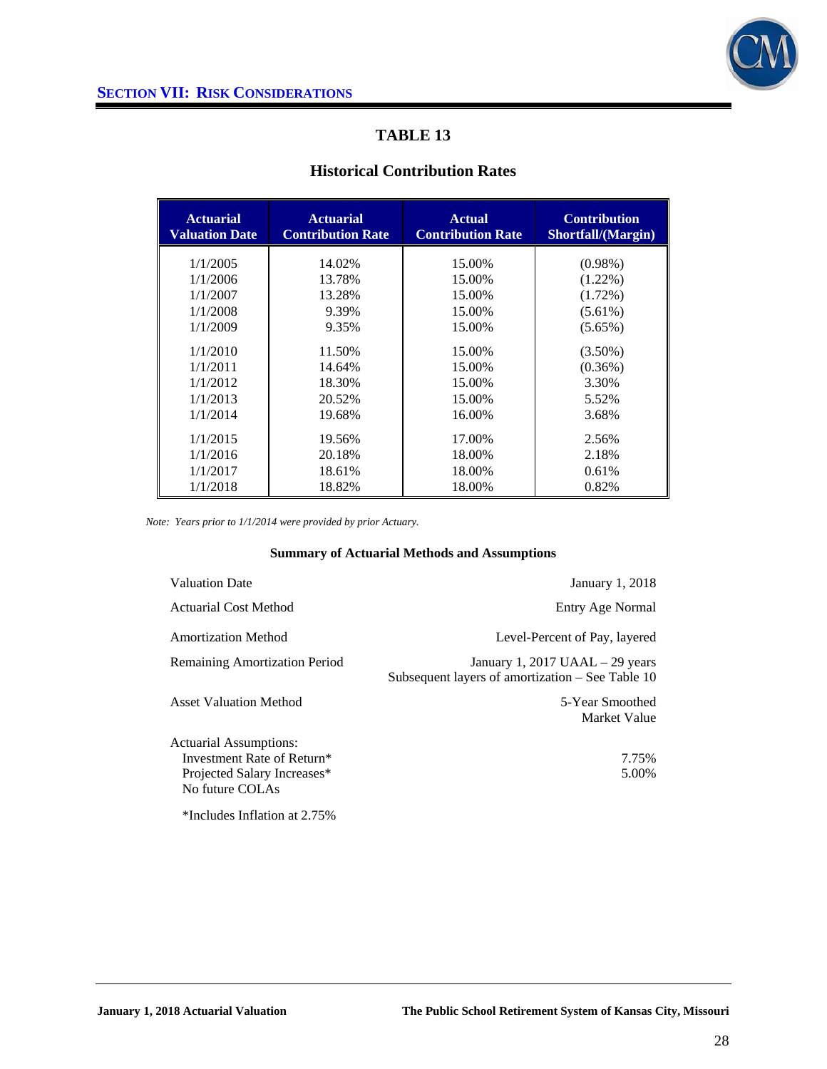## SECTION VII: RISK CONSIDERATIONS

### TABLE 13

### Historical Contribution Rates

| Actuarial Valuation Date | Actuarial Contribution Rate | Actual Contribution Rate | Contribution Shortfall/(Margin) |
|---|---|---|---|
| 1/1/2005 | 14.02% | 15.00% | (0.98%) |
| 1/1/2006 | 13.78% | 15.00% | (1.22%) |
| 1/1/2007 | 13.28% | 15.00% | (1.72%) |
| 1/1/2008 | 9.39% | 15.00% | (5.61%) |
| 1/1/2009 | 9.35% | 15.00% | (5.65%) |
| 1/1/2010 | 11.50% | 15.00% | (3.50%) |
| 1/1/2011 | 14.64% | 15.00% | (0.36%) |
| 1/1/2012 | 18.30% | 15.00% | 3.30% |
| 1/1/2013 | 20.52% | 15.00% | 5.52% |
| 1/1/2014 | 19.68% | 16.00% | 3.68% |
| 1/1/2015 | 19.56% | 17.00% | 2.56% |
| 1/1/2016 | 20.18% | 18.00% | 2.18% |
| 1/1/2017 | 18.61% | 18.00% | 0.61% |
| 1/1/2018 | 18.82% | 18.00% | 0.82% |

*Note: Years prior to 1/1/2014 were provided by prior Actuary.*

**Summary of Actuarial Methods and Assumptions**

| | |
|---|---|
| Valuation Date | January 1, 2018 |
| Actuarial Cost Method | Entry Age Normal |
| Amortization Method | Level-Percent of Pay, layered |
| Remaining Amortization Period | January 1, 2017 UAAL – 29 years<br>Subsequent layers of amortization – See Table 10 |
| Asset Valuation Method | 5-Year Smoothed Market Value |

Actuarial Assumptions:

| | |
|---|---|
| Investment Rate of Return* | 7.75% |
| Projected Salary Increases* | 5.00% |
| No future COLAs | |

*Includes Inflation at 2.75%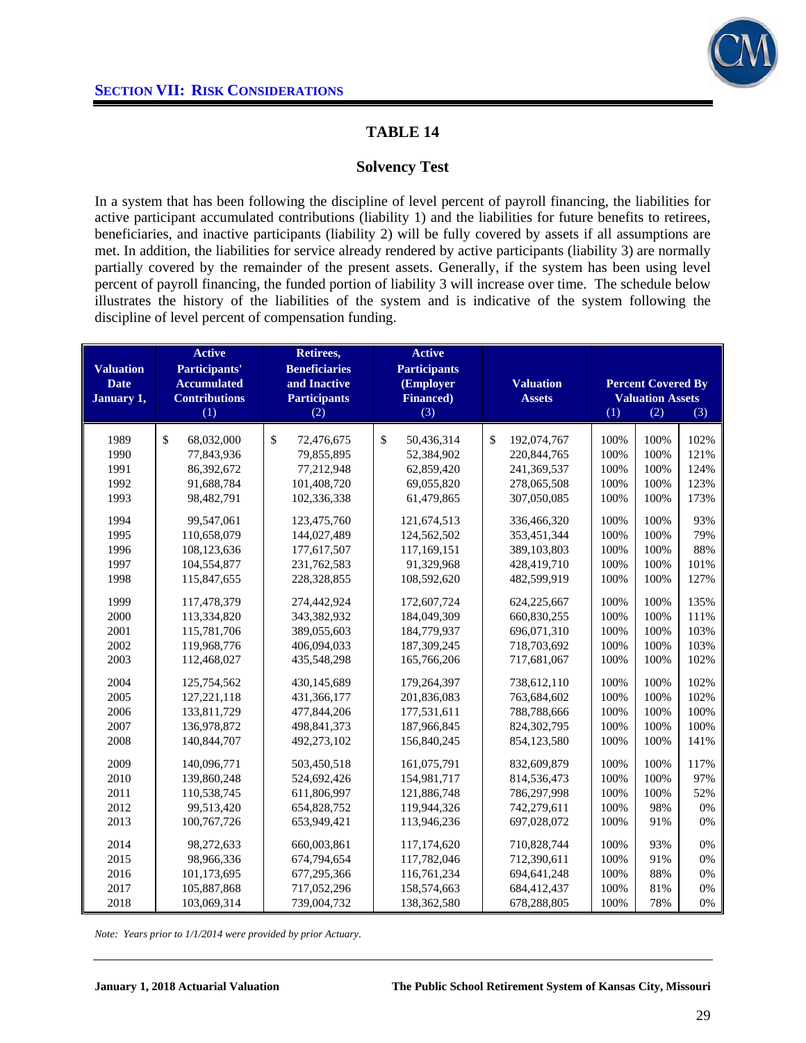## SECTION VII: RISK CONSIDERATIONS

### TABLE 14

### Solvency Test

In a system that has been following the discipline of level percent of payroll financing, the liabilities for active participant accumulated contributions (liability 1) and the liabilities for future benefits to retirees, beneficiaries, and inactive participants (liability 2) will be fully covered by assets if all assumptions are met. In addition, the liabilities for service already rendered by active participants (liability 3) are normally partially covered by the remainder of the present assets. Generally, if the system has been using level percent of payroll financing, the funded portion of liability 3 will increase over time. The schedule below illustrates the history of the liabilities of the system and is indicative of the system following the discipline of level percent of compensation funding.

| Valuation Date January 1, | Active Participants' Accumulated Contributions (1) | Retirees, Beneficiaries and Inactive Participants (2) | Active Participants (Employer Financed) (3) | Valuation Assets | Percent Covered By Valuation Assets (1) | (2) | (3) |
|---|---|---|---|---|---|---|---|
| 1989 | $ 68,032,000 | $ 72,476,675 | $ 50,436,314 | $ 192,074,767 | 100% | 100% | 102% |
| 1990 | 77,843,936 | 79,855,895 | 52,384,902 | 220,844,765 | 100% | 100% | 121% |
| 1991 | 86,392,672 | 77,212,948 | 62,859,420 | 241,369,537 | 100% | 100% | 124% |
| 1992 | 91,688,784 | 101,408,720 | 69,055,820 | 278,065,508 | 100% | 100% | 123% |
| 1993 | 98,482,791 | 102,336,338 | 61,479,865 | 307,050,085 | 100% | 100% | 173% |
| 1994 | 99,547,061 | 123,475,760 | 121,674,513 | 336,466,320 | 100% | 100% | 93% |
| 1995 | 110,658,079 | 144,027,489 | 124,562,502 | 353,451,344 | 100% | 100% | 79% |
| 1996 | 108,123,636 | 177,617,507 | 117,169,151 | 389,103,803 | 100% | 100% | 88% |
| 1997 | 104,554,877 | 231,762,583 | 91,329,968 | 428,419,710 | 100% | 100% | 101% |
| 1998 | 115,847,655 | 228,328,855 | 108,592,620 | 482,599,919 | 100% | 100% | 127% |
| 1999 | 117,478,379 | 274,442,924 | 172,607,724 | 624,225,667 | 100% | 100% | 135% |
| 2000 | 113,334,820 | 343,382,932 | 184,049,309 | 660,830,255 | 100% | 100% | 111% |
| 2001 | 115,781,706 | 389,055,603 | 184,779,937 | 696,071,310 | 100% | 100% | 103% |
| 2002 | 119,968,776 | 406,094,033 | 187,309,245 | 718,703,692 | 100% | 100% | 103% |
| 2003 | 112,468,027 | 435,548,298 | 165,766,206 | 717,681,067 | 100% | 100% | 102% |
| 2004 | 125,754,562 | 430,145,689 | 179,264,397 | 738,612,110 | 100% | 100% | 102% |
| 2005 | 127,221,118 | 431,366,177 | 201,836,083 | 763,684,602 | 100% | 100% | 102% |
| 2006 | 133,811,729 | 477,844,206 | 177,531,611 | 788,788,666 | 100% | 100% | 100% |
| 2007 | 136,978,872 | 498,841,373 | 187,966,845 | 824,302,795 | 100% | 100% | 100% |
| 2008 | 140,844,707 | 492,273,102 | 156,840,245 | 854,123,580 | 100% | 100% | 141% |
| 2009 | 140,096,771 | 503,450,518 | 161,075,791 | 832,609,879 | 100% | 100% | 117% |
| 2010 | 139,860,248 | 524,692,426 | 154,981,717 | 814,536,473 | 100% | 100% | 97% |
| 2011 | 110,538,745 | 611,806,997 | 121,886,748 | 786,297,998 | 100% | 100% | 52% |
| 2012 | 99,513,420 | 654,828,752 | 119,944,326 | 742,279,611 | 100% | 98% | 0% |
| 2013 | 100,767,726 | 653,949,421 | 113,946,236 | 697,028,072 | 100% | 91% | 0% |
| 2014 | 98,272,633 | 660,003,861 | 117,174,620 | 710,828,744 | 100% | 93% | 0% |
| 2015 | 98,966,336 | 674,794,654 | 117,782,046 | 712,390,611 | 100% | 91% | 0% |
| 2016 | 101,173,695 | 677,295,366 | 116,761,234 | 694,641,248 | 100% | 88% | 0% |
| 2017 | 105,887,868 | 717,052,296 | 158,574,663 | 684,412,437 | 100% | 81% | 0% |
| 2018 | 103,069,314 | 739,004,732 | 138,362,580 | 678,288,805 | 100% | 78% | 0% |

*Note: Years prior to 1/1/2014 were provided by prior Actuary.*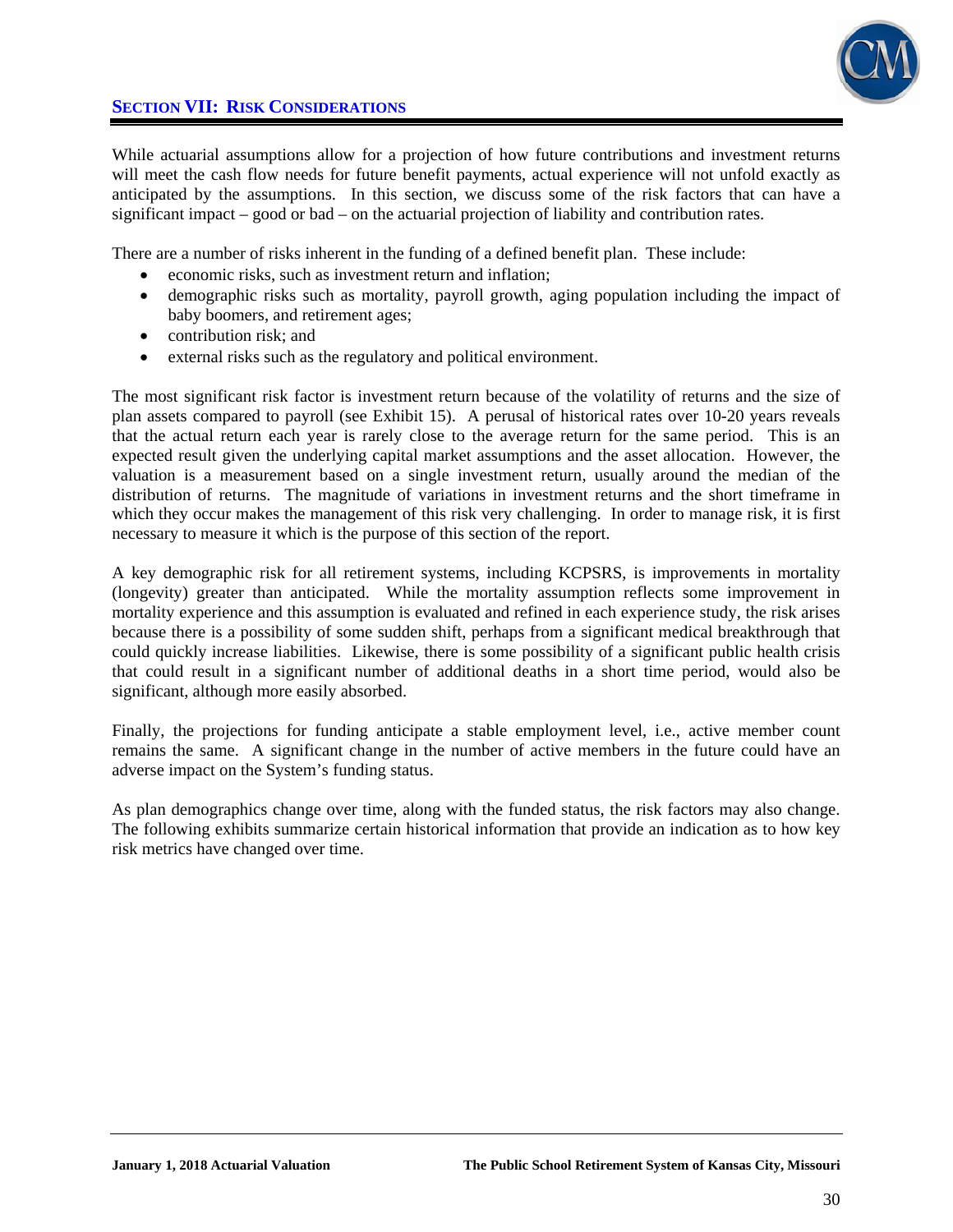## SECTION VII: RISK CONSIDERATIONS

While actuarial assumptions allow for a projection of how future contributions and investment returns will meet the cash flow needs for future benefit payments, actual experience will not unfold exactly as anticipated by the assumptions. In this section, we discuss some of the risk factors that can have a significant impact – good or bad – on the actuarial projection of liability and contribution rates.

There are a number of risks inherent in the funding of a defined benefit plan. These include:

- economic risks, such as investment return and inflation;
- demographic risks such as mortality, payroll growth, aging population including the impact of baby boomers, and retirement ages;
- contribution risk; and
- external risks such as the regulatory and political environment.

The most significant risk factor is investment return because of the volatility of returns and the size of plan assets compared to payroll (see Exhibit 15). A perusal of historical rates over 10-20 years reveals that the actual return each year is rarely close to the average return for the same period. This is an expected result given the underlying capital market assumptions and the asset allocation. However, the valuation is a measurement based on a single investment return, usually around the median of the distribution of returns. The magnitude of variations in investment returns and the short timeframe in which they occur makes the management of this risk very challenging. In order to manage risk, it is first necessary to measure it which is the purpose of this section of the report.

A key demographic risk for all retirement systems, including KCPSRS, is improvements in mortality (longevity) greater than anticipated. While the mortality assumption reflects some improvement in mortality experience and this assumption is evaluated and refined in each experience study, the risk arises because there is a possibility of some sudden shift, perhaps from a significant medical breakthrough that could quickly increase liabilities. Likewise, there is some possibility of a significant public health crisis that could result in a significant number of additional deaths in a short time period, would also be significant, although more easily absorbed.

Finally, the projections for funding anticipate a stable employment level, i.e., active member count remains the same. A significant change in the number of active members in the future could have an adverse impact on the System's funding status.

As plan demographics change over time, along with the funded status, the risk factors may also change. The following exhibits summarize certain historical information that provide an indication as to how key risk metrics have changed over time.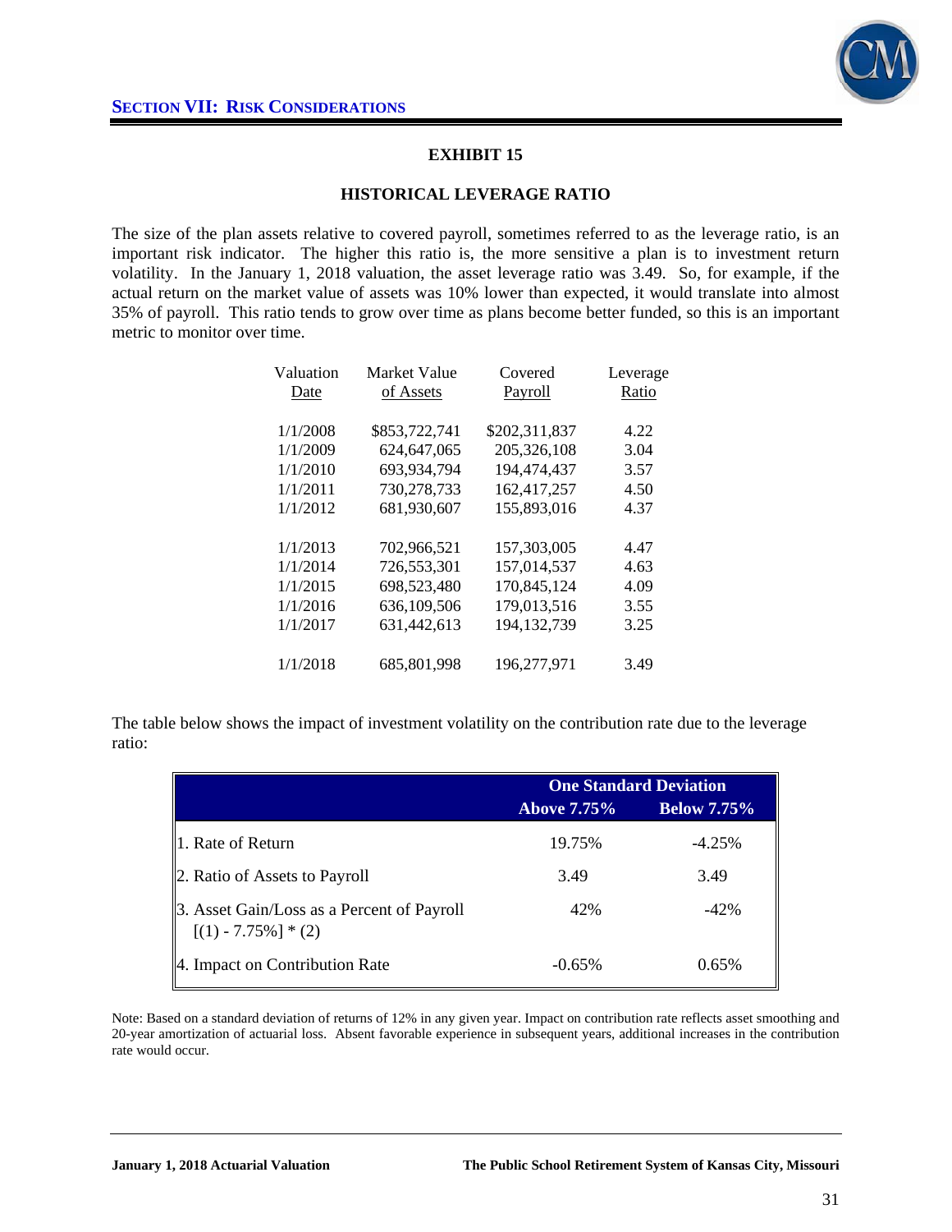## SECTION VII: RISK CONSIDERATIONS

### EXHIBIT 15

### HISTORICAL LEVERAGE RATIO

The size of the plan assets relative to covered payroll, sometimes referred to as the leverage ratio, is an important risk indicator. The higher this ratio is, the more sensitive a plan is to investment return volatility. In the January 1, 2018 valuation, the asset leverage ratio was 3.49. So, for example, if the actual return on the market value of assets was 10% lower than expected, it would translate into almost 35% of payroll. This ratio tends to grow over time as plans become better funded, so this is an important metric to monitor over time.

| Valuation Date | Market Value of Assets | Covered Payroll | Leverage Ratio |
|---|---|---|---|
| 1/1/2008 | $853,722,741 | $202,311,837 | 4.22 |
| 1/1/2009 | 624,647,065 | 205,326,108 | 3.04 |
| 1/1/2010 | 693,934,794 | 194,474,437 | 3.57 |
| 1/1/2011 | 730,278,733 | 162,417,257 | 4.50 |
| 1/1/2012 | 681,930,607 | 155,893,016 | 4.37 |
| 1/1/2013 | 702,966,521 | 157,303,005 | 4.47 |
| 1/1/2014 | 726,553,301 | 157,014,537 | 4.63 |
| 1/1/2015 | 698,523,480 | 170,845,124 | 4.09 |
| 1/1/2016 | 636,109,506 | 179,013,516 | 3.55 |
| 1/1/2017 | 631,442,613 | 194,132,739 | 3.25 |
| 1/1/2018 | 685,801,998 | 196,277,971 | 3.49 |

The table below shows the impact of investment volatility on the contribution rate due to the leverage ratio:

| | One Standard Deviation | |
|---|---|---|
| | Above 7.75% | Below 7.75% |
| 1. Rate of Return | 19.75% | -4.25% |
| 2. Ratio of Assets to Payroll | 3.49 | 3.49 |
| 3. Asset Gain/Loss as a Percent of Payroll [(1) - 7.75%] * (2) | 42% | -42% |
| 4. Impact on Contribution Rate | -0.65% | 0.65% |

Note: Based on a standard deviation of returns of 12% in any given year. Impact on contribution rate reflects asset smoothing and 20-year amortization of actuarial loss. Absent favorable experience in subsequent years, additional increases in the contribution rate would occur.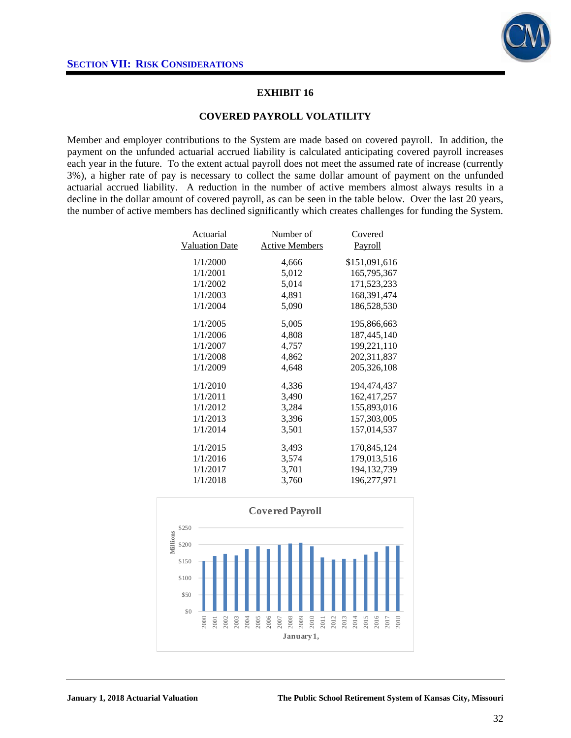## SECTION VII: RISK CONSIDERATIONS

### EXHIBIT 16

### COVERED PAYROLL VOLATILITY

Member and employer contributions to the System are made based on covered payroll. In addition, the payment on the unfunded actuarial accrued liability is calculated anticipating covered payroll increases each year in the future. To the extent actual payroll does not meet the assumed rate of increase (currently 3%), a higher rate of pay is necessary to collect the same dollar amount of payment on the unfunded actuarial accrued liability. A reduction in the number of active members almost always results in a decline in the dollar amount of covered payroll, as can be seen in the table below. Over the last 20 years, the number of active members has declined significantly which creates challenges for funding the System.

| Actuarial Valuation Date | Number of Active Members | Covered Payroll |
|---|---|---|
| 1/1/2000 | 4,666 | $151,091,616 |
| 1/1/2001 | 5,012 | 165,795,367 |
| 1/1/2002 | 5,014 | 171,523,233 |
| 1/1/2003 | 4,891 | 168,391,474 |
| 1/1/2004 | 5,090 | 186,528,530 |
| 1/1/2005 | 5,005 | 195,866,663 |
| 1/1/2006 | 4,808 | 187,445,140 |
| 1/1/2007 | 4,757 | 199,221,110 |
| 1/1/2008 | 4,862 | 202,311,837 |
| 1/1/2009 | 4,648 | 205,326,108 |
| 1/1/2010 | 4,336 | 194,474,437 |
| 1/1/2011 | 3,490 | 162,417,257 |
| 1/1/2012 | 3,284 | 155,893,016 |
| 1/1/2013 | 3,396 | 157,303,005 |
| 1/1/2014 | 3,501 | 157,014,537 |
| 1/1/2015 | 3,493 | 170,845,124 |
| 1/1/2016 | 3,574 | 179,013,516 |
| 1/1/2017 | 3,701 | 194,132,739 |
| 1/1/2018 | 3,760 | 196,277,971 |

**Covered Payroll**

Millions: $0, $50, $100, $150, $200, $250

January 1, 2000–2018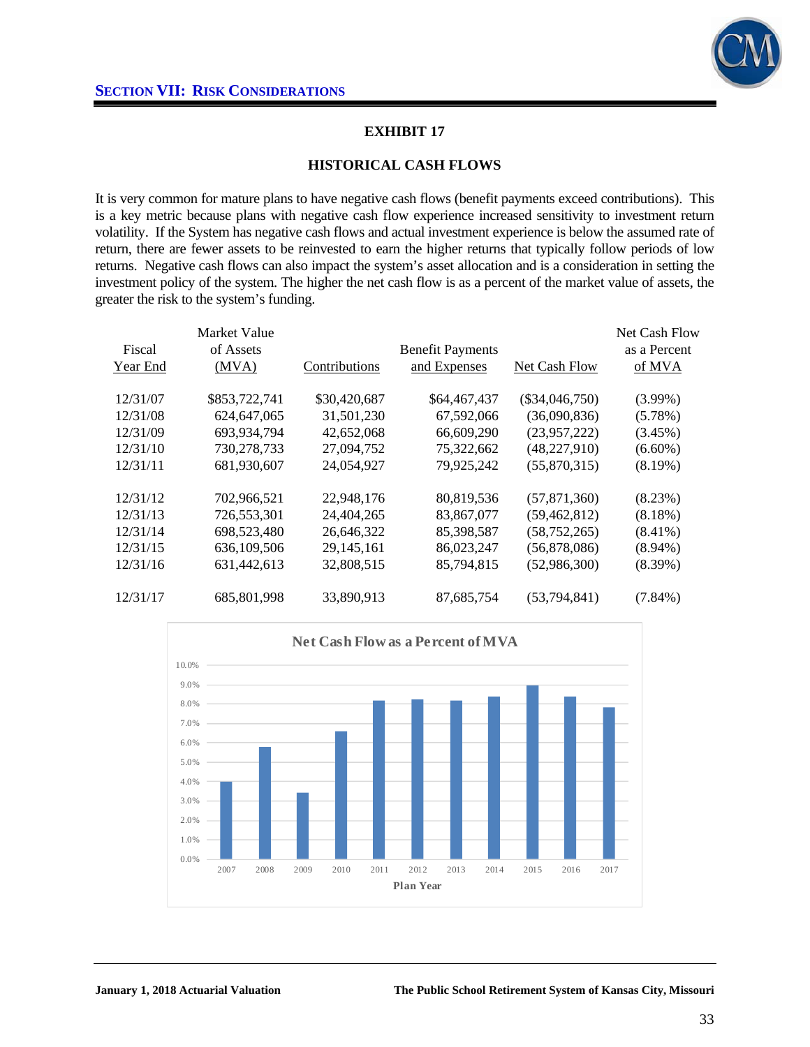## Section VII: Risk Considerations

### EXHIBIT 17

### HISTORICAL CASH FLOWS

It is very common for mature plans to have negative cash flows (benefit payments exceed contributions). This is a key metric because plans with negative cash flow experience increased sensitivity to investment return volatility. If the System has negative cash flows and actual investment experience is below the assumed rate of return, there are fewer assets to be reinvested to earn the higher returns that typically follow periods of low returns. Negative cash flows can also impact the system's asset allocation and is a consideration in setting the investment policy of the system. The higher the net cash flow is as a percent of the market value of assets, the greater the risk to the system's funding.

| Fiscal Year End | Market Value of Assets (MVA) | Contributions | Benefit Payments and Expenses | Net Cash Flow | Net Cash Flow as a Percent of MVA |
|---|---|---|---|---|---|
| 12/31/07 | $853,722,741 | $30,420,687 | $64,467,437 | ($34,046,750) | (3.99%) |
| 12/31/08 | 624,647,065 | 31,501,230 | 67,592,066 | (36,090,836) | (5.78%) |
| 12/31/09 | 693,934,794 | 42,652,068 | 66,609,290 | (23,957,222) | (3.45%) |
| 12/31/10 | 730,278,733 | 27,094,752 | 75,322,662 | (48,227,910) | (6.60%) |
| 12/31/11 | 681,930,607 | 24,054,927 | 79,925,242 | (55,870,315) | (8.19%) |
| 12/31/12 | 702,966,521 | 22,948,176 | 80,819,536 | (57,871,360) | (8.23%) |
| 12/31/13 | 726,553,301 | 24,404,265 | 83,867,077 | (59,462,812) | (8.18%) |
| 12/31/14 | 698,523,480 | 26,646,322 | 85,398,587 | (58,752,265) | (8.41%) |
| 12/31/15 | 636,109,506 | 29,145,161 | 86,023,247 | (56,878,086) | (8.94%) |
| 12/31/16 | 631,442,613 | 32,808,515 | 85,794,815 | (52,986,300) | (8.39%) |
| 12/31/17 | 685,801,998 | 33,890,913 | 87,685,754 | (53,794,841) | (7.84%) |

**Net Cash Flow as a Percent of MVA**

| Plan Year | 2007 | 2008 | 2009 | 2010 | 2011 | 2012 | 2013 | 2014 | 2015 | 2016 | 2017 |
|---|---|---|---|---|---|---|---|---|---|---|---|
| Net Cash Flow as a Percent of MVA | 3.99% | 5.78% | 3.45% | 6.60% | 8.19% | 8.23% | 8.18% | 8.41% | 8.94% | 8.39% | 7.84% |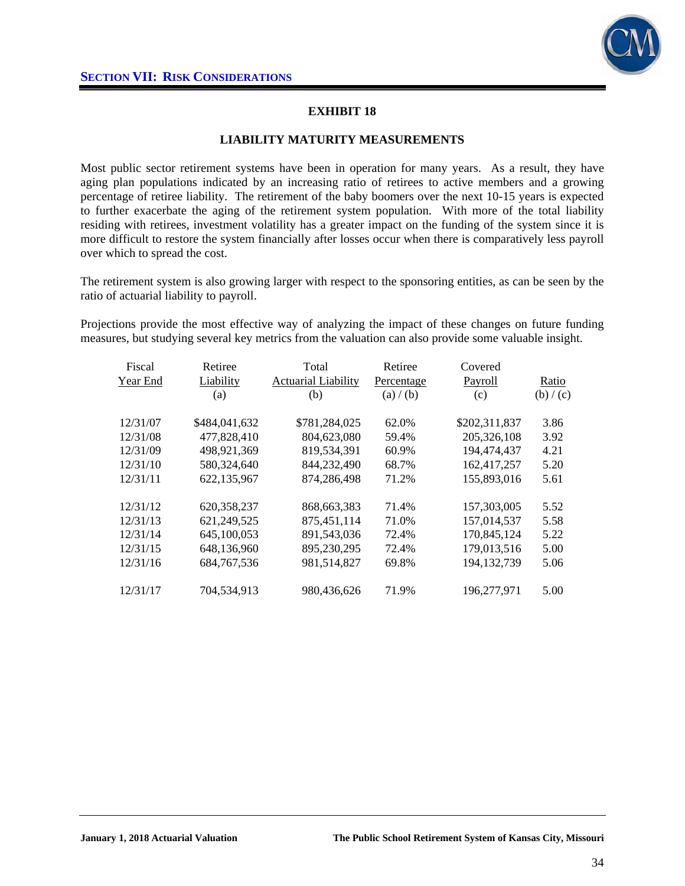## SECTION VII: RISK CONSIDERATIONS

### EXHIBIT 18

### LIABILITY MATURITY MEASUREMENTS

Most public sector retirement systems have been in operation for many years. As a result, they have aging plan populations indicated by an increasing ratio of retirees to active members and a growing percentage of retiree liability. The retirement of the baby boomers over the next 10-15 years is expected to further exacerbate the aging of the retirement system population. With more of the total liability residing with retirees, investment volatility has a greater impact on the funding of the system since it is more difficult to restore the system financially after losses occur when there is comparatively less payroll over which to spread the cost.

The retirement system is also growing larger with respect to the sponsoring entities, as can be seen by the ratio of actuarial liability to payroll.

Projections provide the most effective way of analyzing the impact of these changes on future funding measures, but studying several key metrics from the valuation can also provide some valuable insight.

| Fiscal Year End | Retiree Liability (a) | Total Actuarial Liability (b) | Retiree Percentage (a) / (b) | Covered Payroll (c) | Ratio (b) / (c) |
|---|---|---|---|---|---|
| 12/31/07 | $484,041,632 | $781,284,025 | 62.0% | $202,311,837 | 3.86 |
| 12/31/08 | 477,828,410 | 804,623,080 | 59.4% | 205,326,108 | 3.92 |
| 12/31/09 | 498,921,369 | 819,534,391 | 60.9% | 194,474,437 | 4.21 |
| 12/31/10 | 580,324,640 | 844,232,490 | 68.7% | 162,417,257 | 5.20 |
| 12/31/11 | 622,135,967 | 874,286,498 | 71.2% | 155,893,016 | 5.61 |
| 12/31/12 | 620,358,237 | 868,663,383 | 71.4% | 157,303,005 | 5.52 |
| 12/31/13 | 621,249,525 | 875,451,114 | 71.0% | 157,014,537 | 5.58 |
| 12/31/14 | 645,100,053 | 891,543,036 | 72.4% | 170,845,124 | 5.22 |
| 12/31/15 | 648,136,960 | 895,230,295 | 72.4% | 179,013,516 | 5.00 |
| 12/31/16 | 684,767,536 | 981,514,827 | 69.8% | 194,132,739 | 5.06 |
| 12/31/17 | 704,534,913 | 980,436,626 | 71.9% | 196,277,971 | 5.00 |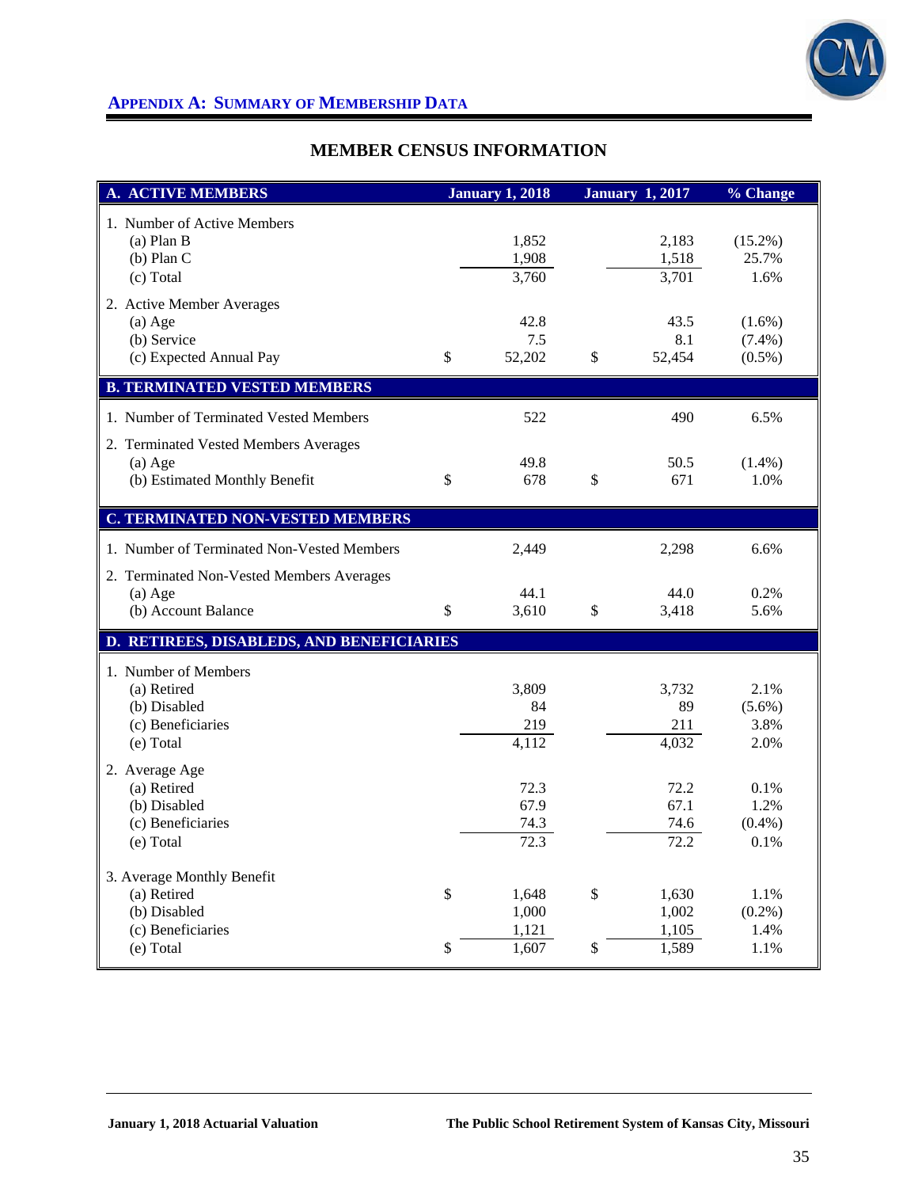## APPENDIX A: SUMMARY OF MEMBERSHIP DATA

### MEMBER CENSUS INFORMATION

| A. ACTIVE MEMBERS | January 1, 2018 | January 1, 2017 | % Change |
|---|---|---|---|
| 1. Number of Active Members | | | |
| (a) Plan B | 1,852 | 2,183 | (15.2%) |
| (b) Plan C | 1,908 | 1,518 | 25.7% |
| (c) Total | 3,760 | 3,701 | 1.6% |
| 2. Active Member Averages | | | |
| (a) Age | 42.8 | 43.5 | (1.6%) |
| (b) Service | 7.5 | 8.1 | (7.4%) |
| (c) Expected Annual Pay | $ 52,202 | $ 52,454 | (0.5%) |
| **B. TERMINATED VESTED MEMBERS** | | | |
| 1. Number of Terminated Vested Members | 522 | 490 | 6.5% |
| 2. Terminated Vested Members Averages | | | |
| (a) Age | 49.8 | 50.5 | (1.4%) |
| (b) Estimated Monthly Benefit | $ 678 | $ 671 | 1.0% |
| **C. TERMINATED NON-VESTED MEMBERS** | | | |
| 1. Number of Terminated Non-Vested Members | 2,449 | 2,298 | 6.6% |
| 2. Terminated Non-Vested Members Averages | | | |
| (a) Age | 44.1 | 44.0 | 0.2% |
| (b) Account Balance | $ 3,610 | $ 3,418 | 5.6% |
| **D. RETIREES, DISABLEDS, AND BENEFICIARIES** | | | |
| 1. Number of Members | | | |
| (a) Retired | 3,809 | 3,732 | 2.1% |
| (b) Disabled | 84 | 89 | (5.6%) |
| (c) Beneficiaries | 219 | 211 | 3.8% |
| (e) Total | 4,112 | 4,032 | 2.0% |
| 2. Average Age | | | |
| (a) Retired | 72.3 | 72.2 | 0.1% |
| (b) Disabled | 67.9 | 67.1 | 1.2% |
| (c) Beneficiaries | 74.3 | 74.6 | (0.4%) |
| (e) Total | 72.3 | 72.2 | 0.1% |
| 3. Average Monthly Benefit | | | |
| (a) Retired | $ 1,648 | $ 1,630 | 1.1% |
| (b) Disabled | 1,000 | 1,002 | (0.2%) |
| (c) Beneficiaries | 1,121 | 1,105 | 1.4% |
| (e) Total | $ 1,607 | $ 1,589 | 1.1% |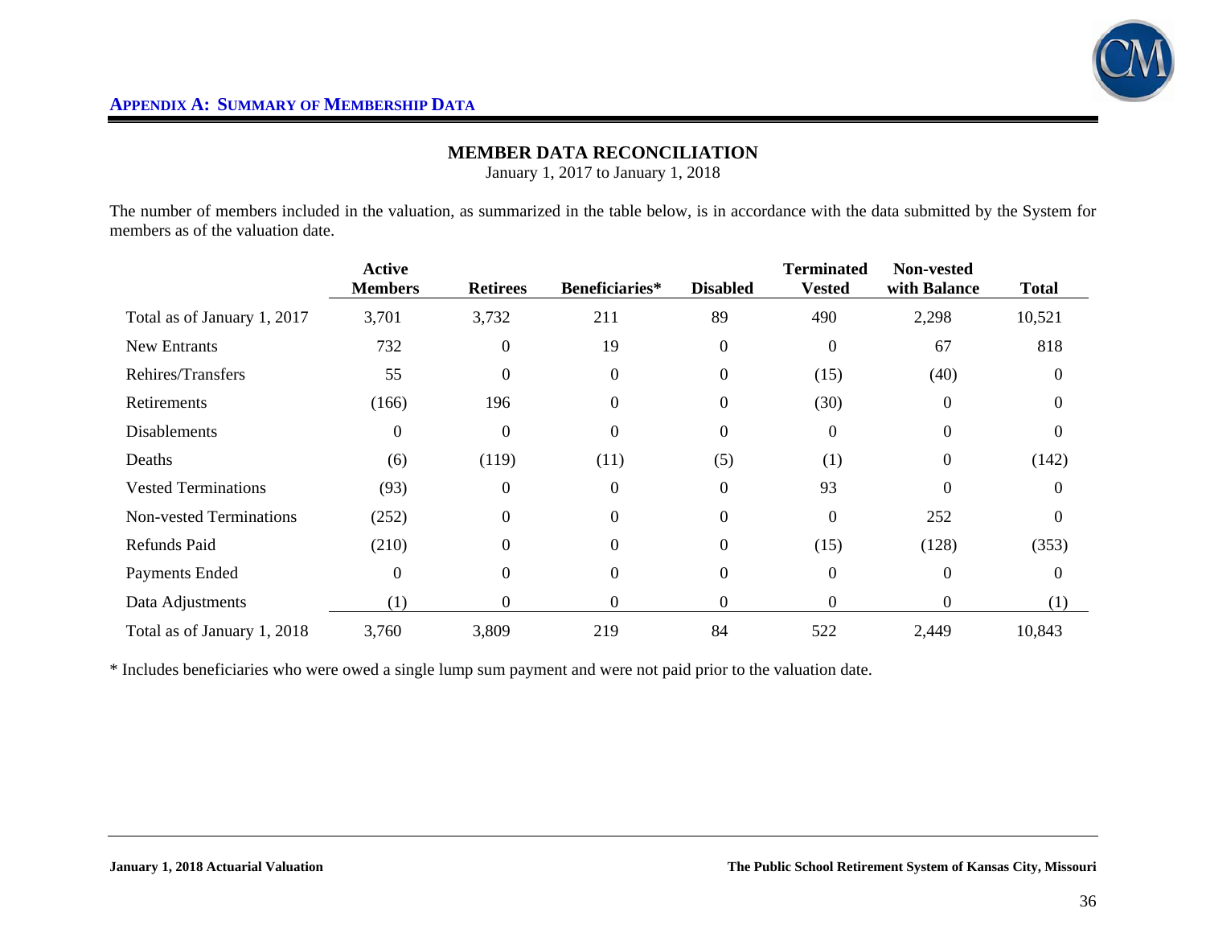## APPENDIX A: SUMMARY OF MEMBERSHIP DATA

### MEMBER DATA RECONCILIATION

January 1, 2017 to January 1, 2018

The number of members included in the valuation, as summarized in the table below, is in accordance with the data submitted by the System for members as of the valuation date.

| | Active Members | Retirees | Beneficiaries* | Disabled | Terminated Vested | Non-vested with Balance | Total |
|---|---|---|---|---|---|---|---|
| Total as of January 1, 2017 | 3,701 | 3,732 | 211 | 89 | 490 | 2,298 | 10,521 |
| New Entrants | 732 | 0 | 19 | 0 | 0 | 67 | 818 |
| Rehires/Transfers | 55 | 0 | 0 | 0 | (15) | (40) | 0 |
| Retirements | (166) | 196 | 0 | 0 | (30) | 0 | 0 |
| Disablements | 0 | 0 | 0 | 0 | 0 | 0 | 0 |
| Deaths | (6) | (119) | (11) | (5) | (1) | 0 | (142) |
| Vested Terminations | (93) | 0 | 0 | 0 | 93 | 0 | 0 |
| Non-vested Terminations | (252) | 0 | 0 | 0 | 0 | 252 | 0 |
| Refunds Paid | (210) | 0 | 0 | 0 | (15) | (128) | (353) |
| Payments Ended | 0 | 0 | 0 | 0 | 0 | 0 | 0 |
| Data Adjustments | (1) | 0 | 0 | 0 | 0 | 0 | (1) |
| Total as of January 1, 2018 | 3,760 | 3,809 | 219 | 84 | 522 | 2,449 | 10,843 |

* Includes beneficiaries who were owed a single lump sum payment and were not paid prior to the valuation date.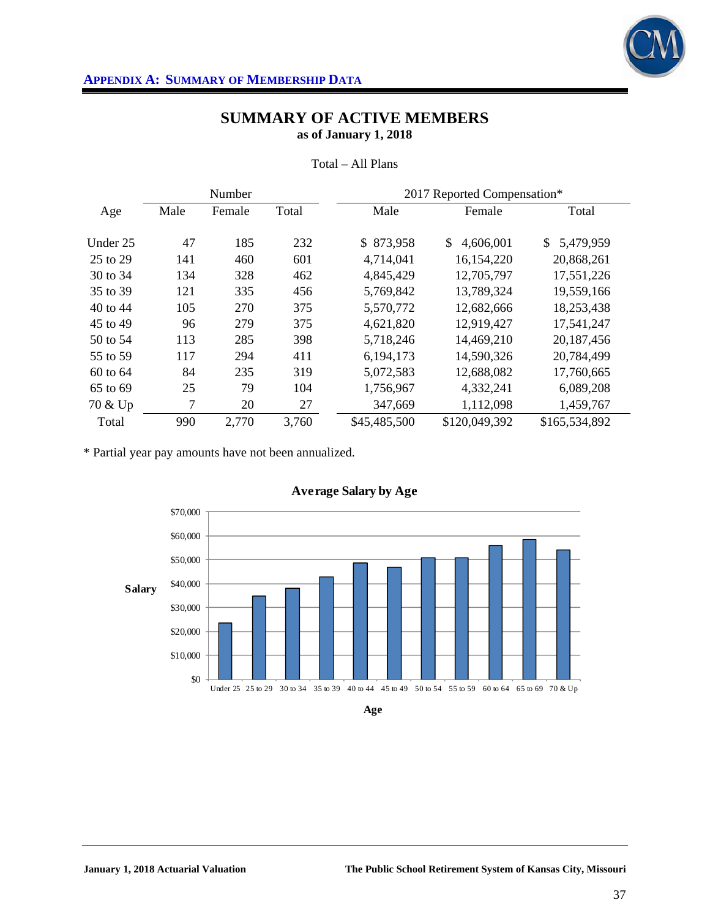**APPENDIX A: SUMMARY OF MEMBERSHIP DATA**

## SUMMARY OF ACTIVE MEMBERS
### as of January 1, 2018

Total – All Plans

| Age | Number | | | 2017 Reported Compensation* | | |
|---|---|---|---|---|---|---|
| | Male | Female | Total | Male | Female | Total |
| Under 25 | 47 | 185 | 232 | $ 873,958 | $ 4,606,001 | $ 5,479,959 |
| 25 to 29 | 141 | 460 | 601 | 4,714,041 | 16,154,220 | 20,868,261 |
| 30 to 34 | 134 | 328 | 462 | 4,845,429 | 12,705,797 | 17,551,226 |
| 35 to 39 | 121 | 335 | 456 | 5,769,842 | 13,789,324 | 19,559,166 |
| 40 to 44 | 105 | 270 | 375 | 5,570,772 | 12,682,666 | 18,253,438 |
| 45 to 49 | 96 | 279 | 375 | 4,621,820 | 12,919,427 | 17,541,247 |
| 50 to 54 | 113 | 285 | 398 | 5,718,246 | 14,469,210 | 20,187,456 |
| 55 to 59 | 117 | 294 | 411 | 6,194,173 | 14,590,326 | 20,784,499 |
| 60 to 64 | 84 | 235 | 319 | 5,072,583 | 12,688,082 | 17,760,665 |
| 65 to 69 | 25 | 79 | 104 | 1,756,967 | 4,332,241 | 6,089,208 |
| 70 & Up | 7 | 20 | 27 | 347,669 | 1,112,098 | 1,459,767 |
| Total | 990 | 2,770 | 3,760 | $45,485,500 | $120,049,392 | $165,534,892 |

* Partial year pay amounts have not been annualized.

**Average Salary by Age**

| Age | Average Salary (approx.) |
|---|---|
| Under 25 | $23,600 |
| 25 to 29 | $34,700 |
| 30 to 34 | $38,000 |
| 35 to 39 | $42,900 |
| 40 to 44 | $48,700 |
| 45 to 49 | $46,800 |
| 50 to 54 | $50,700 |
| 55 to 59 | $50,600 |
| 60 to 64 | $55,700 |
| 65 to 69 | $58,500 |
| 70 & Up | $54,100 |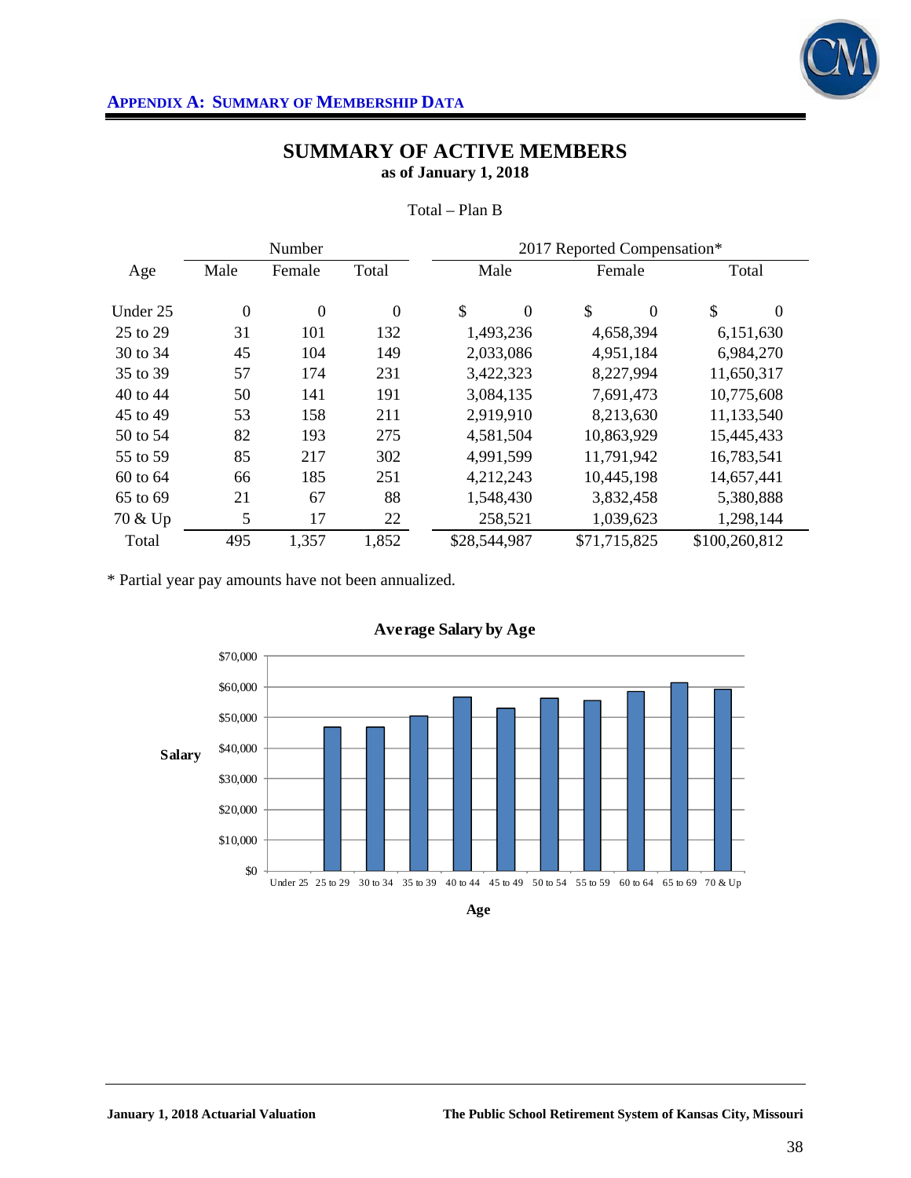## APPENDIX A: SUMMARY OF MEMBERSHIP DATA

# SUMMARY OF ACTIVE MEMBERS

**as of January 1, 2018**

Total – Plan B

| Age | Number | | | 2017 Reported Compensation* | | |
|---|---|---|---|---|---|---|
| | Male | Female | Total | Male | Female | Total |
| Under 25 | 0 | 0 | 0 | $ 0 | $ 0 | $ 0 |
| 25 to 29 | 31 | 101 | 132 | 1,493,236 | 4,658,394 | 6,151,630 |
| 30 to 34 | 45 | 104 | 149 | 2,033,086 | 4,951,184 | 6,984,270 |
| 35 to 39 | 57 | 174 | 231 | 3,422,323 | 8,227,994 | 11,650,317 |
| 40 to 44 | 50 | 141 | 191 | 3,084,135 | 7,691,473 | 10,775,608 |
| 45 to 49 | 53 | 158 | 211 | 2,919,910 | 8,213,630 | 11,133,540 |
| 50 to 54 | 82 | 193 | 275 | 4,581,504 | 10,863,929 | 15,445,433 |
| 55 to 59 | 85 | 217 | 302 | 4,991,599 | 11,791,942 | 16,783,541 |
| 60 to 64 | 66 | 185 | 251 | 4,212,243 | 10,445,198 | 14,657,441 |
| 65 to 69 | 21 | 67 | 88 | 1,548,430 | 3,832,458 | 5,380,888 |
| 70 & Up | 5 | 17 | 22 | 258,521 | 1,039,623 | 1,298,144 |
| Total | 495 | 1,357 | 1,852 | $28,544,987 | $71,715,825 | $100,260,812 |

* Partial year pay amounts have not been annualized.

**Average Salary by Age**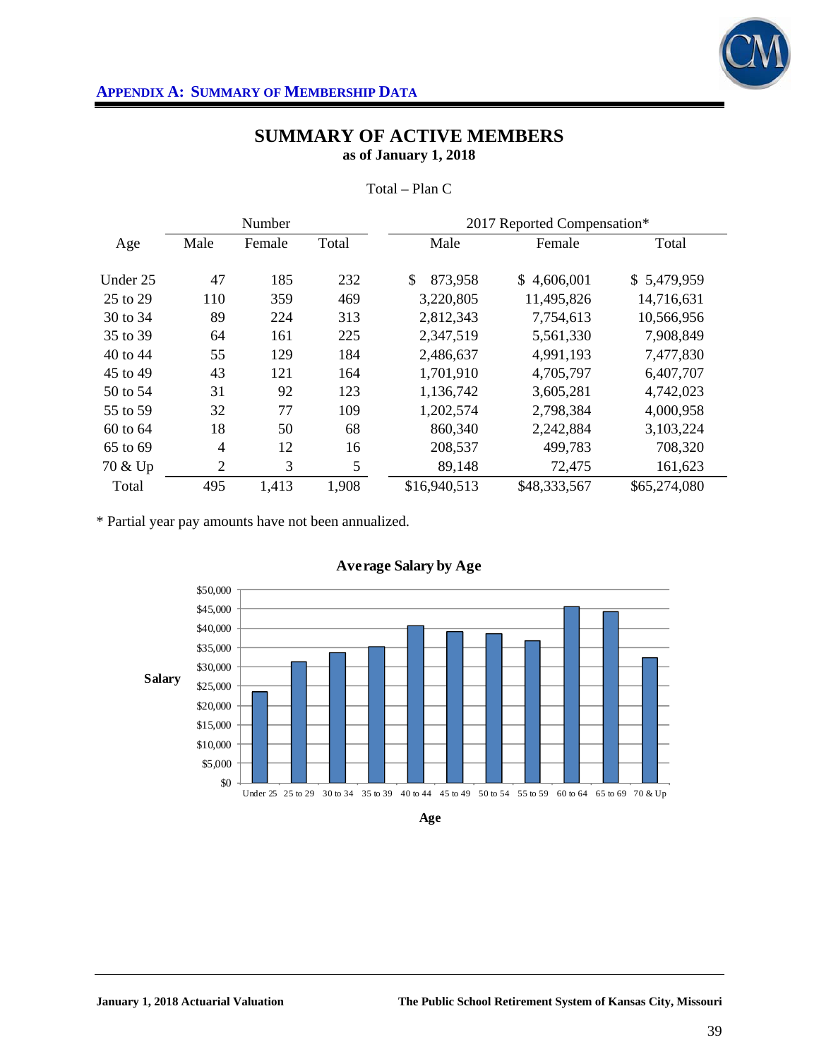## APPENDIX A: SUMMARY OF MEMBERSHIP DATA

# SUMMARY OF ACTIVE MEMBERS
### as of January 1, 2018

Total – Plan C

| Age | Number | | | 2017 Reported Compensation* | | |
|---|---|---|---|---|---|---|
| | Male | Female | Total | Male | Female | Total |
| Under 25 | 47 | 185 | 232 | $ 873,958 | $ 4,606,001 | $ 5,479,959 |
| 25 to 29 | 110 | 359 | 469 | 3,220,805 | 11,495,826 | 14,716,631 |
| 30 to 34 | 89 | 224 | 313 | 2,812,343 | 7,754,613 | 10,566,956 |
| 35 to 39 | 64 | 161 | 225 | 2,347,519 | 5,561,330 | 7,908,849 |
| 40 to 44 | 55 | 129 | 184 | 2,486,637 | 4,991,193 | 7,477,830 |
| 45 to 49 | 43 | 121 | 164 | 1,701,910 | 4,705,797 | 6,407,707 |
| 50 to 54 | 31 | 92 | 123 | 1,136,742 | 3,605,281 | 4,742,023 |
| 55 to 59 | 32 | 77 | 109 | 1,202,574 | 2,798,384 | 4,000,958 |
| 60 to 64 | 18 | 50 | 68 | 860,340 | 2,242,884 | 3,103,224 |
| 65 to 69 | 4 | 12 | 16 | 208,537 | 499,783 | 708,320 |
| 70 & Up | 2 | 3 | 5 | 89,148 | 72,475 | 161,623 |
| Total | 495 | 1,413 | 1,908 | $16,940,513 | $48,333,567 | $65,274,080 |

* Partial year pay amounts have not been annualized.

**Average Salary by Age**

Salary: $0 – $50,000; Age: Under 25, 25 to 29, 30 to 34, 35 to 39, 40 to 44, 45 to 49, 50 to 54, 55 to 59, 60 to 64, 65 to 69, 70 & Up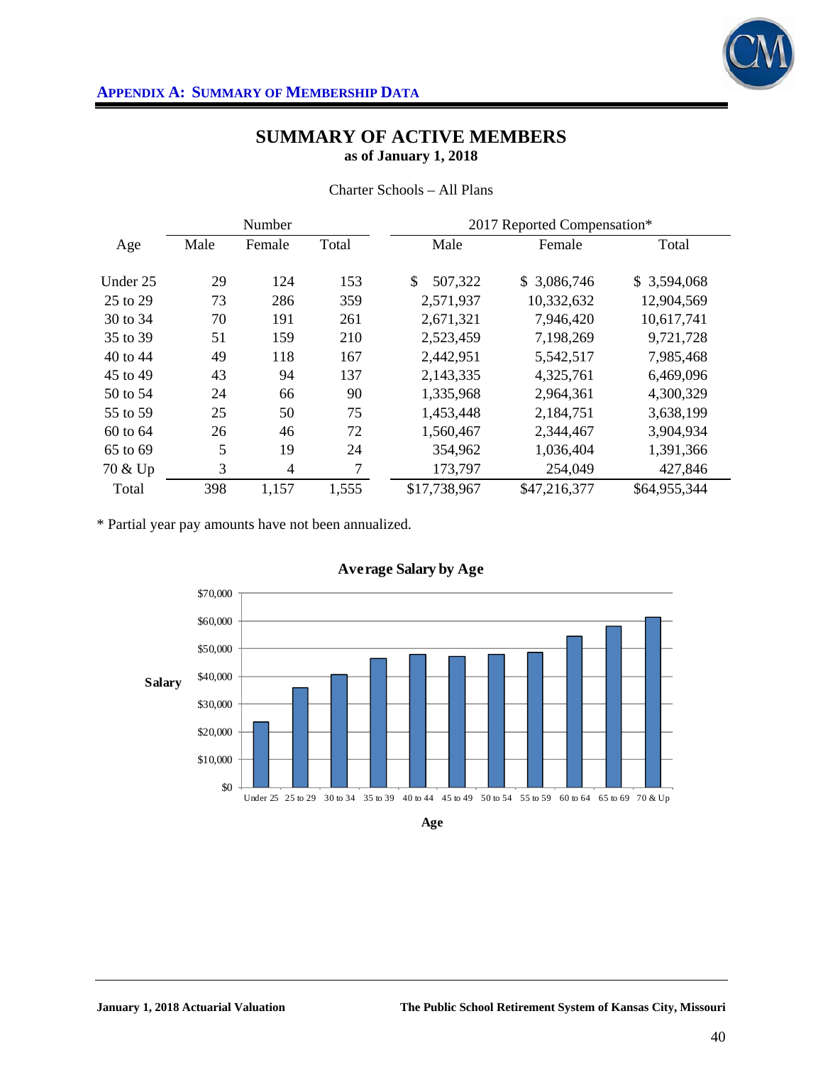## APPENDIX A: SUMMARY OF MEMBERSHIP DATA

# SUMMARY OF ACTIVE MEMBERS
### as of January 1, 2018

Charter Schools – All Plans

| Age | Number | | | 2017 Reported Compensation* | | |
|---|---|---|---|---|---|---|
| | Male | Female | Total | Male | Female | Total |
| Under 25 | 29 | 124 | 153 | $ 507,322 | $ 3,086,746 | $ 3,594,068 |
| 25 to 29 | 73 | 286 | 359 | 2,571,937 | 10,332,632 | 12,904,569 |
| 30 to 34 | 70 | 191 | 261 | 2,671,321 | 7,946,420 | 10,617,741 |
| 35 to 39 | 51 | 159 | 210 | 2,523,459 | 7,198,269 | 9,721,728 |
| 40 to 44 | 49 | 118 | 167 | 2,442,951 | 5,542,517 | 7,985,468 |
| 45 to 49 | 43 | 94 | 137 | 2,143,335 | 4,325,761 | 6,469,096 |
| 50 to 54 | 24 | 66 | 90 | 1,335,968 | 2,964,361 | 4,300,329 |
| 55 to 59 | 25 | 50 | 75 | 1,453,448 | 2,184,751 | 3,638,199 |
| 60 to 64 | 26 | 46 | 72 | 1,560,467 | 2,344,467 | 3,904,934 |
| 65 to 69 | 5 | 19 | 24 | 354,962 | 1,036,404 | 1,391,366 |
| 70 & Up | 3 | 4 | 7 | 173,797 | 254,049 | 427,846 |
| Total | 398 | 1,157 | 1,555 | $17,738,967 | $47,216,377 | $64,955,344 |

* Partial year pay amounts have not been annualized.

**Average Salary by Age**

| Age | Salary |
|---|---|
| Under 25 | ~$23,500 |
| 25 to 29 | ~$36,000 |
| 30 to 34 | ~$40,700 |
| 35 to 39 | ~$46,300 |
| 40 to 44 | ~$47,800 |
| 45 to 49 | ~$47,200 |
| 50 to 54 | ~$47,800 |
| 55 to 59 | ~$48,500 |
| 60 to 64 | ~$54,200 |
| 65 to 69 | ~$58,000 |
| 70 & Up | ~$61,100 |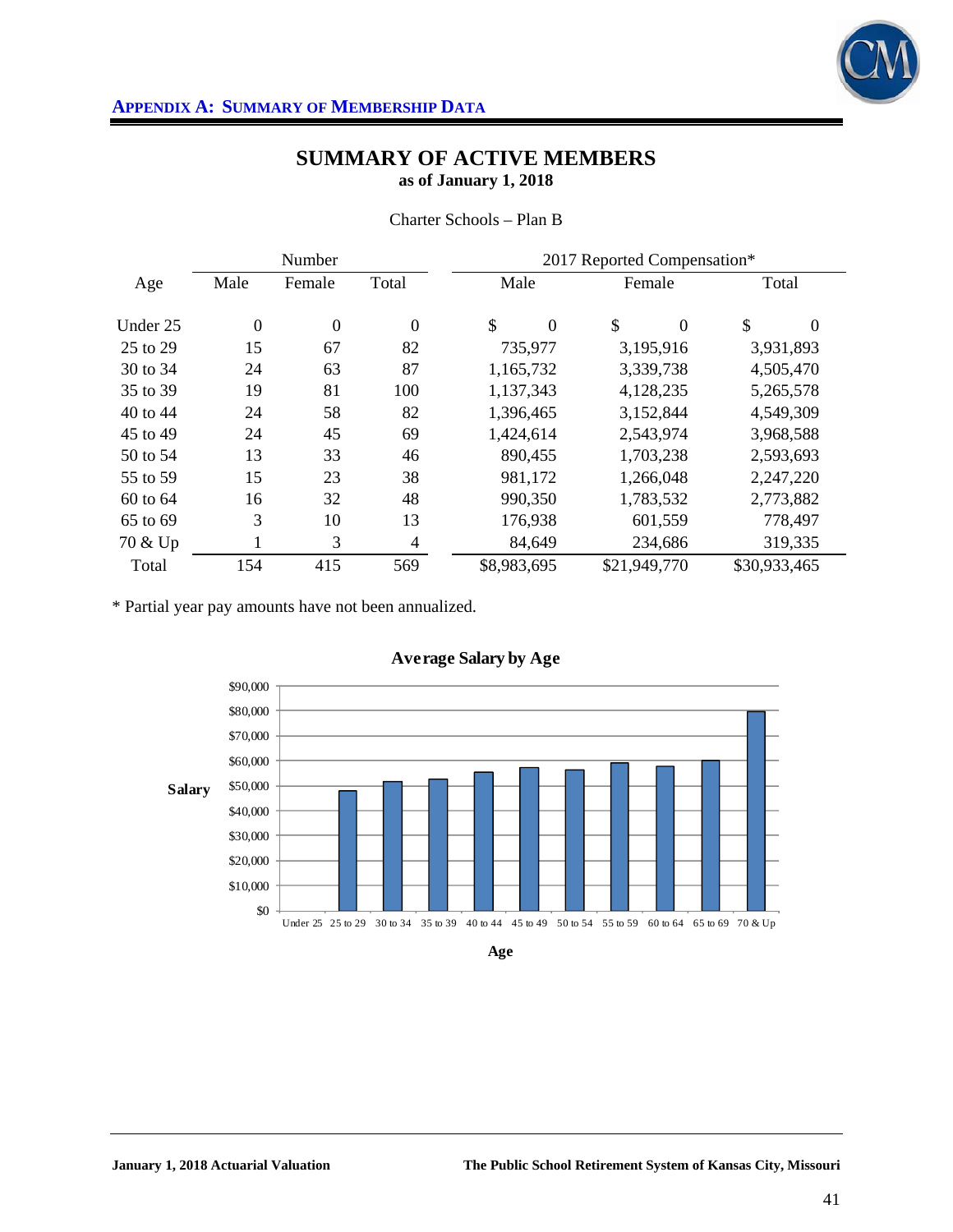## APPENDIX A: SUMMARY OF MEMBERSHIP DATA

# SUMMARY OF ACTIVE MEMBERS
### as of January 1, 2018

Charter Schools – Plan B

| Age | Number | | | 2017 Reported Compensation* | | |
|---|---|---|---|---|---|---|
| | Male | Female | Total | Male | Female | Total |
| Under 25 | 0 | 0 | 0 | $ 0 | $ 0 | $ 0 |
| 25 to 29 | 15 | 67 | 82 | 735,977 | 3,195,916 | 3,931,893 |
| 30 to 34 | 24 | 63 | 87 | 1,165,732 | 3,339,738 | 4,505,470 |
| 35 to 39 | 19 | 81 | 100 | 1,137,343 | 4,128,235 | 5,265,578 |
| 40 to 44 | 24 | 58 | 82 | 1,396,465 | 3,152,844 | 4,549,309 |
| 45 to 49 | 24 | 45 | 69 | 1,424,614 | 2,543,974 | 3,968,588 |
| 50 to 54 | 13 | 33 | 46 | 890,455 | 1,703,238 | 2,593,693 |
| 55 to 59 | 15 | 23 | 38 | 981,172 | 1,266,048 | 2,247,220 |
| 60 to 64 | 16 | 32 | 48 | 990,350 | 1,783,532 | 2,773,882 |
| 65 to 69 | 3 | 10 | 13 | 176,938 | 601,559 | 778,497 |
| 70 & Up | 1 | 3 | 4 | 84,649 | 234,686 | 319,335 |
| Total | 154 | 415 | 569 | $8,983,695 | $21,949,770 | $30,933,465 |

* Partial year pay amounts have not been annualized.

**Average Salary by Age**

Salary: $0, $10,000, $20,000, $30,000, $40,000, $50,000, $60,000, $70,000, $80,000, $90,000

Age: Under 25, 25 to 29, 30 to 34, 35 to 39, 40 to 44, 45 to 49, 50 to 54, 55 to 59, 60 to 64, 65 to 69, 70 & Up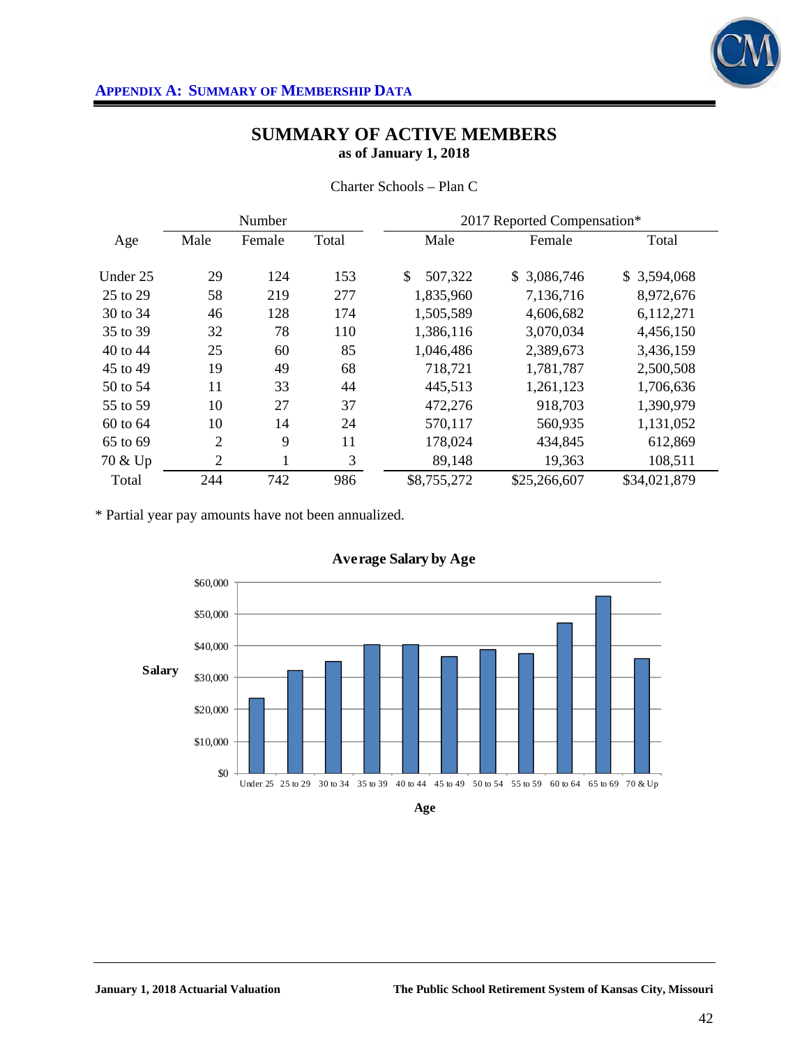## Appendix A: Summary of Membership Data

# SUMMARY OF ACTIVE MEMBERS
### as of January 1, 2018

Charter Schools – Plan C

| Age | Number | | | 2017 Reported Compensation* | | |
|---|---|---|---|---|---|---|
| | Male | Female | Total | Male | Female | Total |
| Under 25 | 29 | 124 | 153 | $ 507,322 | $ 3,086,746 | $ 3,594,068 |
| 25 to 29 | 58 | 219 | 277 | 1,835,960 | 7,136,716 | 8,972,676 |
| 30 to 34 | 46 | 128 | 174 | 1,505,589 | 4,606,682 | 6,112,271 |
| 35 to 39 | 32 | 78 | 110 | 1,386,116 | 3,070,034 | 4,456,150 |
| 40 to 44 | 25 | 60 | 85 | 1,046,486 | 2,389,673 | 3,436,159 |
| 45 to 49 | 19 | 49 | 68 | 718,721 | 1,781,787 | 2,500,508 |
| 50 to 54 | 11 | 33 | 44 | 445,513 | 1,261,123 | 1,706,636 |
| 55 to 59 | 10 | 27 | 37 | 472,276 | 918,703 | 1,390,979 |
| 60 to 64 | 10 | 14 | 24 | 570,117 | 560,935 | 1,131,052 |
| 65 to 69 | 2 | 9 | 11 | 178,024 | 434,845 | 612,869 |
| 70 & Up | 2 | 1 | 3 | 89,148 | 19,363 | 108,511 |
| Total | 244 | 742 | 986 | $8,755,272 | $25,266,607 | $34,021,879 |

* Partial year pay amounts have not been annualized.

**Average Salary by Age**

| Age | Under 25 | 25 to 29 | 30 to 34 | 35 to 39 | 40 to 44 | 45 to 49 | 50 to 54 | 55 to 59 | 60 to 64 | 65 to 69 | 70 & Up |
|---|---|---|---|---|---|---|---|---|---|---|---|
| Salary | ~$23,500 | ~$32,400 | ~$35,100 | ~$40,500 | ~$40,400 | ~$36,800 | ~$38,800 | ~$37,600 | ~$47,100 | ~$55,700 | ~$36,200 |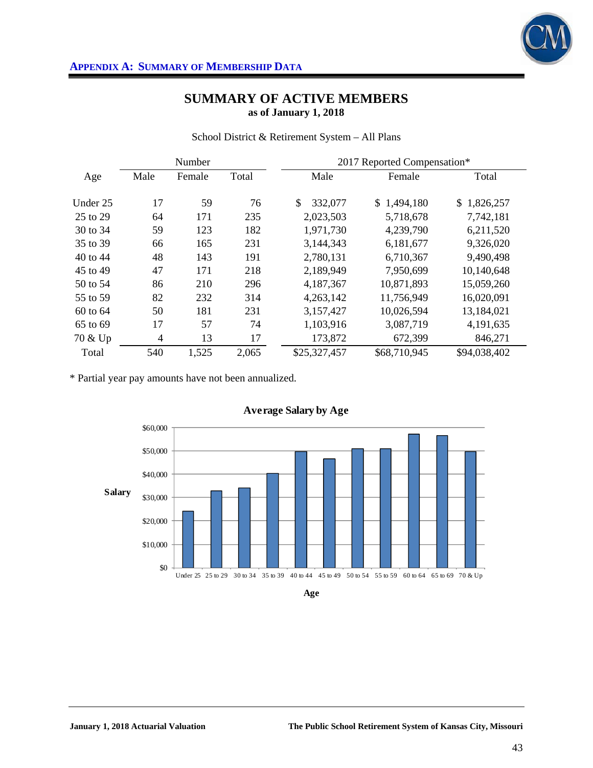## APPENDIX A: SUMMARY OF MEMBERSHIP DATA

# SUMMARY OF ACTIVE MEMBERS
**as of January 1, 2018**

School District & Retirement System – All Plans

| Age | Number | | | 2017 Reported Compensation* | | |
|---|---|---|---|---|---|---|
| | Male | Female | Total | Male | Female | Total |
| Under 25 | 17 | 59 | 76 | $ 332,077 | $ 1,494,180 | $ 1,826,257 |
| 25 to 29 | 64 | 171 | 235 | 2,023,503 | 5,718,678 | 7,742,181 |
| 30 to 34 | 59 | 123 | 182 | 1,971,730 | 4,239,790 | 6,211,520 |
| 35 to 39 | 66 | 165 | 231 | 3,144,343 | 6,181,677 | 9,326,020 |
| 40 to 44 | 48 | 143 | 191 | 2,780,131 | 6,710,367 | 9,490,498 |
| 45 to 49 | 47 | 171 | 218 | 2,189,949 | 7,950,699 | 10,140,648 |
| 50 to 54 | 86 | 210 | 296 | 4,187,367 | 10,871,893 | 15,059,260 |
| 55 to 59 | 82 | 232 | 314 | 4,263,142 | 11,756,949 | 16,020,091 |
| 60 to 64 | 50 | 181 | 231 | 3,157,427 | 10,026,594 | 13,184,021 |
| 65 to 69 | 17 | 57 | 74 | 1,103,916 | 3,087,719 | 4,191,635 |
| 70 & Up | 4 | 13 | 17 | 173,872 | 672,399 | 846,271 |
| Total | 540 | 1,525 | 2,065 | $25,327,457 | $68,710,945 | $94,038,402 |

* Partial year pay amounts have not been annualized.

**Average Salary by Age**

Salary: $0, $10,000, $20,000, $30,000, $40,000, $50,000, $60,000

Age: Under 25, 25 to 29, 30 to 34, 35 to 39, 40 to 44, 45 to 49, 50 to 54, 55 to 59, 60 to 64, 65 to 69, 70 & Up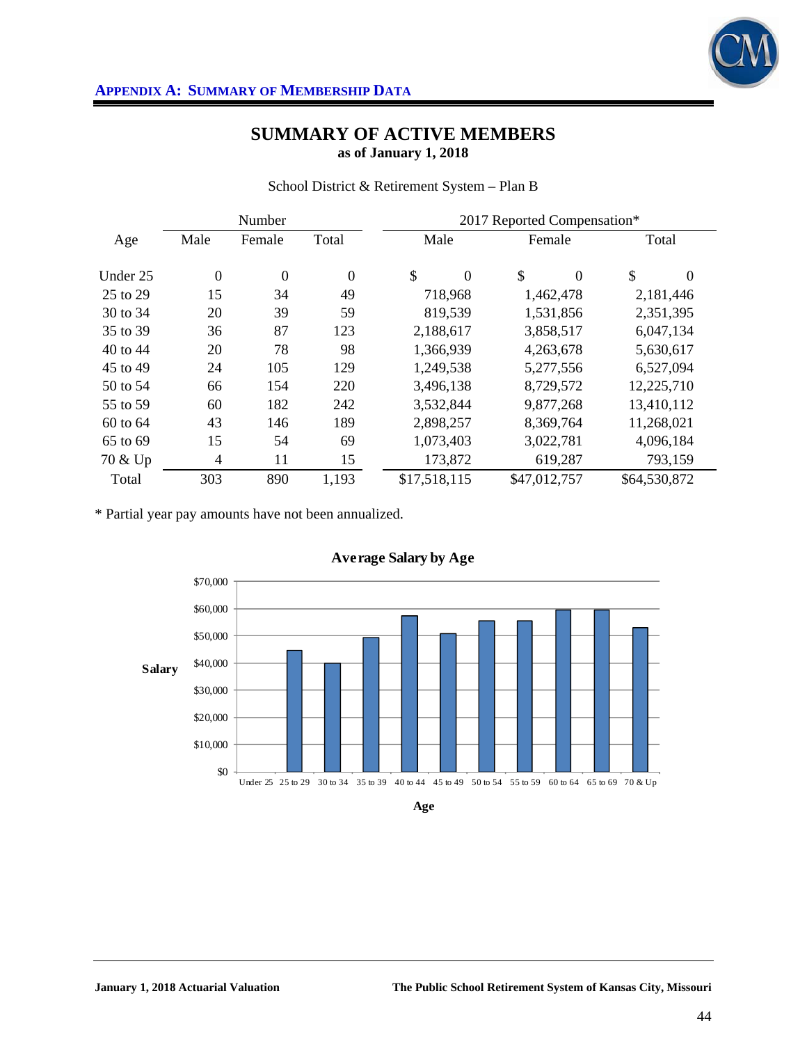## APPENDIX A: SUMMARY OF MEMBERSHIP DATA

# SUMMARY OF ACTIVE MEMBERS
**as of January 1, 2018**

School District & Retirement System – Plan B

| Age | Number | | | 2017 Reported Compensation* | | |
|---|---|---|---|---|---|---|
| | Male | Female | Total | Male | Female | Total |
| Under 25 | 0 | 0 | 0 | $ 0 | $ 0 | $ 0 |
| 25 to 29 | 15 | 34 | 49 | 718,968 | 1,462,478 | 2,181,446 |
| 30 to 34 | 20 | 39 | 59 | 819,539 | 1,531,856 | 2,351,395 |
| 35 to 39 | 36 | 87 | 123 | 2,188,617 | 3,858,517 | 6,047,134 |
| 40 to 44 | 20 | 78 | 98 | 1,366,939 | 4,263,678 | 5,630,617 |
| 45 to 49 | 24 | 105 | 129 | 1,249,538 | 5,277,556 | 6,527,094 |
| 50 to 54 | 66 | 154 | 220 | 3,496,138 | 8,729,572 | 12,225,710 |
| 55 to 59 | 60 | 182 | 242 | 3,532,844 | 9,877,268 | 13,410,112 |
| 60 to 64 | 43 | 146 | 189 | 2,898,257 | 8,369,764 | 11,268,021 |
| 65 to 69 | 15 | 54 | 69 | 1,073,403 | 3,022,781 | 4,096,184 |
| 70 & Up | 4 | 11 | 15 | 173,872 | 619,287 | 793,159 |
| Total | 303 | 890 | 1,193 | $17,518,115 | $47,012,757 | $64,530,872 |

* Partial year pay amounts have not been annualized.

**Average Salary by Age**

| Age | Salary (approx.) |
|---|---|
| Under 25 | $0 |
| 25 to 29 | ~$44,500 |
| 30 to 34 | ~$40,000 |
| 35 to 39 | ~$49,000 |
| 40 to 44 | ~$57,500 |
| 45 to 49 | ~$50,500 |
| 50 to 54 | ~$55,500 |
| 55 to 59 | ~$55,500 |
| 60 to 64 | ~$59,500 |
| 65 to 69 | ~$59,500 |
| 70 & Up | ~$53,000 |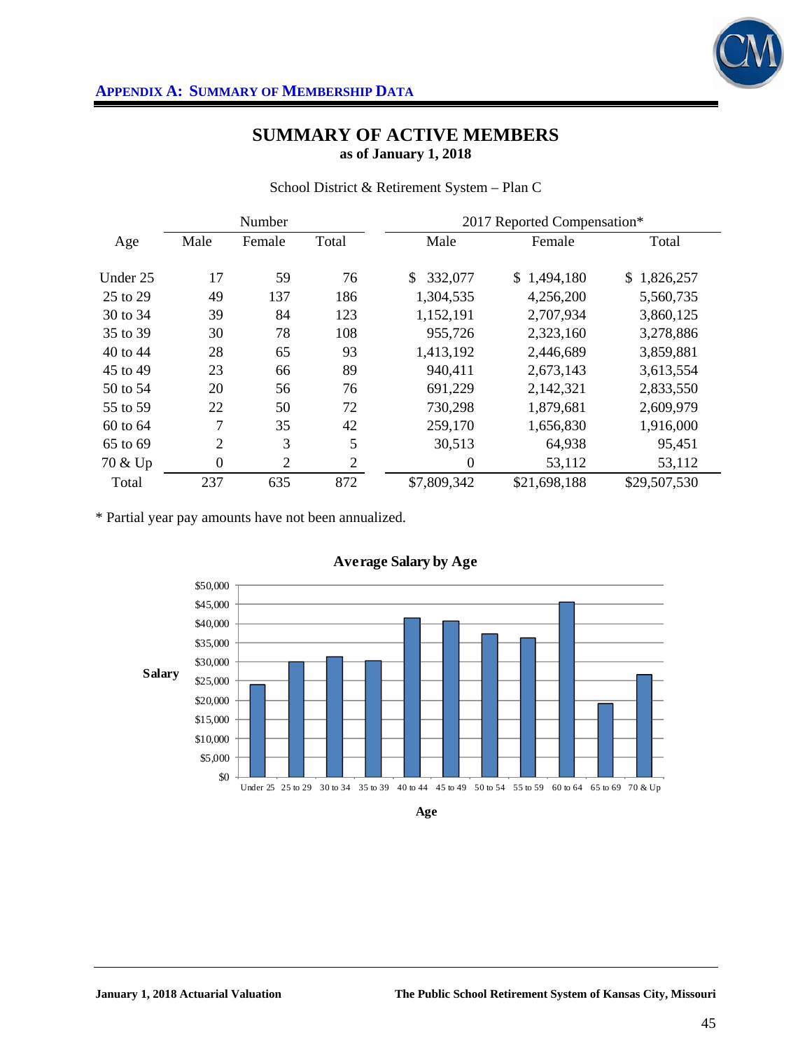## APPENDIX A: SUMMARY OF MEMBERSHIP DATA

# SUMMARY OF ACTIVE MEMBERS
**as of January 1, 2018**

School District & Retirement System – Plan C

| Age | Number | | | 2017 Reported Compensation* | | |
|---|---|---|---|---|---|---|
| | Male | Female | Total | Male | Female | Total |
| Under 25 | 17 | 59 | 76 | $ 332,077 | $ 1,494,180 | $ 1,826,257 |
| 25 to 29 | 49 | 137 | 186 | 1,304,535 | 4,256,200 | 5,560,735 |
| 30 to 34 | 39 | 84 | 123 | 1,152,191 | 2,707,934 | 3,860,125 |
| 35 to 39 | 30 | 78 | 108 | 955,726 | 2,323,160 | 3,278,886 |
| 40 to 44 | 28 | 65 | 93 | 1,413,192 | 2,446,689 | 3,859,881 |
| 45 to 49 | 23 | 66 | 89 | 940,411 | 2,673,143 | 3,613,554 |
| 50 to 54 | 20 | 56 | 76 | 691,229 | 2,142,321 | 2,833,550 |
| 55 to 59 | 22 | 50 | 72 | 730,298 | 1,879,681 | 2,609,979 |
| 60 to 64 | 7 | 35 | 42 | 259,170 | 1,656,830 | 1,916,000 |
| 65 to 69 | 2 | 3 | 5 | 30,513 | 64,938 | 95,451 |
| 70 & Up | 0 | 2 | 2 | 0 | 53,112 | 53,112 |
| Total | 237 | 635 | 872 | $7,809,342 | $21,698,188 | $29,507,530 |

* Partial year pay amounts have not been annualized.

**Average Salary by Age**

| Age | Under 25 | 25 to 29 | 30 to 34 | 35 to 39 | 40 to 44 | 45 to 49 | 50 to 54 | 55 to 59 | 60 to 64 | 65 to 69 | 70 & Up |
|---|---|---|---|---|---|---|---|---|---|---|---|
| Salary (approx.) | ~$24,000 | ~$30,000 | ~$31,400 | ~$30,400 | ~$41,500 | ~$40,600 | ~$37,300 | ~$36,200 | ~$45,600 | ~$19,100 | ~$26,600 |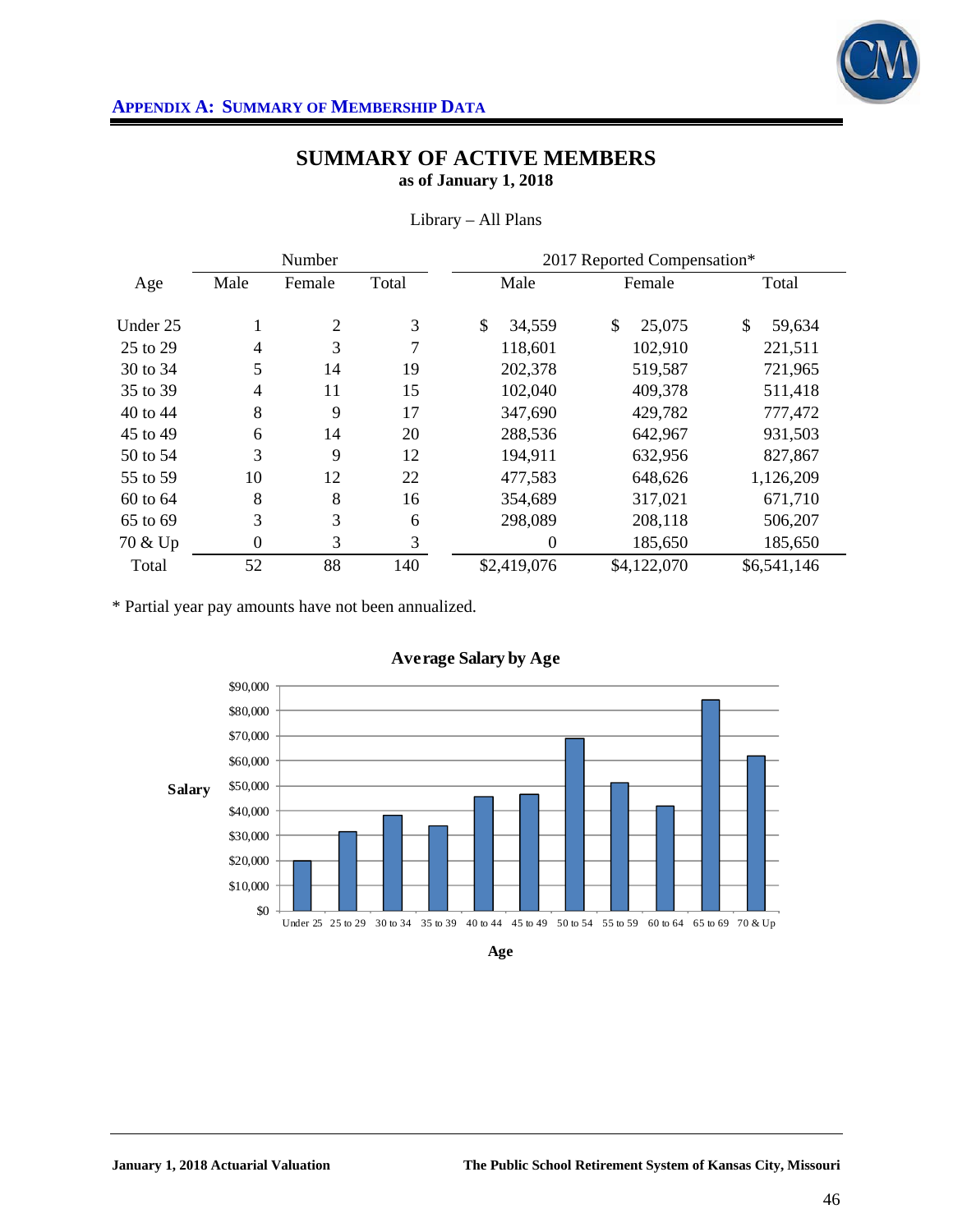**APPENDIX A: SUMMARY OF MEMBERSHIP DATA**

# SUMMARY OF ACTIVE MEMBERS

**as of January 1, 2018**

Library – All Plans

| Age | Number | | | 2017 Reported Compensation* | | |
|---|---|---|---|---|---|---|
| | Male | Female | Total | Male | Female | Total |
| Under 25 | 1 | 2 | 3 | $ 34,559 | $ 25,075 | $ 59,634 |
| 25 to 29 | 4 | 3 | 7 | 118,601 | 102,910 | 221,511 |
| 30 to 34 | 5 | 14 | 19 | 202,378 | 519,587 | 721,965 |
| 35 to 39 | 4 | 11 | 15 | 102,040 | 409,378 | 511,418 |
| 40 to 44 | 8 | 9 | 17 | 347,690 | 429,782 | 777,472 |
| 45 to 49 | 6 | 14 | 20 | 288,536 | 642,967 | 931,503 |
| 50 to 54 | 3 | 9 | 12 | 194,911 | 632,956 | 827,867 |
| 55 to 59 | 10 | 12 | 22 | 477,583 | 648,626 | 1,126,209 |
| 60 to 64 | 8 | 8 | 16 | 354,689 | 317,021 | 671,710 |
| 65 to 69 | 3 | 3 | 6 | 298,089 | 208,118 | 506,207 |
| 70 & Up | 0 | 3 | 3 | 0 | 185,650 | 185,650 |
| Total | 52 | 88 | 140 | $2,419,076 | $4,122,070 | $6,541,146 |

\* Partial year pay amounts have not been annualized.

**Average Salary by Age**

Salary: $0 – $90,000; Age: Under 25, 25 to 29, 30 to 34, 35 to 39, 40 to 44, 45 to 49, 50 to 54, 55 to 59, 60 to 64, 65 to 69, 70 & Up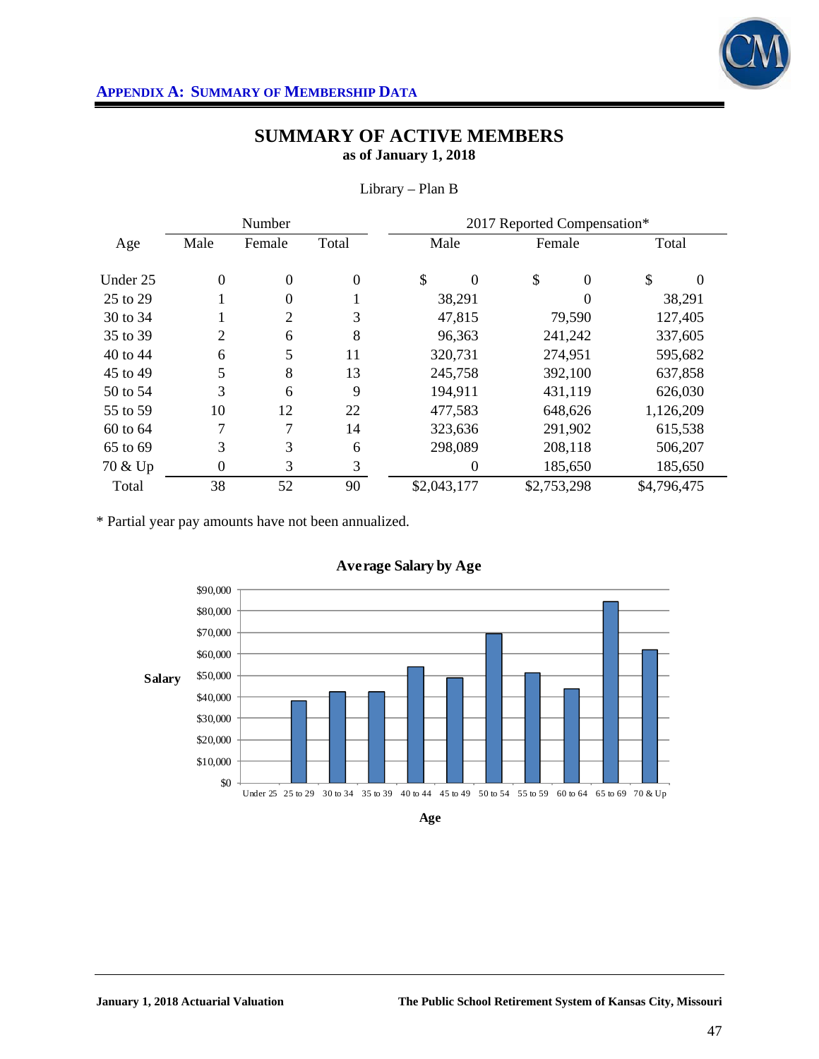**APPENDIX A: SUMMARY OF MEMBERSHIP DATA**

## SUMMARY OF ACTIVE MEMBERS
### as of January 1, 2018

Library – Plan B

| | Number | | | 2017 Reported Compensation* | | |
|---|---|---|---|---|---|---|
| Age | Male | Female | Total | Male | Female | Total |
| Under 25 | 0 | 0 | 0 | $ 0 | $ 0 | $ 0 |
| 25 to 29 | 1 | 0 | 1 | 38,291 | 0 | 38,291 |
| 30 to 34 | 1 | 2 | 3 | 47,815 | 79,590 | 127,405 |
| 35 to 39 | 2 | 6 | 8 | 96,363 | 241,242 | 337,605 |
| 40 to 44 | 6 | 5 | 11 | 320,731 | 274,951 | 595,682 |
| 45 to 49 | 5 | 8 | 13 | 245,758 | 392,100 | 637,858 |
| 50 to 54 | 3 | 6 | 9 | 194,911 | 431,119 | 626,030 |
| 55 to 59 | 10 | 12 | 22 | 477,583 | 648,626 | 1,126,209 |
| 60 to 64 | 7 | 7 | 14 | 323,636 | 291,902 | 615,538 |
| 65 to 69 | 3 | 3 | 6 | 298,089 | 208,118 | 506,207 |
| 70 & Up | 0 | 3 | 3 | 0 | 185,650 | 185,650 |
| Total | 38 | 52 | 90 | $2,043,177 | $2,753,298 | $4,796,475 |

* Partial year pay amounts have not been annualized.

**Average Salary by Age**

| Age | Salary |
|---|---|
| Under 25 | $0 |
| 25 to 29 | ~$38,000 |
| 30 to 34 | ~$42,000 |
| 35 to 39 | ~$42,000 |
| 40 to 44 | ~$54,000 |
| 45 to 49 | ~$49,000 |
| 50 to 54 | ~$70,000 |
| 55 to 59 | ~$51,000 |
| 60 to 64 | ~$44,000 |
| 65 to 69 | ~$84,000 |
| 70 & Up | ~$62,000 |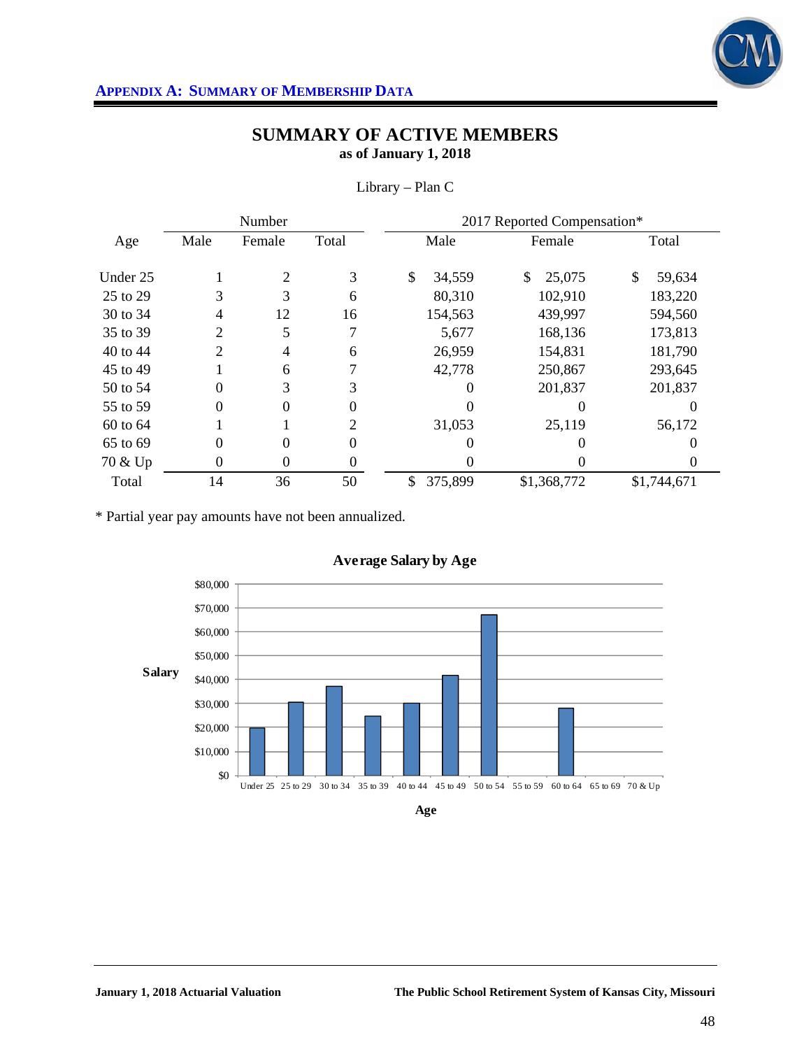## APPENDIX A: SUMMARY OF MEMBERSHIP DATA

# SUMMARY OF ACTIVE MEMBERS
**as of January 1, 2018**

Library – Plan C

| Age | Number | | | 2017 Reported Compensation* | | |
|---|---|---|---|---|---|---|
| | Male | Female | Total | Male | Female | Total |
| Under 25 | 1 | 2 | 3 | $ 34,559 | $ 25,075 | $ 59,634 |
| 25 to 29 | 3 | 3 | 6 | 80,310 | 102,910 | 183,220 |
| 30 to 34 | 4 | 12 | 16 | 154,563 | 439,997 | 594,560 |
| 35 to 39 | 2 | 5 | 7 | 5,677 | 168,136 | 173,813 |
| 40 to 44 | 2 | 4 | 6 | 26,959 | 154,831 | 181,790 |
| 45 to 49 | 1 | 6 | 7 | 42,778 | 250,867 | 293,645 |
| 50 to 54 | 0 | 3 | 3 | 0 | 201,837 | 201,837 |
| 55 to 59 | 0 | 0 | 0 | 0 | 0 | 0 |
| 60 to 64 | 1 | 1 | 2 | 31,053 | 25,119 | 56,172 |
| 65 to 69 | 0 | 0 | 0 | 0 | 0 | 0 |
| 70 & Up | 0 | 0 | 0 | 0 | 0 | 0 |
| Total | 14 | 36 | 50 | $ 375,899 | $1,368,772 | $1,744,671 |

* Partial year pay amounts have not been annualized.

**Average Salary by Age**

| Age | Salary |
|---|---|
| Under 25 | ~$19,878 |
| 25 to 29 | ~$30,537 |
| 30 to 34 | ~$37,160 |
| 35 to 39 | ~$24,830 |
| 40 to 44 | ~$30,298 |
| 45 to 49 | ~$41,949 |
| 50 to 54 | ~$67,279 |
| 55 to 59 | $0 |
| 60 to 64 | ~$28,086 |
| 65 to 69 | $0 |
| 70 & Up | $0 |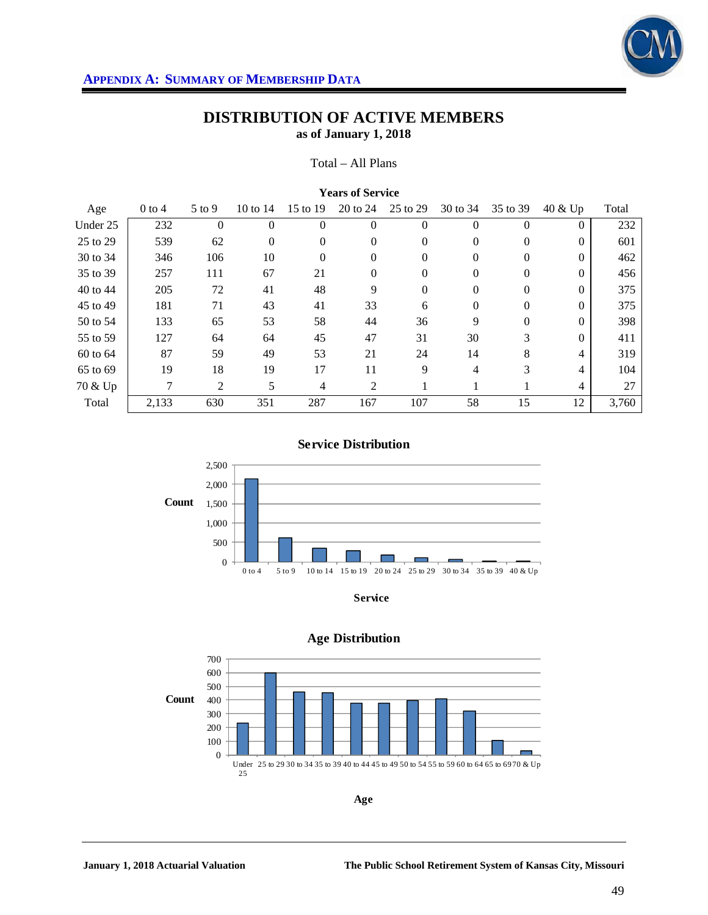## APPENDIX A: SUMMARY OF MEMBERSHIP DATA

# DISTRIBUTION OF ACTIVE MEMBERS

### as of January 1, 2018

Total – All Plans

| | Years of Service | | | | | | | | | |
|---|---|---|---|---|---|---|---|---|---|---|
| Age | 0 to 4 | 5 to 9 | 10 to 14 | 15 to 19 | 20 to 24 | 25 to 29 | 30 to 34 | 35 to 39 | 40 & Up | Total |
| Under 25 | 232 | 0 | 0 | 0 | 0 | 0 | 0 | 0 | 0 | 232 |
| 25 to 29 | 539 | 62 | 0 | 0 | 0 | 0 | 0 | 0 | 0 | 601 |
| 30 to 34 | 346 | 106 | 10 | 0 | 0 | 0 | 0 | 0 | 0 | 462 |
| 35 to 39 | 257 | 111 | 67 | 21 | 0 | 0 | 0 | 0 | 0 | 456 |
| 40 to 44 | 205 | 72 | 41 | 48 | 9 | 0 | 0 | 0 | 0 | 375 |
| 45 to 49 | 181 | 71 | 43 | 41 | 33 | 6 | 0 | 0 | 0 | 375 |
| 50 to 54 | 133 | 65 | 53 | 58 | 44 | 36 | 9 | 0 | 0 | 398 |
| 55 to 59 | 127 | 64 | 64 | 45 | 47 | 31 | 30 | 3 | 0 | 411 |
| 60 to 64 | 87 | 59 | 49 | 53 | 21 | 24 | 14 | 8 | 4 | 319 |
| 65 to 69 | 19 | 18 | 19 | 17 | 11 | 9 | 4 | 3 | 4 | 104 |
| 70 & Up | 7 | 2 | 5 | 4 | 2 | 1 | 1 | 1 | 4 | 27 |
| Total | 2,133 | 630 | 351 | 287 | 167 | 107 | 58 | 15 | 12 | 3,760 |

**Service Distribution**

**Age Distribution**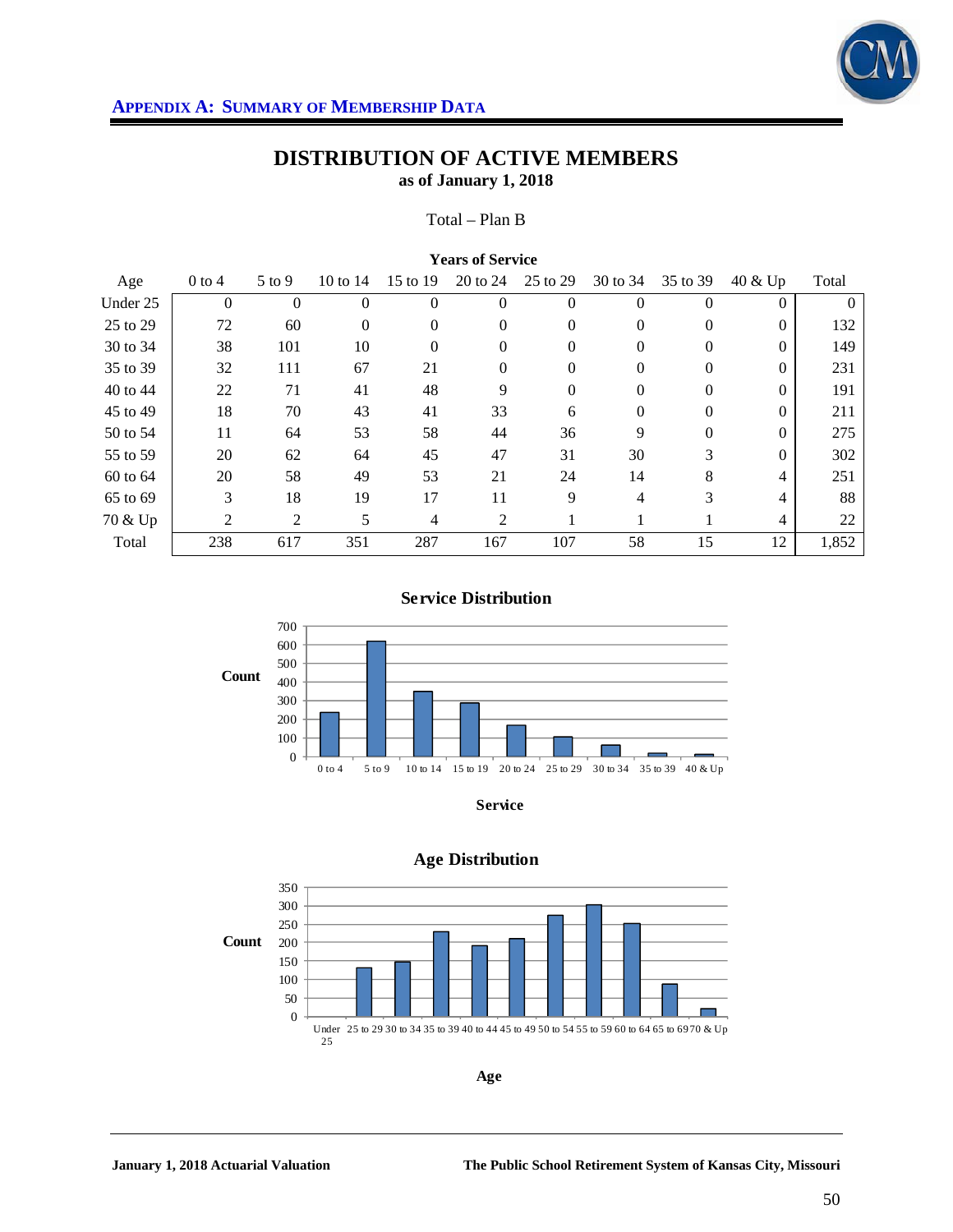**APPENDIX A: SUMMARY OF MEMBERSHIP DATA**

# DISTRIBUTION OF ACTIVE MEMBERS
**as of January 1, 2018**

Total – Plan B

| | **Years of Service** | | | | | | | | | |
|---|---|---|---|---|---|---|---|---|---|---|
| Age | 0 to 4 | 5 to 9 | 10 to 14 | 15 to 19 | 20 to 24 | 25 to 29 | 30 to 34 | 35 to 39 | 40 & Up | Total |
| Under 25 | 0 | 0 | 0 | 0 | 0 | 0 | 0 | 0 | 0 | 0 |
| 25 to 29 | 72 | 60 | 0 | 0 | 0 | 0 | 0 | 0 | 0 | 132 |
| 30 to 34 | 38 | 101 | 10 | 0 | 0 | 0 | 0 | 0 | 0 | 149 |
| 35 to 39 | 32 | 111 | 67 | 21 | 0 | 0 | 0 | 0 | 0 | 231 |
| 40 to 44 | 22 | 71 | 41 | 48 | 9 | 0 | 0 | 0 | 0 | 191 |
| 45 to 49 | 18 | 70 | 43 | 41 | 33 | 6 | 0 | 0 | 0 | 211 |
| 50 to 54 | 11 | 64 | 53 | 58 | 44 | 36 | 9 | 0 | 0 | 275 |
| 55 to 59 | 20 | 62 | 64 | 45 | 47 | 31 | 30 | 3 | 0 | 302 |
| 60 to 64 | 20 | 58 | 49 | 53 | 21 | 24 | 14 | 8 | 4 | 251 |
| 65 to 69 | 3 | 18 | 19 | 17 | 11 | 9 | 4 | 3 | 4 | 88 |
| 70 & Up | 2 | 2 | 5 | 4 | 2 | 1 | 1 | 1 | 4 | 22 |
| Total | 238 | 617 | 351 | 287 | 167 | 107 | 58 | 15 | 12 | 1,852 |

**Service Distribution**

| Service | Count |
|---|---|
| 0 to 4 | 238 |
| 5 to 9 | 617 |
| 10 to 14 | 351 |
| 15 to 19 | 287 |
| 20 to 24 | 167 |
| 25 to 29 | 107 |
| 30 to 34 | 58 |
| 35 to 39 | 15 |
| 40 & Up | 12 |

**Age Distribution**

| Age | Count |
|---|---|
| Under 25 | 0 |
| 25 to 29 | 132 |
| 30 to 34 | 149 |
| 35 to 39 | 231 |
| 40 to 44 | 191 |
| 45 to 49 | 211 |
| 50 to 54 | 275 |
| 55 to 59 | 302 |
| 60 to 64 | 251 |
| 65 to 69 | 88 |
| 70 & Up | 22 |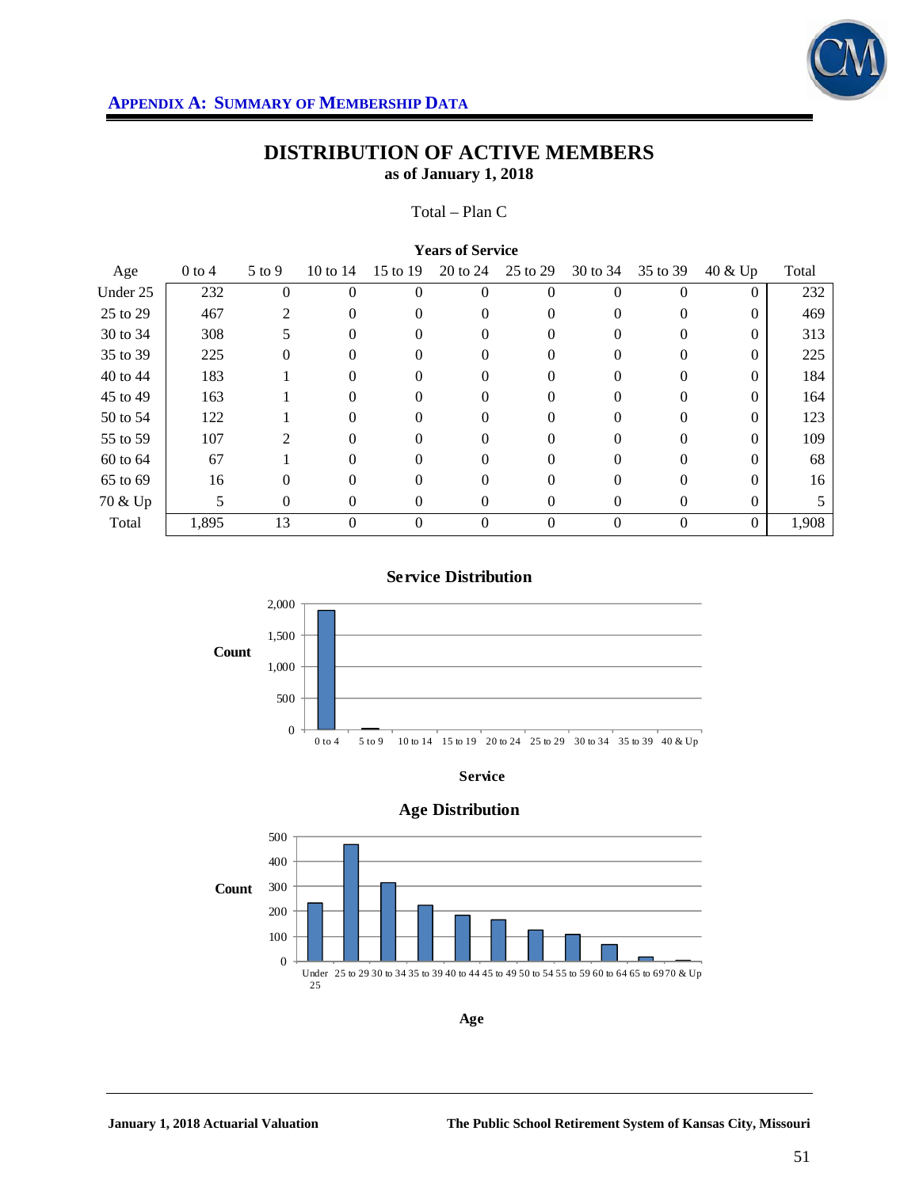## APPENDIX A: SUMMARY OF MEMBERSHIP DATA

# DISTRIBUTION OF ACTIVE MEMBERS
**as of January 1, 2018**

Total – Plan C

| | Years of Service | | | | | | | | | |
|---|---|---|---|---|---|---|---|---|---|---|
| Age | 0 to 4 | 5 to 9 | 10 to 14 | 15 to 19 | 20 to 24 | 25 to 29 | 30 to 34 | 35 to 39 | 40 & Up | Total |
| Under 25 | 232 | 0 | 0 | 0 | 0 | 0 | 0 | 0 | 0 | 232 |
| 25 to 29 | 467 | 2 | 0 | 0 | 0 | 0 | 0 | 0 | 0 | 469 |
| 30 to 34 | 308 | 5 | 0 | 0 | 0 | 0 | 0 | 0 | 0 | 313 |
| 35 to 39 | 225 | 0 | 0 | 0 | 0 | 0 | 0 | 0 | 0 | 225 |
| 40 to 44 | 183 | 1 | 0 | 0 | 0 | 0 | 0 | 0 | 0 | 184 |
| 45 to 49 | 163 | 1 | 0 | 0 | 0 | 0 | 0 | 0 | 0 | 164 |
| 50 to 54 | 122 | 1 | 0 | 0 | 0 | 0 | 0 | 0 | 0 | 123 |
| 55 to 59 | 107 | 2 | 0 | 0 | 0 | 0 | 0 | 0 | 0 | 109 |
| 60 to 64 | 67 | 1 | 0 | 0 | 0 | 0 | 0 | 0 | 0 | 68 |
| 65 to 69 | 16 | 0 | 0 | 0 | 0 | 0 | 0 | 0 | 0 | 16 |
| 70 & Up | 5 | 0 | 0 | 0 | 0 | 0 | 0 | 0 | 0 | 5 |
| Total | 1,895 | 13 | 0 | 0 | 0 | 0 | 0 | 0 | 0 | 1,908 |

**Service Distribution**

**Age Distribution**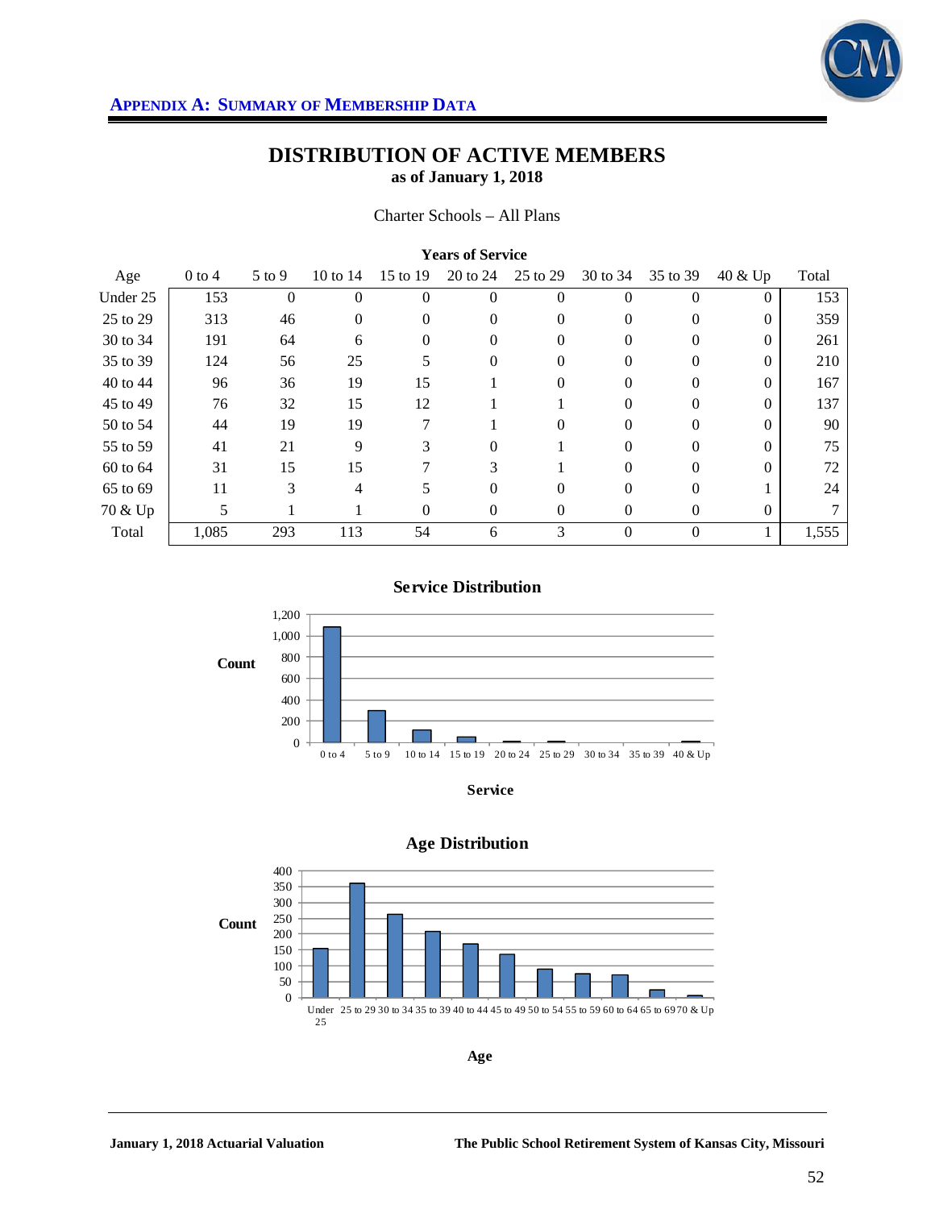**APPENDIX A: SUMMARY OF MEMBERSHIP DATA**

# DISTRIBUTION OF ACTIVE MEMBERS
## as of January 1, 2018

Charter Schools – All Plans

| | Years of Service | | | | | | | | | |
|---|---|---|---|---|---|---|---|---|---|---|
| Age | 0 to 4 | 5 to 9 | 10 to 14 | 15 to 19 | 20 to 24 | 25 to 29 | 30 to 34 | 35 to 39 | 40 & Up | Total |
| Under 25 | 153 | 0 | 0 | 0 | 0 | 0 | 0 | 0 | 0 | 153 |
| 25 to 29 | 313 | 46 | 0 | 0 | 0 | 0 | 0 | 0 | 0 | 359 |
| 30 to 34 | 191 | 64 | 6 | 0 | 0 | 0 | 0 | 0 | 0 | 261 |
| 35 to 39 | 124 | 56 | 25 | 5 | 0 | 0 | 0 | 0 | 0 | 210 |
| 40 to 44 | 96 | 36 | 19 | 15 | 1 | 0 | 0 | 0 | 0 | 167 |
| 45 to 49 | 76 | 32 | 15 | 12 | 1 | 1 | 0 | 0 | 0 | 137 |
| 50 to 54 | 44 | 19 | 19 | 7 | 1 | 0 | 0 | 0 | 0 | 90 |
| 55 to 59 | 41 | 21 | 9 | 3 | 0 | 1 | 0 | 0 | 0 | 75 |
| 60 to 64 | 31 | 15 | 15 | 7 | 3 | 1 | 0 | 0 | 0 | 72 |
| 65 to 69 | 11 | 3 | 4 | 5 | 0 | 0 | 0 | 0 | 1 | 24 |
| 70 & Up | 5 | 1 | 1 | 0 | 0 | 0 | 0 | 0 | 0 | 7 |
| Total | 1,085 | 293 | 113 | 54 | 6 | 3 | 0 | 0 | 1 | 1,555 |

**Service Distribution**

**Age Distribution**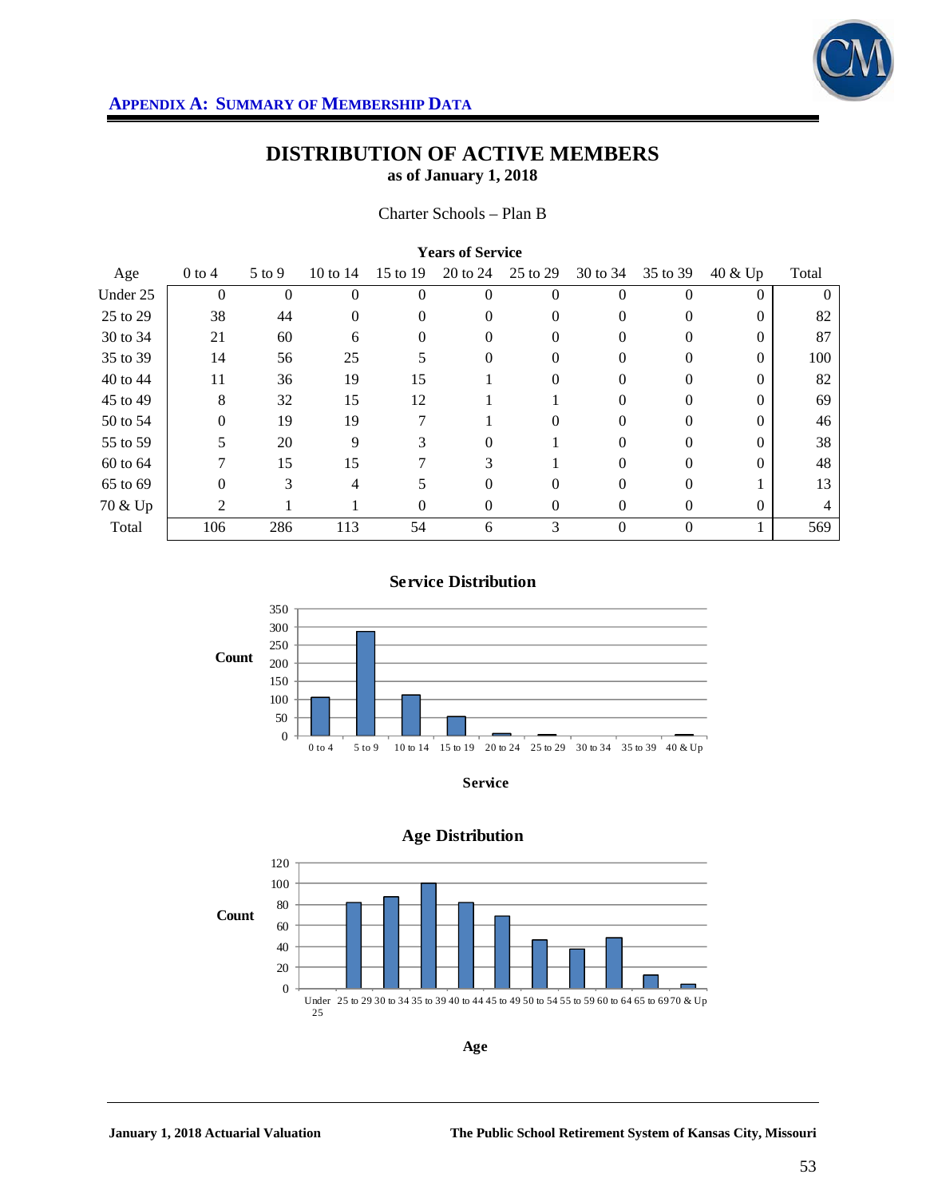**APPENDIX A: SUMMARY OF MEMBERSHIP DATA**

## DISTRIBUTION OF ACTIVE MEMBERS
### as of January 1, 2018

Charter Schools – Plan B

| | Years of Service | | | | | | | | | |
|---|---|---|---|---|---|---|---|---|---|---|
| Age | 0 to 4 | 5 to 9 | 10 to 14 | 15 to 19 | 20 to 24 | 25 to 29 | 30 to 34 | 35 to 39 | 40 & Up | Total |
| Under 25 | 0 | 0 | 0 | 0 | 0 | 0 | 0 | 0 | 0 | 0 |
| 25 to 29 | 38 | 44 | 0 | 0 | 0 | 0 | 0 | 0 | 0 | 82 |
| 30 to 34 | 21 | 60 | 6 | 0 | 0 | 0 | 0 | 0 | 0 | 87 |
| 35 to 39 | 14 | 56 | 25 | 5 | 0 | 0 | 0 | 0 | 0 | 100 |
| 40 to 44 | 11 | 36 | 19 | 15 | 1 | 0 | 0 | 0 | 0 | 82 |
| 45 to 49 | 8 | 32 | 15 | 12 | 1 | 1 | 0 | 0 | 0 | 69 |
| 50 to 54 | 0 | 19 | 19 | 7 | 1 | 0 | 0 | 0 | 0 | 46 |
| 55 to 59 | 5 | 20 | 9 | 3 | 0 | 1 | 0 | 0 | 0 | 38 |
| 60 to 64 | 7 | 15 | 15 | 7 | 3 | 1 | 0 | 0 | 0 | 48 |
| 65 to 69 | 0 | 3 | 4 | 5 | 0 | 0 | 0 | 0 | 1 | 13 |
| 70 & Up | 2 | 1 | 1 | 0 | 0 | 0 | 0 | 0 | 0 | 4 |
| Total | 106 | 286 | 113 | 54 | 6 | 3 | 0 | 0 | 1 | 569 |

**Service Distribution**

| Service | 0 to 4 | 5 to 9 | 10 to 14 | 15 to 19 | 20 to 24 | 25 to 29 | 30 to 34 | 35 to 39 | 40 & Up |
|---|---|---|---|---|---|---|---|---|---|
| Count | 106 | 286 | 113 | 54 | 6 | 3 | 0 | 0 | 1 |

**Age Distribution**

| Age | Under 25 | 25 to 29 | 30 to 34 | 35 to 39 | 40 to 44 | 45 to 49 | 50 to 54 | 55 to 59 | 60 to 64 | 65 to 69 | 70 & Up |
|---|---|---|---|---|---|---|---|---|---|---|---|
| Count | 0 | 82 | 87 | 100 | 82 | 69 | 46 | 38 | 48 | 13 | 4 |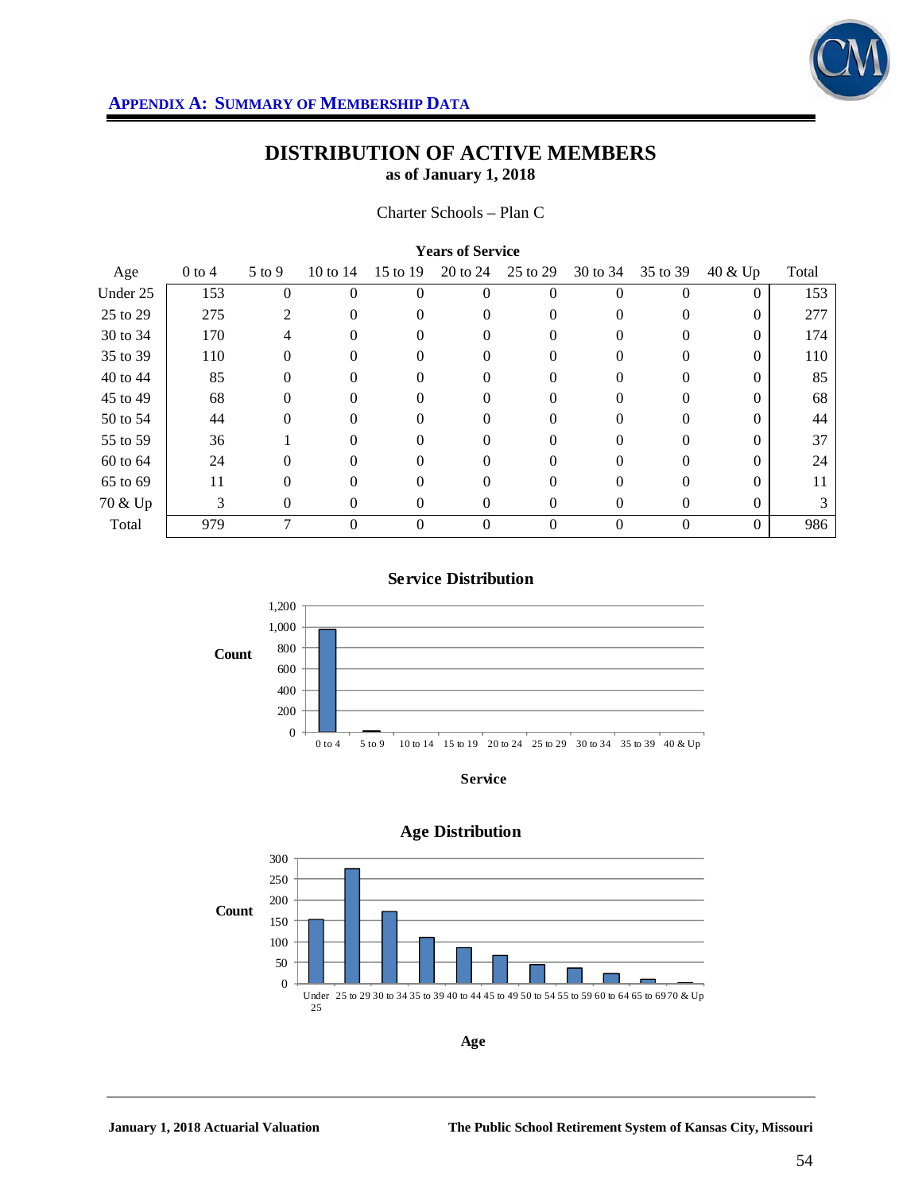**APPENDIX A: SUMMARY OF MEMBERSHIP DATA**

# DISTRIBUTION OF ACTIVE MEMBERS

**as of January 1, 2018**

Charter Schools – Plan C

| Age | Years of Service | | | | | | | | | |
|---|---|---|---|---|---|---|---|---|---|---|
| | 0 to 4 | 5 to 9 | 10 to 14 | 15 to 19 | 20 to 24 | 25 to 29 | 30 to 34 | 35 to 39 | 40 & Up | Total |
| Under 25 | 153 | 0 | 0 | 0 | 0 | 0 | 0 | 0 | 0 | 153 |
| 25 to 29 | 275 | 2 | 0 | 0 | 0 | 0 | 0 | 0 | 0 | 277 |
| 30 to 34 | 170 | 4 | 0 | 0 | 0 | 0 | 0 | 0 | 0 | 174 |
| 35 to 39 | 110 | 0 | 0 | 0 | 0 | 0 | 0 | 0 | 0 | 110 |
| 40 to 44 | 85 | 0 | 0 | 0 | 0 | 0 | 0 | 0 | 0 | 85 |
| 45 to 49 | 68 | 0 | 0 | 0 | 0 | 0 | 0 | 0 | 0 | 68 |
| 50 to 54 | 44 | 0 | 0 | 0 | 0 | 0 | 0 | 0 | 0 | 44 |
| 55 to 59 | 36 | 1 | 0 | 0 | 0 | 0 | 0 | 0 | 0 | 37 |
| 60 to 64 | 24 | 0 | 0 | 0 | 0 | 0 | 0 | 0 | 0 | 24 |
| 65 to 69 | 11 | 0 | 0 | 0 | 0 | 0 | 0 | 0 | 0 | 11 |
| 70 & Up | 3 | 0 | 0 | 0 | 0 | 0 | 0 | 0 | 0 | 3 |
| Total | 979 | 7 | 0 | 0 | 0 | 0 | 0 | 0 | 0 | 986 |

**Service Distribution**

**Age Distribution**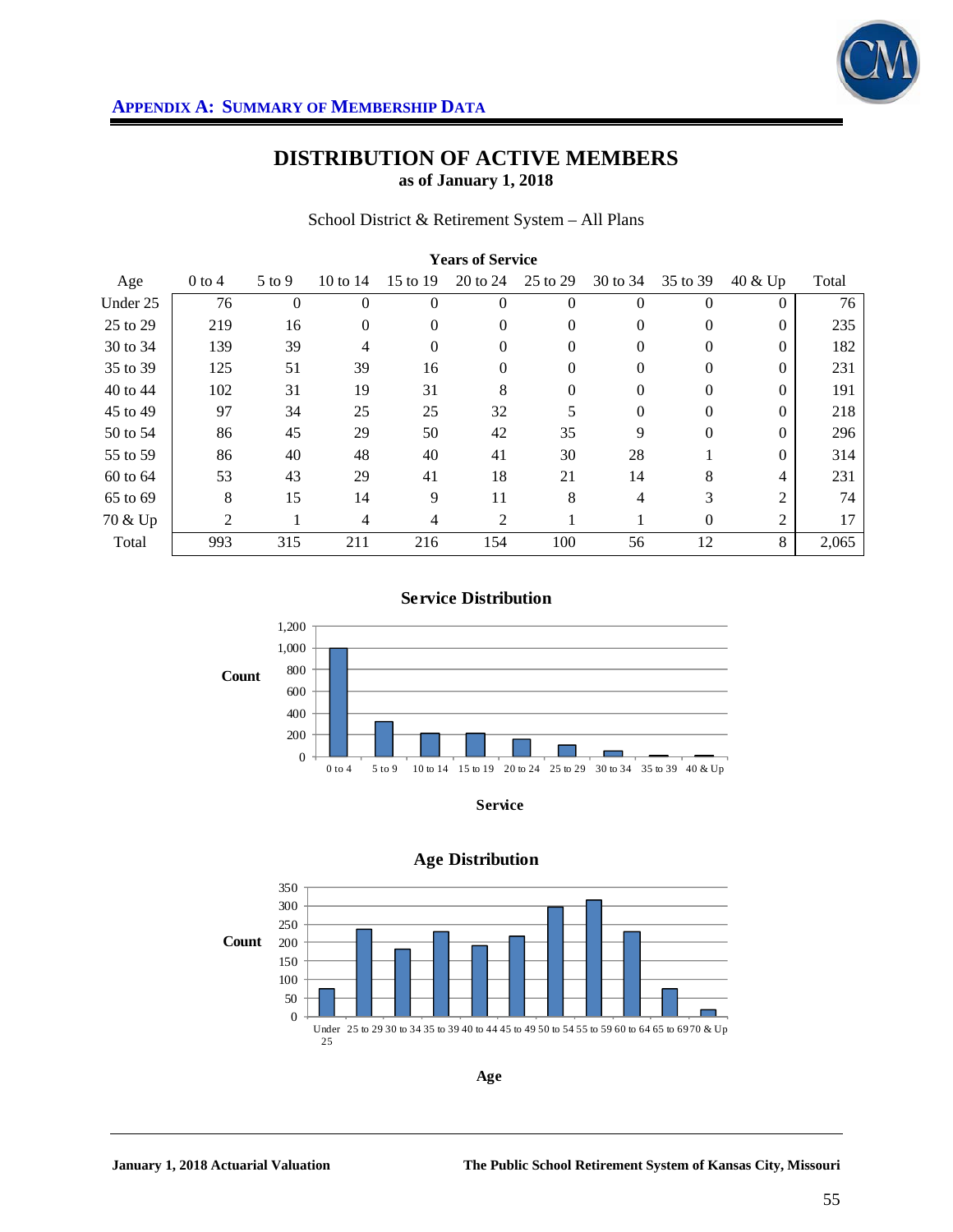**APPENDIX A: SUMMARY OF MEMBERSHIP DATA**

# DISTRIBUTION OF ACTIVE MEMBERS
**as of January 1, 2018**

School District & Retirement System – All Plans

| | Years of Service | | | | | | | | | |
|---|---|---|---|---|---|---|---|---|---|---|
| Age | 0 to 4 | 5 to 9 | 10 to 14 | 15 to 19 | 20 to 24 | 25 to 29 | 30 to 34 | 35 to 39 | 40 & Up | Total |
| Under 25 | 76 | 0 | 0 | 0 | 0 | 0 | 0 | 0 | 0 | 76 |
| 25 to 29 | 219 | 16 | 0 | 0 | 0 | 0 | 0 | 0 | 0 | 235 |
| 30 to 34 | 139 | 39 | 4 | 0 | 0 | 0 | 0 | 0 | 0 | 182 |
| 35 to 39 | 125 | 51 | 39 | 16 | 0 | 0 | 0 | 0 | 0 | 231 |
| 40 to 44 | 102 | 31 | 19 | 31 | 8 | 0 | 0 | 0 | 0 | 191 |
| 45 to 49 | 97 | 34 | 25 | 25 | 32 | 5 | 0 | 0 | 0 | 218 |
| 50 to 54 | 86 | 45 | 29 | 50 | 42 | 35 | 9 | 0 | 0 | 296 |
| 55 to 59 | 86 | 40 | 48 | 40 | 41 | 30 | 28 | 1 | 0 | 314 |
| 60 to 64 | 53 | 43 | 29 | 41 | 18 | 21 | 14 | 8 | 4 | 231 |
| 65 to 69 | 8 | 15 | 14 | 9 | 11 | 8 | 4 | 3 | 2 | 74 |
| 70 & Up | 2 | 1 | 4 | 4 | 2 | 1 | 1 | 0 | 2 | 17 |
| Total | 993 | 315 | 211 | 216 | 154 | 100 | 56 | 12 | 8 | 2,065 |

**Service Distribution**

**Age Distribution**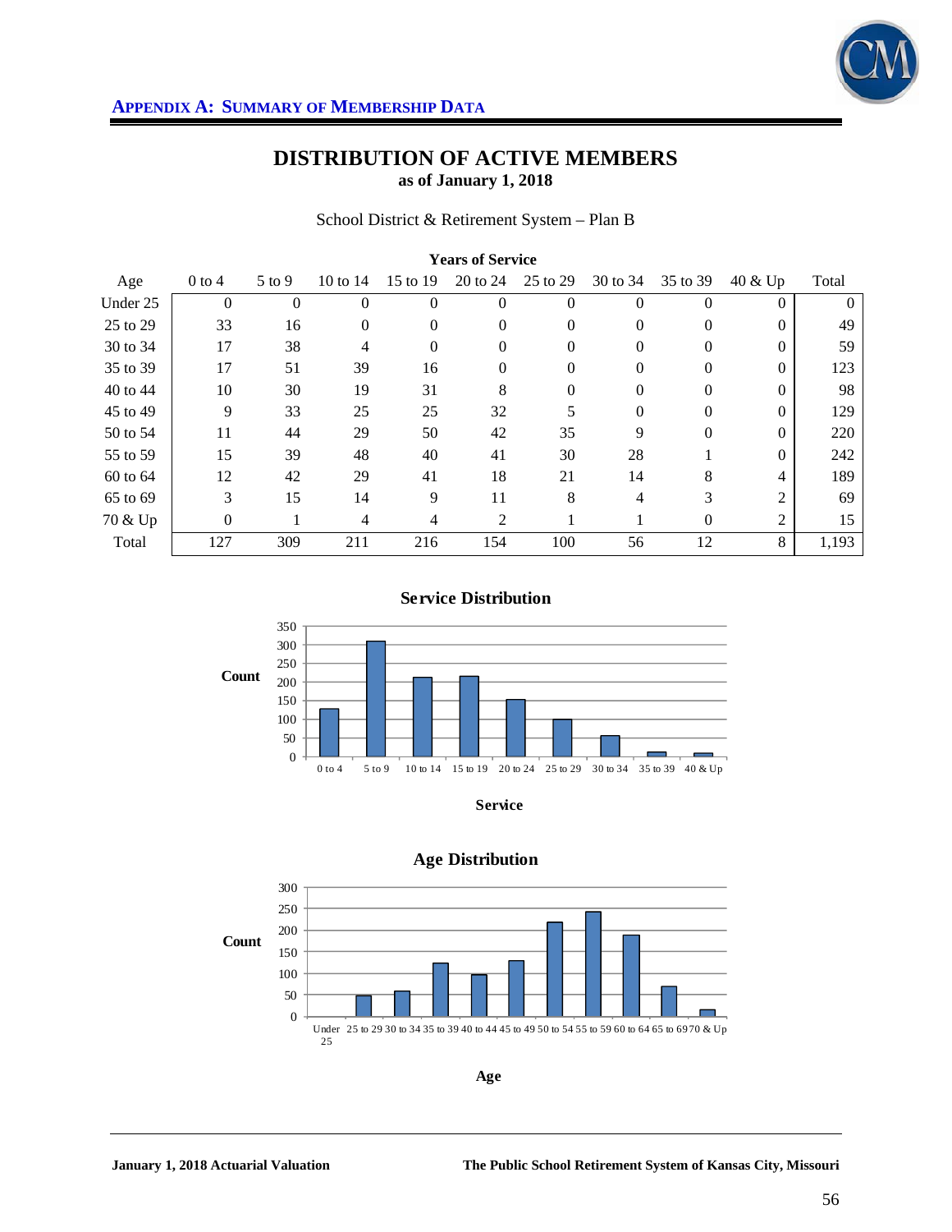## APPENDIX A: SUMMARY OF MEMBERSHIP DATA

# DISTRIBUTION OF ACTIVE MEMBERS
**as of January 1, 2018**

School District & Retirement System – Plan B

| | Years of Service | | | | | | | | | |
|---|---|---|---|---|---|---|---|---|---|---|
| Age | 0 to 4 | 5 to 9 | 10 to 14 | 15 to 19 | 20 to 24 | 25 to 29 | 30 to 34 | 35 to 39 | 40 & Up | Total |
| Under 25 | 0 | 0 | 0 | 0 | 0 | 0 | 0 | 0 | 0 | 0 |
| 25 to 29 | 33 | 16 | 0 | 0 | 0 | 0 | 0 | 0 | 0 | 49 |
| 30 to 34 | 17 | 38 | 4 | 0 | 0 | 0 | 0 | 0 | 0 | 59 |
| 35 to 39 | 17 | 51 | 39 | 16 | 0 | 0 | 0 | 0 | 0 | 123 |
| 40 to 44 | 10 | 30 | 19 | 31 | 8 | 0 | 0 | 0 | 0 | 98 |
| 45 to 49 | 9 | 33 | 25 | 25 | 32 | 5 | 0 | 0 | 0 | 129 |
| 50 to 54 | 11 | 44 | 29 | 50 | 42 | 35 | 9 | 0 | 0 | 220 |
| 55 to 59 | 15 | 39 | 48 | 40 | 41 | 30 | 28 | 1 | 0 | 242 |
| 60 to 64 | 12 | 42 | 29 | 41 | 18 | 21 | 14 | 8 | 4 | 189 |
| 65 to 69 | 3 | 15 | 14 | 9 | 11 | 8 | 4 | 3 | 2 | 69 |
| 70 & Up | 0 | 1 | 4 | 4 | 2 | 1 | 1 | 0 | 2 | 15 |
| Total | 127 | 309 | 211 | 216 | 154 | 100 | 56 | 12 | 8 | 1,193 |

**Service Distribution**

| Service | Count |
|---|---|
| 0 to 4 | 127 |
| 5 to 9 | 309 |
| 10 to 14 | 211 |
| 15 to 19 | 216 |
| 20 to 24 | 154 |
| 25 to 29 | 100 |
| 30 to 34 | 56 |
| 35 to 39 | 12 |
| 40 & Up | 8 |

**Age Distribution**

| Age | Count |
|---|---|
| Under 25 | 0 |
| 25 to 29 | 49 |
| 30 to 34 | 59 |
| 35 to 39 | 123 |
| 40 to 44 | 98 |
| 45 to 49 | 129 |
| 50 to 54 | 220 |
| 55 to 59 | 242 |
| 60 to 64 | 189 |
| 65 to 69 | 69 |
| 70 & Up | 15 |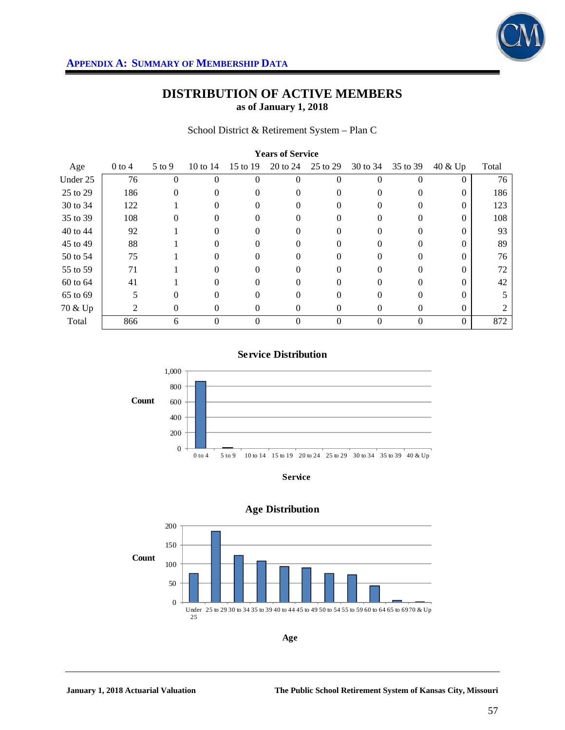**APPENDIX A: SUMMARY OF MEMBERSHIP DATA**

# DISTRIBUTION OF ACTIVE MEMBERS
**as of January 1, 2018**

School District & Retirement System – Plan C

| | Years of Service | | | | | | | | | |
|---|---|---|---|---|---|---|---|---|---|---|
| Age | 0 to 4 | 5 to 9 | 10 to 14 | 15 to 19 | 20 to 24 | 25 to 29 | 30 to 34 | 35 to 39 | 40 & Up | Total |
| Under 25 | 76 | 0 | 0 | 0 | 0 | 0 | 0 | 0 | 0 | 76 |
| 25 to 29 | 186 | 0 | 0 | 0 | 0 | 0 | 0 | 0 | 0 | 186 |
| 30 to 34 | 122 | 1 | 0 | 0 | 0 | 0 | 0 | 0 | 0 | 123 |
| 35 to 39 | 108 | 0 | 0 | 0 | 0 | 0 | 0 | 0 | 0 | 108 |
| 40 to 44 | 92 | 1 | 0 | 0 | 0 | 0 | 0 | 0 | 0 | 93 |
| 45 to 49 | 88 | 1 | 0 | 0 | 0 | 0 | 0 | 0 | 0 | 89 |
| 50 to 54 | 75 | 1 | 0 | 0 | 0 | 0 | 0 | 0 | 0 | 76 |
| 55 to 59 | 71 | 1 | 0 | 0 | 0 | 0 | 0 | 0 | 0 | 72 |
| 60 to 64 | 41 | 1 | 0 | 0 | 0 | 0 | 0 | 0 | 0 | 42 |
| 65 to 69 | 5 | 0 | 0 | 0 | 0 | 0 | 0 | 0 | 0 | 5 |
| 70 & Up | 2 | 0 | 0 | 0 | 0 | 0 | 0 | 0 | 0 | 2 |
| Total | 866 | 6 | 0 | 0 | 0 | 0 | 0 | 0 | 0 | 872 |

**Service Distribution**

**Age Distribution**

January 1, 2018 Actuarial Valuation — The Public School Retirement System of Kansas City, Missouri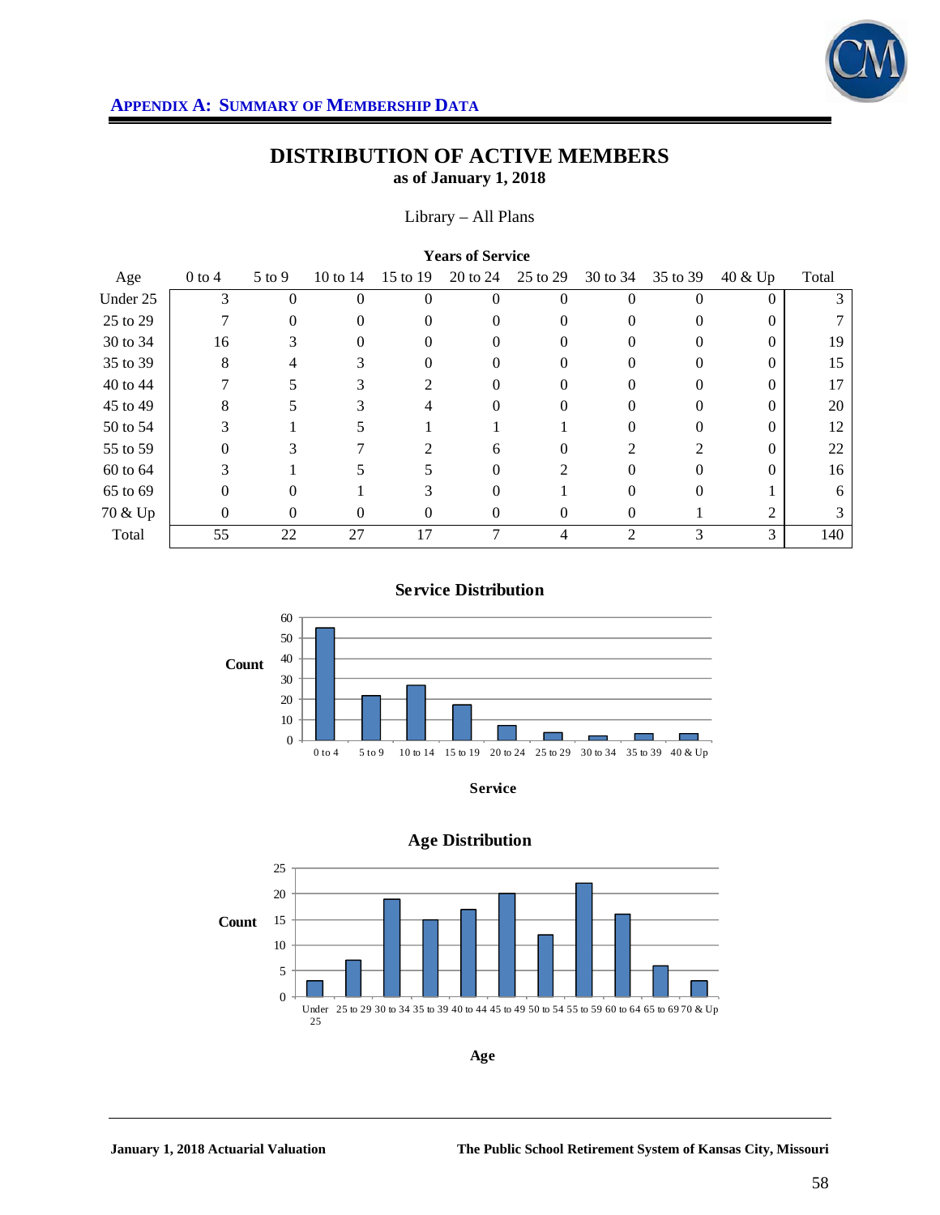**APPENDIX A: SUMMARY OF MEMBERSHIP DATA**

# DISTRIBUTION OF ACTIVE MEMBERS
## as of January 1, 2018

Library – All Plans

| | Years of Service | | | | | | | | | |
|---|---|---|---|---|---|---|---|---|---|---|
| Age | 0 to 4 | 5 to 9 | 10 to 14 | 15 to 19 | 20 to 24 | 25 to 29 | 30 to 34 | 35 to 39 | 40 & Up | Total |
| Under 25 | 3 | 0 | 0 | 0 | 0 | 0 | 0 | 0 | 0 | 3 |
| 25 to 29 | 7 | 0 | 0 | 0 | 0 | 0 | 0 | 0 | 0 | 7 |
| 30 to 34 | 16 | 3 | 0 | 0 | 0 | 0 | 0 | 0 | 0 | 19 |
| 35 to 39 | 8 | 4 | 3 | 0 | 0 | 0 | 0 | 0 | 0 | 15 |
| 40 to 44 | 7 | 5 | 3 | 2 | 0 | 0 | 0 | 0 | 0 | 17 |
| 45 to 49 | 8 | 5 | 3 | 4 | 0 | 0 | 0 | 0 | 0 | 20 |
| 50 to 54 | 3 | 1 | 5 | 1 | 1 | 1 | 0 | 0 | 0 | 12 |
| 55 to 59 | 0 | 3 | 7 | 2 | 6 | 0 | 2 | 2 | 0 | 22 |
| 60 to 64 | 3 | 1 | 5 | 5 | 0 | 2 | 0 | 0 | 0 | 16 |
| 65 to 69 | 0 | 0 | 1 | 3 | 0 | 1 | 0 | 0 | 1 | 6 |
| 70 & Up | 0 | 0 | 0 | 0 | 0 | 0 | 0 | 1 | 2 | 3 |
| Total | 55 | 22 | 27 | 17 | 7 | 4 | 2 | 3 | 3 | 140 |

**Service Distribution**

| Service | Count |
|---|---|
| 0 to 4 | 55 |
| 5 to 9 | 22 |
| 10 to 14 | 27 |
| 15 to 19 | 17 |
| 20 to 24 | 7 |
| 25 to 29 | 4 |
| 30 to 34 | 2 |
| 35 to 39 | 3 |
| 40 & Up | 3 |

**Age Distribution**

| Age | Count |
|---|---|
| Under 25 | 3 |
| 25 to 29 | 7 |
| 30 to 34 | 19 |
| 35 to 39 | 15 |
| 40 to 44 | 17 |
| 45 to 49 | 20 |
| 50 to 54 | 12 |
| 55 to 59 | 22 |
| 60 to 64 | 16 |
| 65 to 69 | 6 |
| 70 & Up | 3 |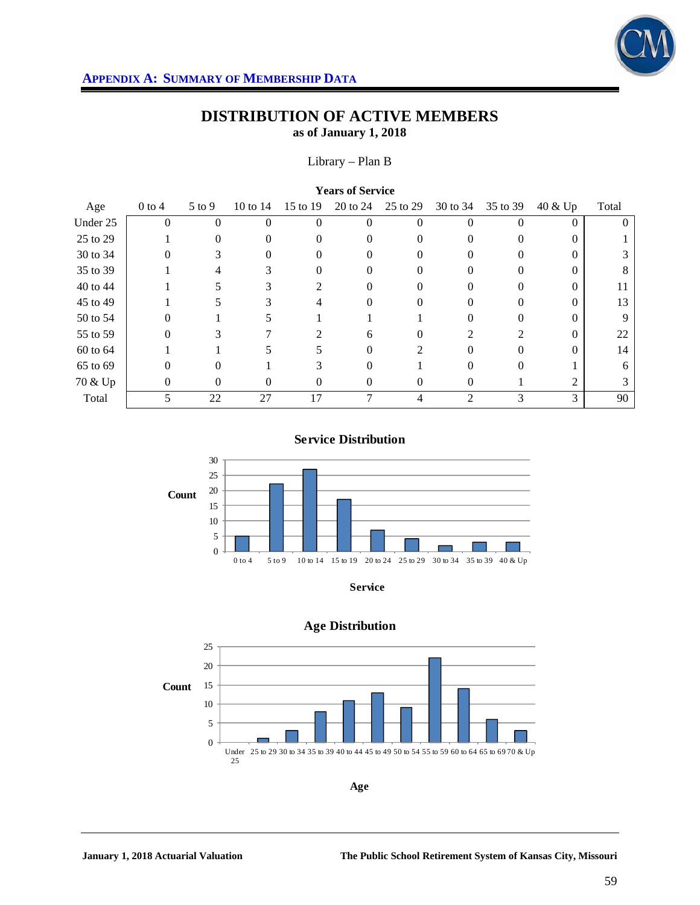## APPENDIX A: SUMMARY OF MEMBERSHIP DATA

# DISTRIBUTION OF ACTIVE MEMBERS
### as of January 1, 2018

Library – Plan B

| | Years of Service | | | | | | | | | |
|---|---|---|---|---|---|---|---|---|---|---|
| Age | 0 to 4 | 5 to 9 | 10 to 14 | 15 to 19 | 20 to 24 | 25 to 29 | 30 to 34 | 35 to 39 | 40 & Up | Total |
| Under 25 | 0 | 0 | 0 | 0 | 0 | 0 | 0 | 0 | 0 | 0 |
| 25 to 29 | 1 | 0 | 0 | 0 | 0 | 0 | 0 | 0 | 0 | 1 |
| 30 to 34 | 0 | 3 | 0 | 0 | 0 | 0 | 0 | 0 | 0 | 3 |
| 35 to 39 | 1 | 4 | 3 | 0 | 0 | 0 | 0 | 0 | 0 | 8 |
| 40 to 44 | 1 | 5 | 3 | 2 | 0 | 0 | 0 | 0 | 0 | 11 |
| 45 to 49 | 1 | 5 | 3 | 4 | 0 | 0 | 0 | 0 | 0 | 13 |
| 50 to 54 | 0 | 1 | 5 | 1 | 1 | 1 | 0 | 0 | 0 | 9 |
| 55 to 59 | 0 | 3 | 7 | 2 | 6 | 0 | 2 | 2 | 0 | 22 |
| 60 to 64 | 1 | 1 | 5 | 5 | 0 | 2 | 0 | 0 | 0 | 14 |
| 65 to 69 | 0 | 0 | 1 | 3 | 0 | 1 | 0 | 0 | 1 | 6 |
| 70 & Up | 0 | 0 | 0 | 0 | 0 | 0 | 0 | 1 | 2 | 3 |
| Total | 5 | 22 | 27 | 17 | 7 | 4 | 2 | 3 | 3 | 90 |

### Service Distribution

| Service | Count |
|---|---|
| 0 to 4 | 5 |
| 5 to 9 | 22 |
| 10 to 14 | 27 |
| 15 to 19 | 17 |
| 20 to 24 | 7 |
| 25 to 29 | 4 |
| 30 to 34 | 2 |
| 35 to 39 | 3 |
| 40 & Up | 3 |

### Age Distribution

| Age | Count |
|---|---|
| Under 25 | 0 |
| 25 to 29 | 1 |
| 30 to 34 | 3 |
| 35 to 39 | 8 |
| 40 to 44 | 11 |
| 45 to 49 | 13 |
| 50 to 54 | 9 |
| 55 to 59 | 22 |
| 60 to 64 | 14 |
| 65 to 69 | 6 |
| 70 & Up | 3 |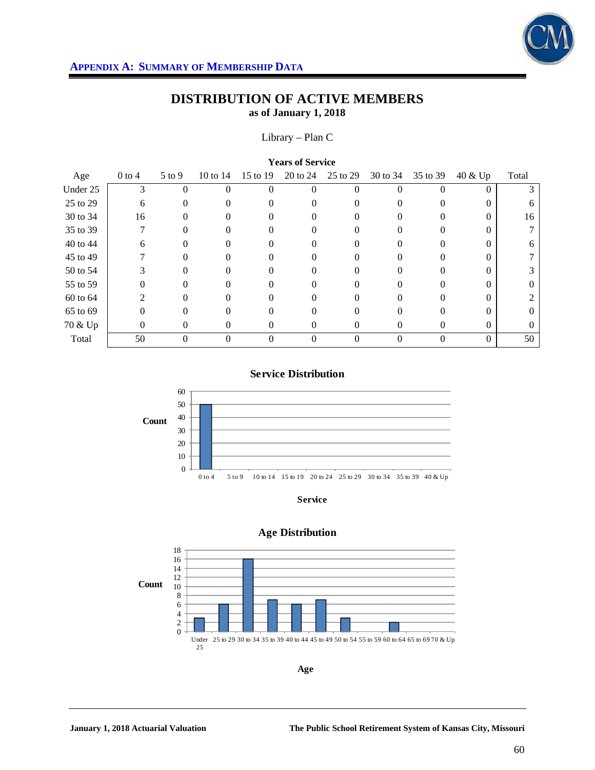**APPENDIX A: SUMMARY OF MEMBERSHIP DATA**

# DISTRIBUTION OF ACTIVE MEMBERS
**as of January 1, 2018**

Library – Plan C

| | **Years of Service** | | | | | | | | | |
|---|---|---|---|---|---|---|---|---|---|---|
| Age | 0 to 4 | 5 to 9 | 10 to 14 | 15 to 19 | 20 to 24 | 25 to 29 | 30 to 34 | 35 to 39 | 40 & Up | Total |
| Under 25 | 3 | 0 | 0 | 0 | 0 | 0 | 0 | 0 | 0 | 3 |
| 25 to 29 | 6 | 0 | 0 | 0 | 0 | 0 | 0 | 0 | 0 | 6 |
| 30 to 34 | 16 | 0 | 0 | 0 | 0 | 0 | 0 | 0 | 0 | 16 |
| 35 to 39 | 7 | 0 | 0 | 0 | 0 | 0 | 0 | 0 | 0 | 7 |
| 40 to 44 | 6 | 0 | 0 | 0 | 0 | 0 | 0 | 0 | 0 | 6 |
| 45 to 49 | 7 | 0 | 0 | 0 | 0 | 0 | 0 | 0 | 0 | 7 |
| 50 to 54 | 3 | 0 | 0 | 0 | 0 | 0 | 0 | 0 | 0 | 3 |
| 55 to 59 | 0 | 0 | 0 | 0 | 0 | 0 | 0 | 0 | 0 | 0 |
| 60 to 64 | 2 | 0 | 0 | 0 | 0 | 0 | 0 | 0 | 0 | 2 |
| 65 to 69 | 0 | 0 | 0 | 0 | 0 | 0 | 0 | 0 | 0 | 0 |
| 70 & Up | 0 | 0 | 0 | 0 | 0 | 0 | 0 | 0 | 0 | 0 |
| Total | 50 | 0 | 0 | 0 | 0 | 0 | 0 | 0 | 0 | 50 |

**Service Distribution**

**Age Distribution**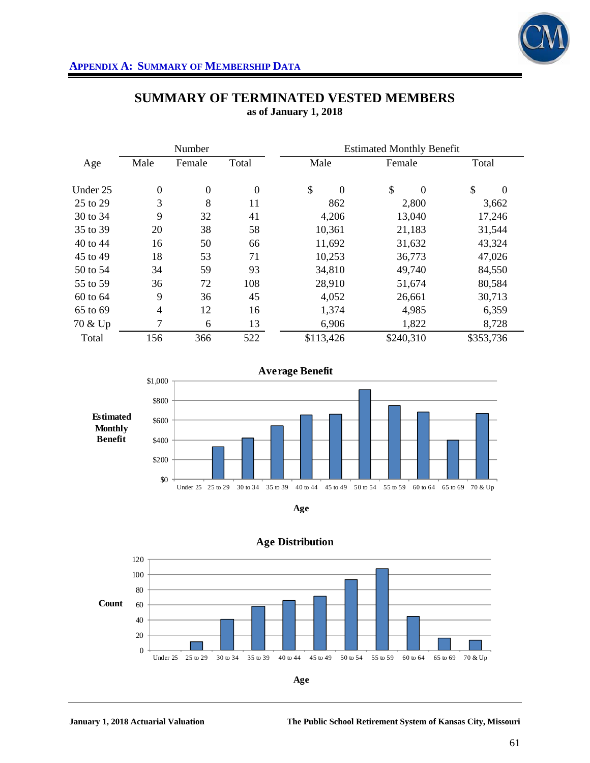## APPENDIX A: SUMMARY OF MEMBERSHIP DATA

# SUMMARY OF TERMINATED VESTED MEMBERS
**as of January 1, 2018**

| | Number | | | Estimated Monthly Benefit | | |
|---|---|---|---|---|---|---|
| Age | Male | Female | Total | Male | Female | Total |
| Under 25 | 0 | 0 | 0 | $ 0 | $ 0 | $ 0 |
| 25 to 29 | 3 | 8 | 11 | 862 | 2,800 | 3,662 |
| 30 to 34 | 9 | 32 | 41 | 4,206 | 13,040 | 17,246 |
| 35 to 39 | 20 | 38 | 58 | 10,361 | 21,183 | 31,544 |
| 40 to 44 | 16 | 50 | 66 | 11,692 | 31,632 | 43,324 |
| 45 to 49 | 18 | 53 | 71 | 10,253 | 36,773 | 47,026 |
| 50 to 54 | 34 | 59 | 93 | 34,810 | 49,740 | 84,550 |
| 55 to 59 | 36 | 72 | 108 | 28,910 | 51,674 | 80,584 |
| 60 to 64 | 9 | 36 | 45 | 4,052 | 26,661 | 30,713 |
| 65 to 69 | 4 | 12 | 16 | 1,374 | 4,985 | 6,359 |
| 70 & Up | 7 | 6 | 13 | 6,906 | 1,822 | 8,728 |
| Total | 156 | 366 | 522 | $113,426 | $240,310 | $353,736 |

**Average Benefit**

**Age Distribution**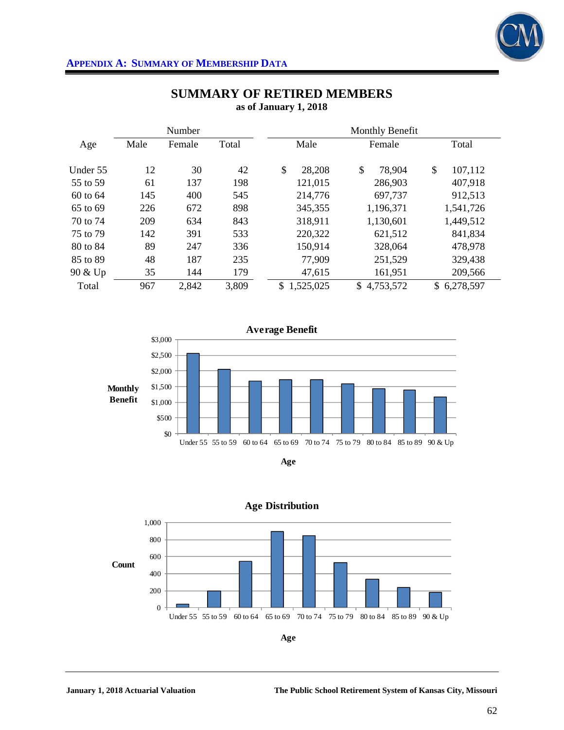## APPENDIX A: SUMMARY OF MEMBERSHIP DATA

# SUMMARY OF RETIRED MEMBERS

**as of January 1, 2018**

| | Number | | | Monthly Benefit | | |
|---|---|---|---|---|---|---|
| Age | Male | Female | Total | Male | Female | Total |
| Under 55 | 12 | 30 | 42 | $ 28,208 | $ 78,904 | $ 107,112 |
| 55 to 59 | 61 | 137 | 198 | 121,015 | 286,903 | 407,918 |
| 60 to 64 | 145 | 400 | 545 | 214,776 | 697,737 | 912,513 |
| 65 to 69 | 226 | 672 | 898 | 345,355 | 1,196,371 | 1,541,726 |
| 70 to 74 | 209 | 634 | 843 | 318,911 | 1,130,601 | 1,449,512 |
| 75 to 79 | 142 | 391 | 533 | 220,322 | 621,512 | 841,834 |
| 80 to 84 | 89 | 247 | 336 | 150,914 | 328,064 | 478,978 |
| 85 to 89 | 48 | 187 | 235 | 77,909 | 251,529 | 329,438 |
| 90 & Up | 35 | 144 | 179 | 47,615 | 161,951 | 209,566 |
| Total | 967 | 2,842 | 3,809 | $ 1,525,025 | $ 4,753,572 | $ 6,278,597 |

**Average Benefit**

| Age | Monthly Benefit |
|---|---|
| Under 55 | ~$2,550 |
| 55 to 59 | ~$2,060 |
| 60 to 64 | ~$1,674 |
| 65 to 69 | ~$1,717 |
| 70 to 74 | ~$1,719 |
| 75 to 79 | ~$1,579 |
| 80 to 84 | ~$1,426 |
| 85 to 89 | ~$1,402 |
| 90 & Up | ~$1,171 |

**Age Distribution**

| Age | Count |
|---|---|
| Under 55 | 42 |
| 55 to 59 | 198 |
| 60 to 64 | 545 |
| 65 to 69 | 898 |
| 70 to 74 | 843 |
| 75 to 79 | 533 |
| 80 to 84 | 336 |
| 85 to 89 | 235 |
| 90 & Up | 179 |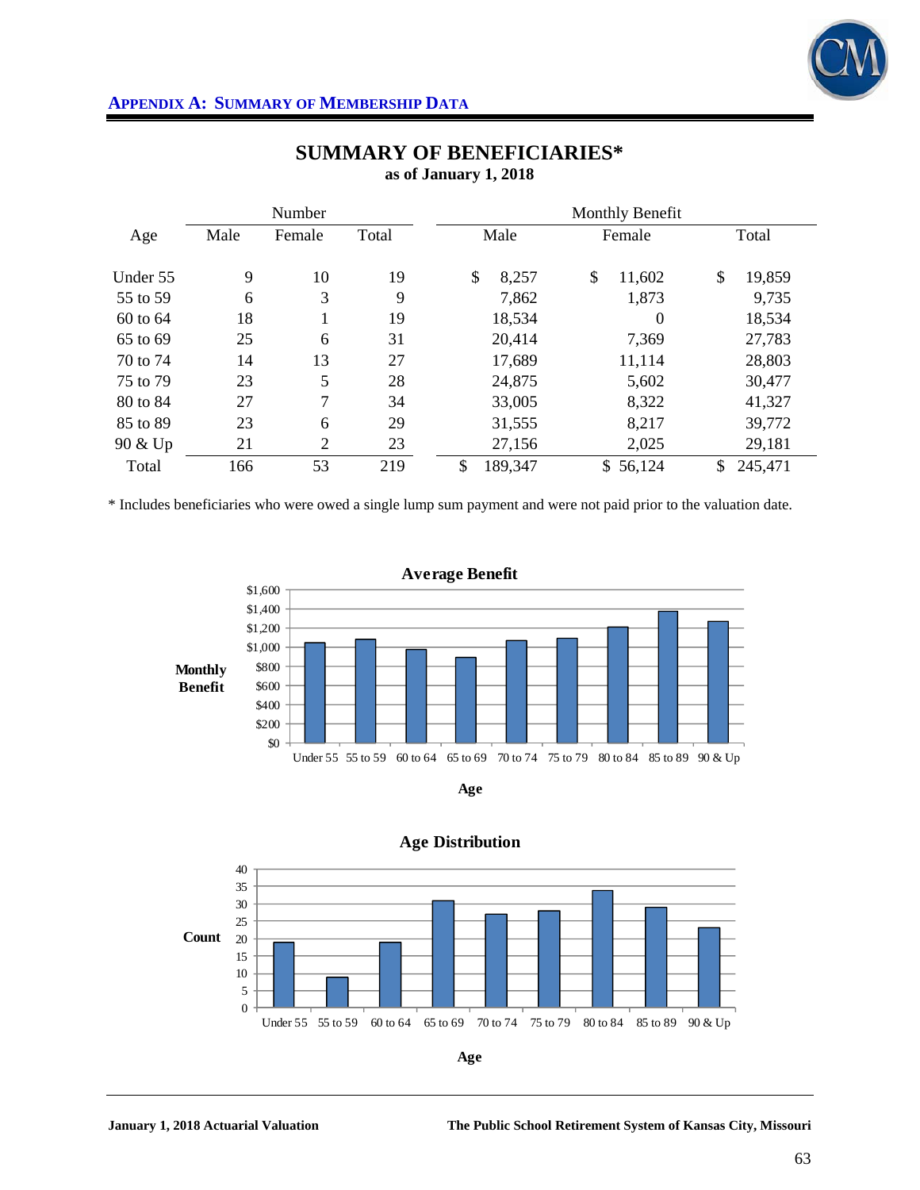# APPENDIX A: SUMMARY OF MEMBERSHIP DATA

## SUMMARY OF BENEFICIARIES*
**as of January 1, 2018**

| Age | Number | | | Monthly Benefit | | |
|---|---|---|---|---|---|---|
| | Male | Female | Total | Male | Female | Total |
| Under 55 | 9 | 10 | 19 | $ 8,257 | $ 11,602 | $ 19,859 |
| 55 to 59 | 6 | 3 | 9 | 7,862 | 1,873 | 9,735 |
| 60 to 64 | 18 | 1 | 19 | 18,534 | 0 | 18,534 |
| 65 to 69 | 25 | 6 | 31 | 20,414 | 7,369 | 27,783 |
| 70 to 74 | 14 | 13 | 27 | 17,689 | 11,114 | 28,803 |
| 75 to 79 | 23 | 5 | 28 | 24,875 | 5,602 | 30,477 |
| 80 to 84 | 27 | 7 | 34 | 33,005 | 8,322 | 41,327 |
| 85 to 89 | 23 | 6 | 29 | 31,555 | 8,217 | 39,772 |
| 90 & Up | 21 | 2 | 23 | 27,156 | 2,025 | 29,181 |
| Total | 166 | 53 | 219 | $ 189,347 | $ 56,124 | $ 245,471 |

* Includes beneficiaries who were owed a single lump sum payment and were not paid prior to the valuation date.

**Average Benefit**

**Age Distribution**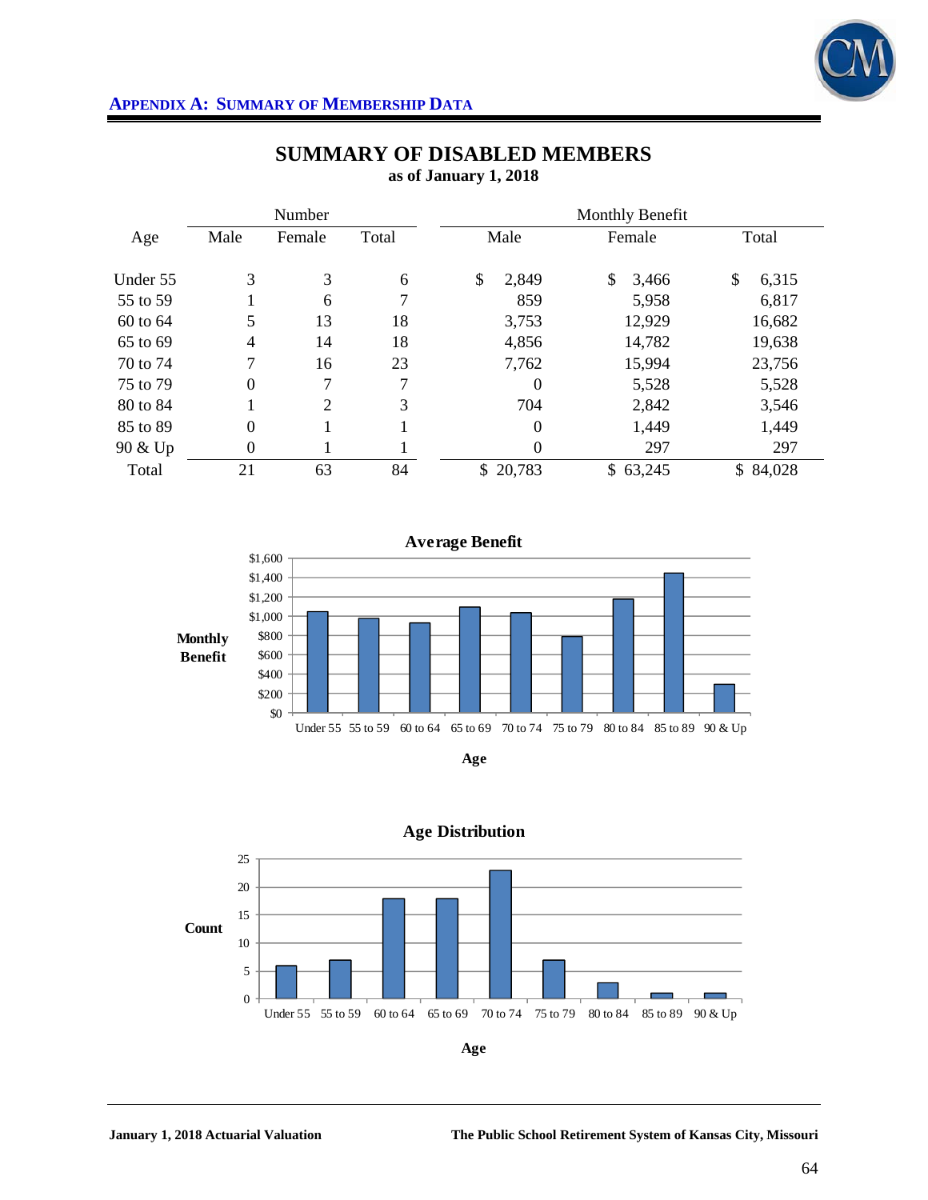## Appendix A: Summary of Membership Data

# SUMMARY OF DISABLED MEMBERS

**as of January 1, 2018**

| Age | Number | | | Monthly Benefit | | |
|---|---|---|---|---|---|---|
| | Male | Female | Total | Male | Female | Total |
| Under 55 | 3 | 3 | 6 | $ 2,849 | $ 3,466 | $ 6,315 |
| 55 to 59 | 1 | 6 | 7 | 859 | 5,958 | 6,817 |
| 60 to 64 | 5 | 13 | 18 | 3,753 | 12,929 | 16,682 |
| 65 to 69 | 4 | 14 | 18 | 4,856 | 14,782 | 19,638 |
| 70 to 74 | 7 | 16 | 23 | 7,762 | 15,994 | 23,756 |
| 75 to 79 | 0 | 7 | 7 | 0 | 5,528 | 5,528 |
| 80 to 84 | 1 | 2 | 3 | 704 | 2,842 | 3,546 |
| 85 to 89 | 0 | 1 | 1 | 0 | 1,449 | 1,449 |
| 90 & Up | 0 | 1 | 1 | 0 | 297 | 297 |
| Total | 21 | 63 | 84 | $ 20,783 | $ 63,245 | $ 84,028 |

**Average Benefit**

Monthly Benefit

$0, $200, $400, $600, $800, $1,000, $1,200, $1,400, $1,600

Under 55, 55 to 59, 60 to 64, 65 to 69, 70 to 74, 75 to 79, 80 to 84, 85 to 89, 90 & Up

Age

**Age Distribution**

Count

0, 5, 10, 15, 20, 25

Under 55, 55 to 59, 60 to 64, 65 to 69, 70 to 74, 75 to 79, 80 to 84, 85 to 89, 90 & Up

Age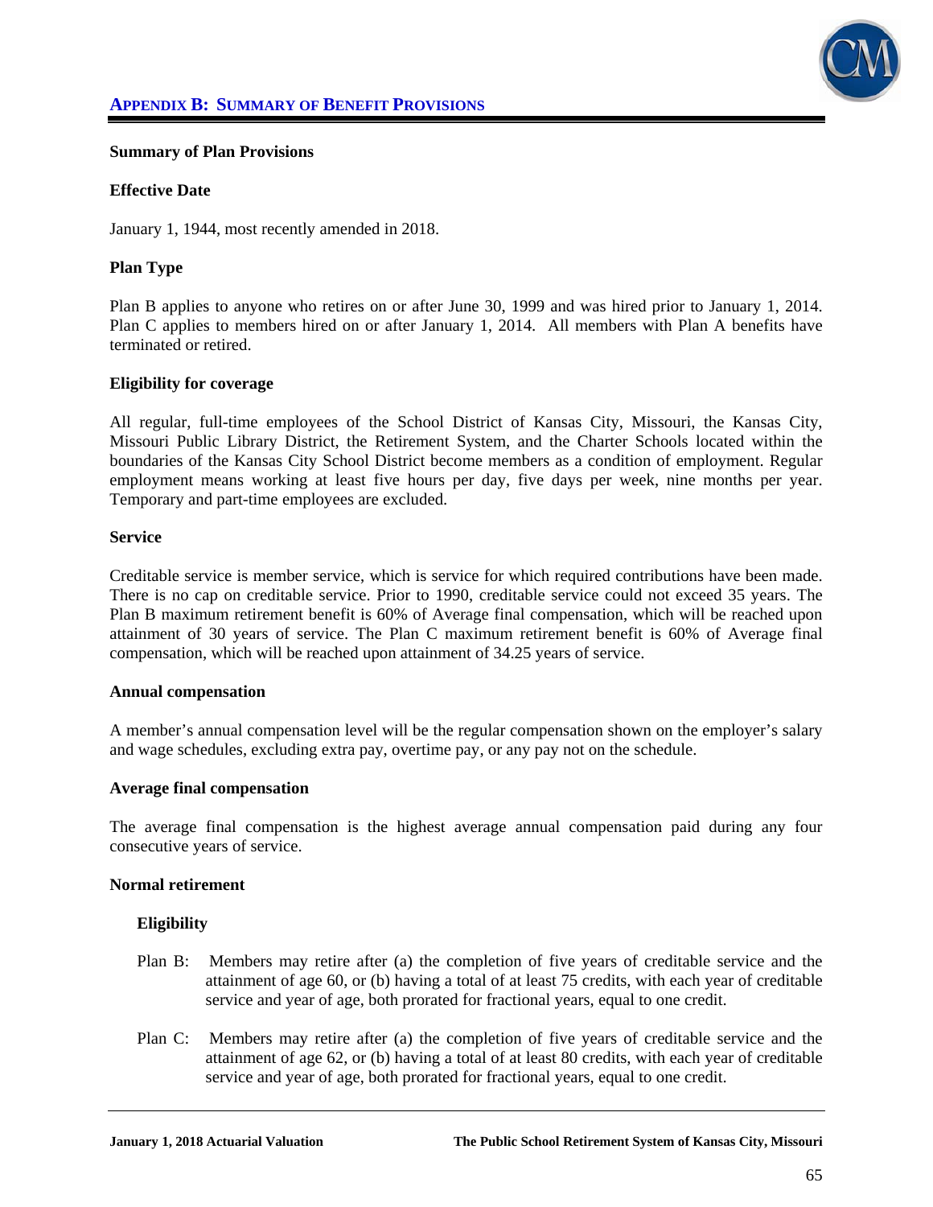## APPENDIX B: SUMMARY OF BENEFIT PROVISIONS

**Summary of Plan Provisions**

**Effective Date**

January 1, 1944, most recently amended in 2018.

**Plan Type**

Plan B applies to anyone who retires on or after June 30, 1999 and was hired prior to January 1, 2014. Plan C applies to members hired on or after January 1, 2014. All members with Plan A benefits have terminated or retired.

**Eligibility for coverage**

All regular, full-time employees of the School District of Kansas City, Missouri, the Kansas City, Missouri Public Library District, the Retirement System, and the Charter Schools located within the boundaries of the Kansas City School District become members as a condition of employment. Regular employment means working at least five hours per day, five days per week, nine months per year. Temporary and part-time employees are excluded.

**Service**

Creditable service is member service, which is service for which required contributions have been made. There is no cap on creditable service. Prior to 1990, creditable service could not exceed 35 years. The Plan B maximum retirement benefit is 60% of Average final compensation, which will be reached upon attainment of 30 years of service. The Plan C maximum retirement benefit is 60% of Average final compensation, which will be reached upon attainment of 34.25 years of service.

**Annual compensation**

A member's annual compensation level will be the regular compensation shown on the employer's salary and wage schedules, excluding extra pay, overtime pay, or any pay not on the schedule.

**Average final compensation**

The average final compensation is the highest average annual compensation paid during any four consecutive years of service.

**Normal retirement**

**Eligibility**

Plan B: Members may retire after (a) the completion of five years of creditable service and the attainment of age 60, or (b) having a total of at least 75 credits, with each year of creditable service and year of age, both prorated for fractional years, equal to one credit.

Plan C: Members may retire after (a) the completion of five years of creditable service and the attainment of age 62, or (b) having a total of at least 80 credits, with each year of creditable service and year of age, both prorated for fractional years, equal to one credit.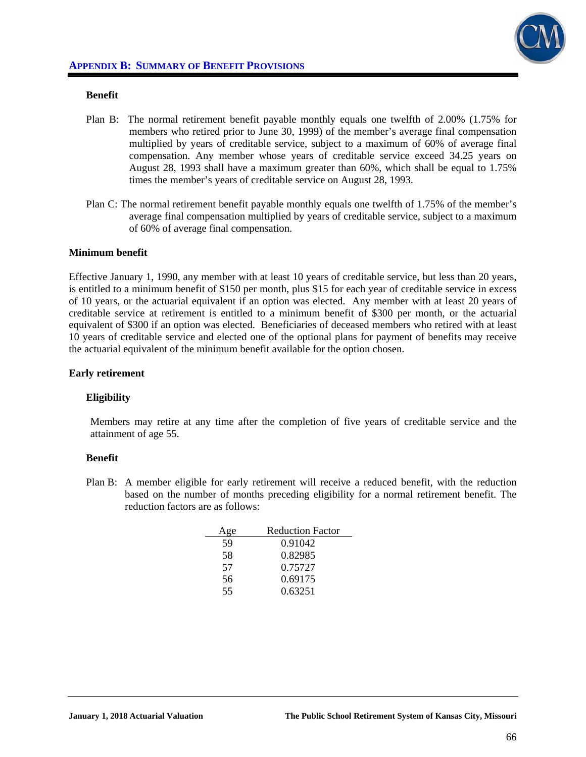### Benefit

Plan B: The normal retirement benefit payable monthly equals one twelfth of 2.00% (1.75% for members who retired prior to June 30, 1999) of the member's average final compensation multiplied by years of creditable service, subject to a maximum of 60% of average final compensation. Any member whose years of creditable service exceed 34.25 years on August 28, 1993 shall have a maximum greater than 60%, which shall be equal to 1.75% times the member's years of creditable service on August 28, 1993.

Plan C: The normal retirement benefit payable monthly equals one twelfth of 1.75% of the member's average final compensation multiplied by years of creditable service, subject to a maximum of 60% of average final compensation.

## Minimum benefit

Effective January 1, 1990, any member with at least 10 years of creditable service, but less than 20 years, is entitled to a minimum benefit of $150 per month, plus $15 for each year of creditable service in excess of 10 years, or the actuarial equivalent if an option was elected. Any member with at least 20 years of creditable service at retirement is entitled to a minimum benefit of $300 per month, or the actuarial equivalent of $300 if an option was elected. Beneficiaries of deceased members who retired with at least 10 years of creditable service and elected one of the optional plans for payment of benefits may receive the actuarial equivalent of the minimum benefit available for the option chosen.

## Early retirement

### Eligibility

Members may retire at any time after the completion of five years of creditable service and the attainment of age 55.

### Benefit

Plan B: A member eligible for early retirement will receive a reduced benefit, with the reduction based on the number of months preceding eligibility for a normal retirement benefit. The reduction factors are as follows:

| Age | Reduction Factor |
|---|---|
| 59 | 0.91042 |
| 58 | 0.82985 |
| 57 | 0.75727 |
| 56 | 0.69175 |
| 55 | 0.63251 |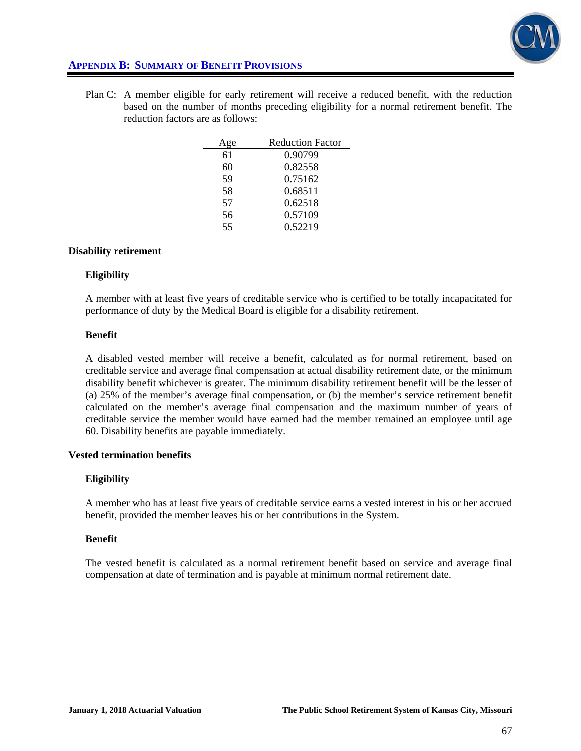Plan C: A member eligible for early retirement will receive a reduced benefit, with the reduction based on the number of months preceding eligibility for a normal retirement benefit. The reduction factors are as follows:

| Age | Reduction Factor |
|---|---|
| 61 | 0.90799 |
| 60 | 0.82558 |
| 59 | 0.75162 |
| 58 | 0.68511 |
| 57 | 0.62518 |
| 56 | 0.57109 |
| 55 | 0.52219 |

**Disability retirement**

**Eligibility**

A member with at least five years of creditable service who is certified to be totally incapacitated for performance of duty by the Medical Board is eligible for a disability retirement.

**Benefit**

A disabled vested member will receive a benefit, calculated as for normal retirement, based on creditable service and average final compensation at actual disability retirement date, or the minimum disability benefit whichever is greater. The minimum disability retirement benefit will be the lesser of (a) 25% of the member's average final compensation, or (b) the member's service retirement benefit calculated on the member's average final compensation and the maximum number of years of creditable service the member would have earned had the member remained an employee until age 60. Disability benefits are payable immediately.

**Vested termination benefits**

**Eligibility**

A member who has at least five years of creditable service earns a vested interest in his or her accrued benefit, provided the member leaves his or her contributions in the System.

**Benefit**

The vested benefit is calculated as a normal retirement benefit based on service and average final compensation at date of termination and is payable at minimum normal retirement date.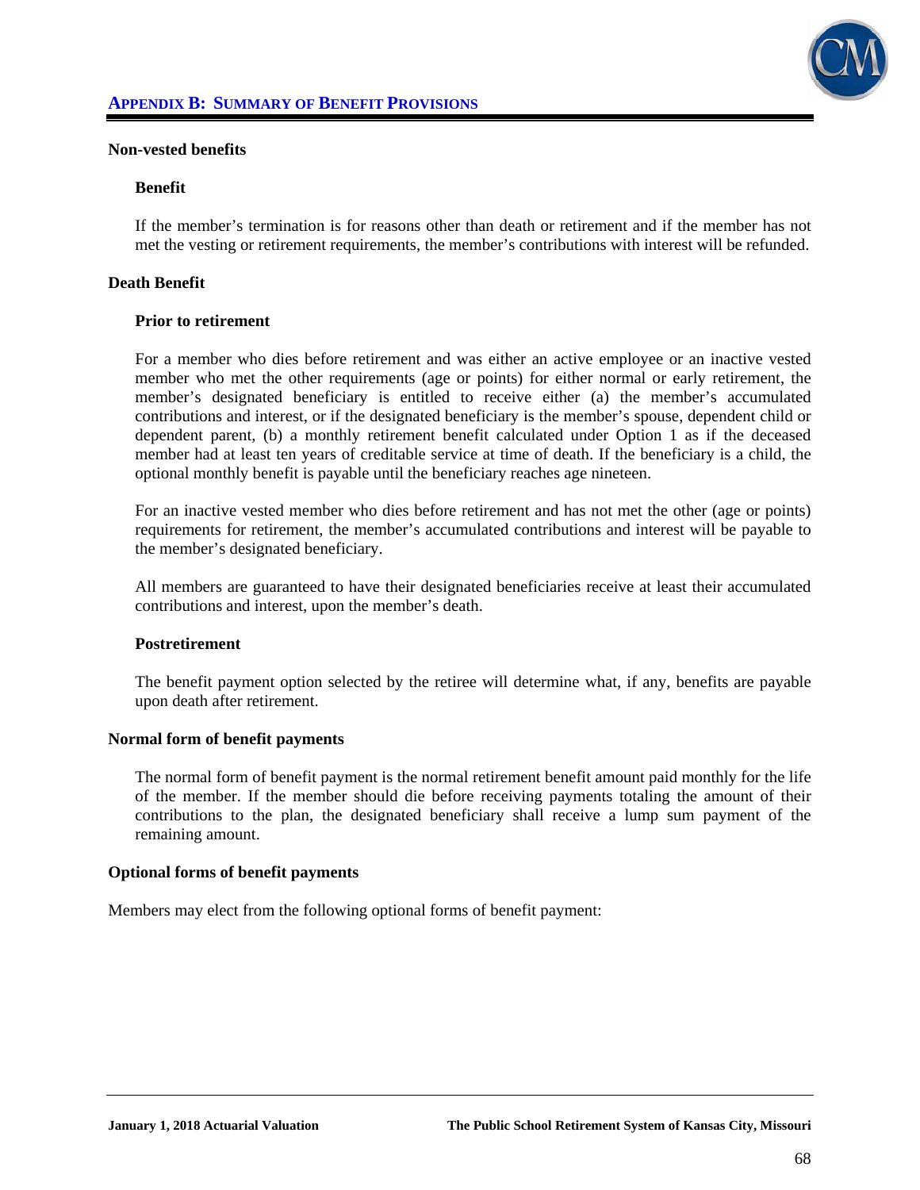**Non-vested benefits**

**Benefit**

If the member's termination is for reasons other than death or retirement and if the member has not met the vesting or retirement requirements, the member's contributions with interest will be refunded.

**Death Benefit**

**Prior to retirement**

For a member who dies before retirement and was either an active employee or an inactive vested member who met the other requirements (age or points) for either normal or early retirement, the member's designated beneficiary is entitled to receive either (a) the member's accumulated contributions and interest, or if the designated beneficiary is the member's spouse, dependent child or dependent parent, (b) a monthly retirement benefit calculated under Option 1 as if the deceased member had at least ten years of creditable service at time of death. If the beneficiary is a child, the optional monthly benefit is payable until the beneficiary reaches age nineteen.

For an inactive vested member who dies before retirement and has not met the other (age or points) requirements for retirement, the member's accumulated contributions and interest will be payable to the member's designated beneficiary.

All members are guaranteed to have their designated beneficiaries receive at least their accumulated contributions and interest, upon the member's death.

**Postretirement**

The benefit payment option selected by the retiree will determine what, if any, benefits are payable upon death after retirement.

**Normal form of benefit payments**

The normal form of benefit payment is the normal retirement benefit amount paid monthly for the life of the member. If the member should die before receiving payments totaling the amount of their contributions to the plan, the designated beneficiary shall receive a lump sum payment of the remaining amount.

**Optional forms of benefit payments**

Members may elect from the following optional forms of benefit payment: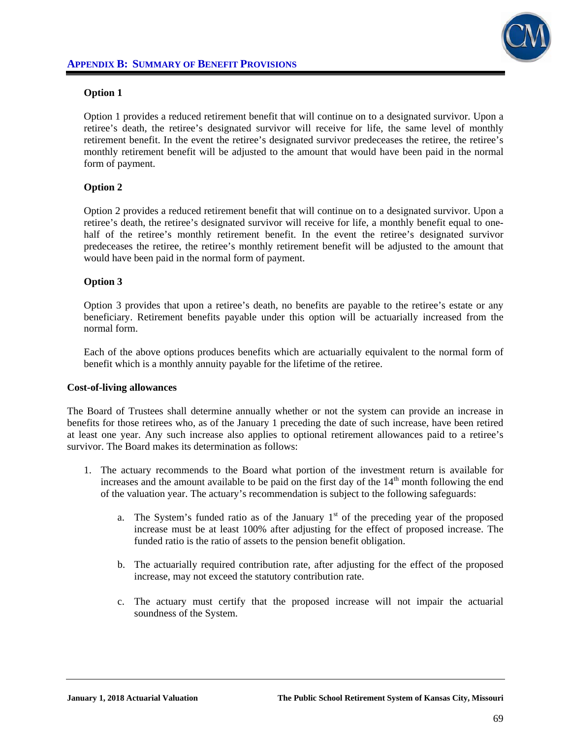**Option 1**

Option 1 provides a reduced retirement benefit that will continue on to a designated survivor. Upon a retiree's death, the retiree's designated survivor will receive for life, the same level of monthly retirement benefit. In the event the retiree's designated survivor predeceases the retiree, the retiree's monthly retirement benefit will be adjusted to the amount that would have been paid in the normal form of payment.

**Option 2**

Option 2 provides a reduced retirement benefit that will continue on to a designated survivor. Upon a retiree's death, the retiree's designated survivor will receive for life, a monthly benefit equal to one-half of the retiree's monthly retirement benefit. In the event the retiree's designated survivor predeceases the retiree, the retiree's monthly retirement benefit will be adjusted to the amount that would have been paid in the normal form of payment.

**Option 3**

Option 3 provides that upon a retiree's death, no benefits are payable to the retiree's estate or any beneficiary. Retirement benefits payable under this option will be actuarially increased from the normal form.

Each of the above options produces benefits which are actuarially equivalent to the normal form of benefit which is a monthly annuity payable for the lifetime of the retiree.

**Cost-of-living allowances**

The Board of Trustees shall determine annually whether or not the system can provide an increase in benefits for those retirees who, as of the January 1 preceding the date of such increase, have been retired at least one year. Any such increase also applies to optional retirement allowances paid to a retiree's survivor. The Board makes its determination as follows:

1. The actuary recommends to the Board what portion of the investment return is available for increases and the amount available to be paid on the first day of the 14th month following the end of the valuation year. The actuary's recommendation is subject to the following safeguards:

   a. The System's funded ratio as of the January 1st of the preceding year of the proposed increase must be at least 100% after adjusting for the effect of proposed increase. The funded ratio is the ratio of assets to the pension benefit obligation.

   b. The actuarially required contribution rate, after adjusting for the effect of the proposed increase, may not exceed the statutory contribution rate.

   c. The actuary must certify that the proposed increase will not impair the actuarial soundness of the System.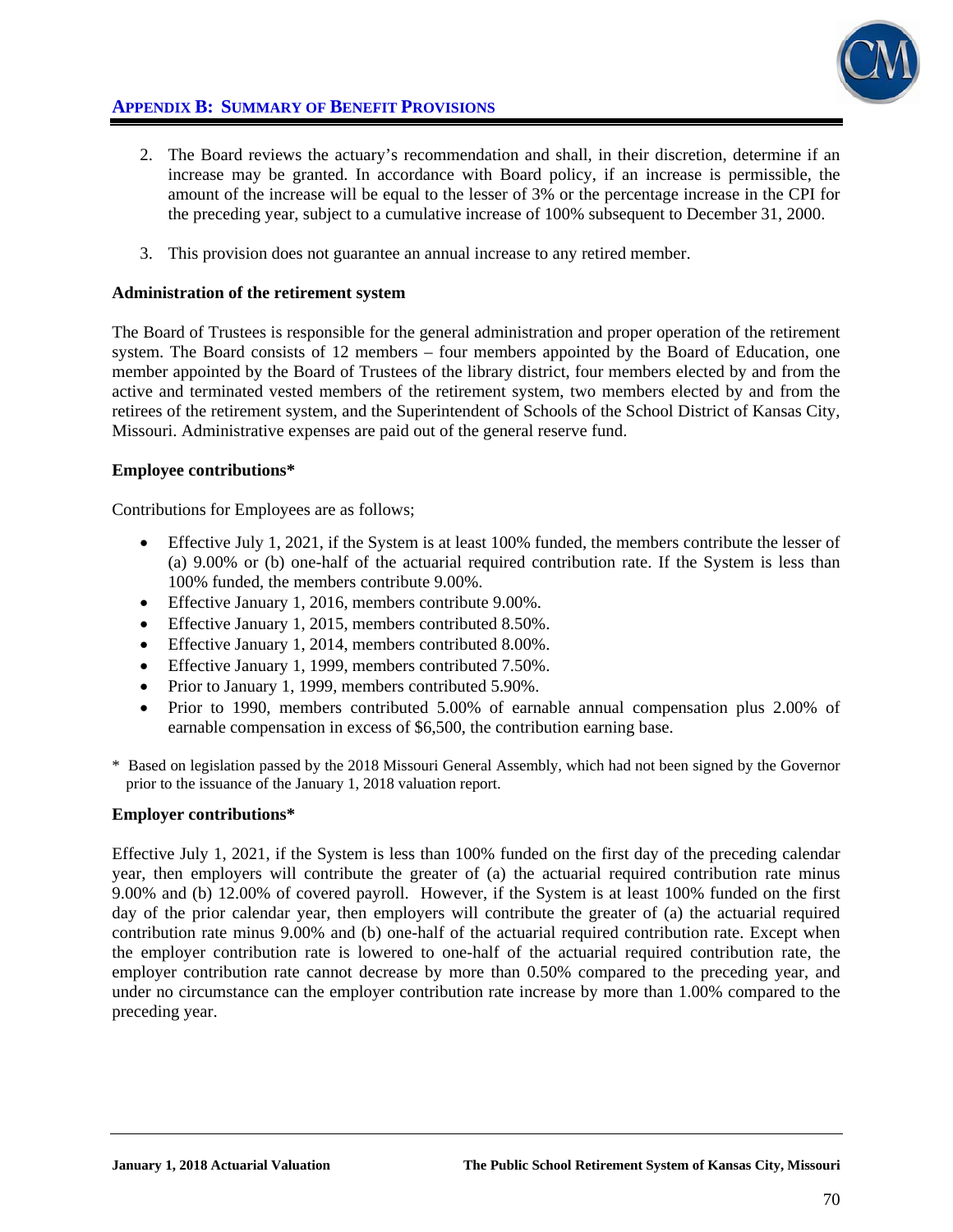2. The Board reviews the actuary's recommendation and shall, in their discretion, determine if an increase may be granted. In accordance with Board policy, if an increase is permissible, the amount of the increase will be equal to the lesser of 3% or the percentage increase in the CPI for the preceding year, subject to a cumulative increase of 100% subsequent to December 31, 2000.

3. This provision does not guarantee an annual increase to any retired member.

**Administration of the retirement system**

The Board of Trustees is responsible for the general administration and proper operation of the retirement system. The Board consists of 12 members – four members appointed by the Board of Education, one member appointed by the Board of Trustees of the library district, four members elected by and from the active and terminated vested members of the retirement system, two members elected by and from the retirees of the retirement system, and the Superintendent of Schools of the School District of Kansas City, Missouri. Administrative expenses are paid out of the general reserve fund.

**Employee contributions***

Contributions for Employees are as follows;

- Effective July 1, 2021, if the System is at least 100% funded, the members contribute the lesser of (a) 9.00% or (b) one-half of the actuarial required contribution rate. If the System is less than 100% funded, the members contribute 9.00%.
- Effective January 1, 2016, members contribute 9.00%.
- Effective January 1, 2015, members contributed 8.50%.
- Effective January 1, 2014, members contributed 8.00%.
- Effective January 1, 1999, members contributed 7.50%.
- Prior to January 1, 1999, members contributed 5.90%.
- Prior to 1990, members contributed 5.00% of earnable annual compensation plus 2.00% of earnable compensation in excess of $6,500, the contribution earning base.

\* Based on legislation passed by the 2018 Missouri General Assembly, which had not been signed by the Governor prior to the issuance of the January 1, 2018 valuation report.

**Employer contributions***

Effective July 1, 2021, if the System is less than 100% funded on the first day of the preceding calendar year, then employers will contribute the greater of (a) the actuarial required contribution rate minus 9.00% and (b) 12.00% of covered payroll. However, if the System is at least 100% funded on the first day of the prior calendar year, then employers will contribute the greater of (a) the actuarial required contribution rate minus 9.00% and (b) one-half of the actuarial required contribution rate. Except when the employer contribution rate is lowered to one-half of the actuarial required contribution rate, the employer contribution rate cannot decrease by more than 0.50% compared to the preceding year, and under no circumstance can the employer contribution rate increase by more than 1.00% compared to the preceding year.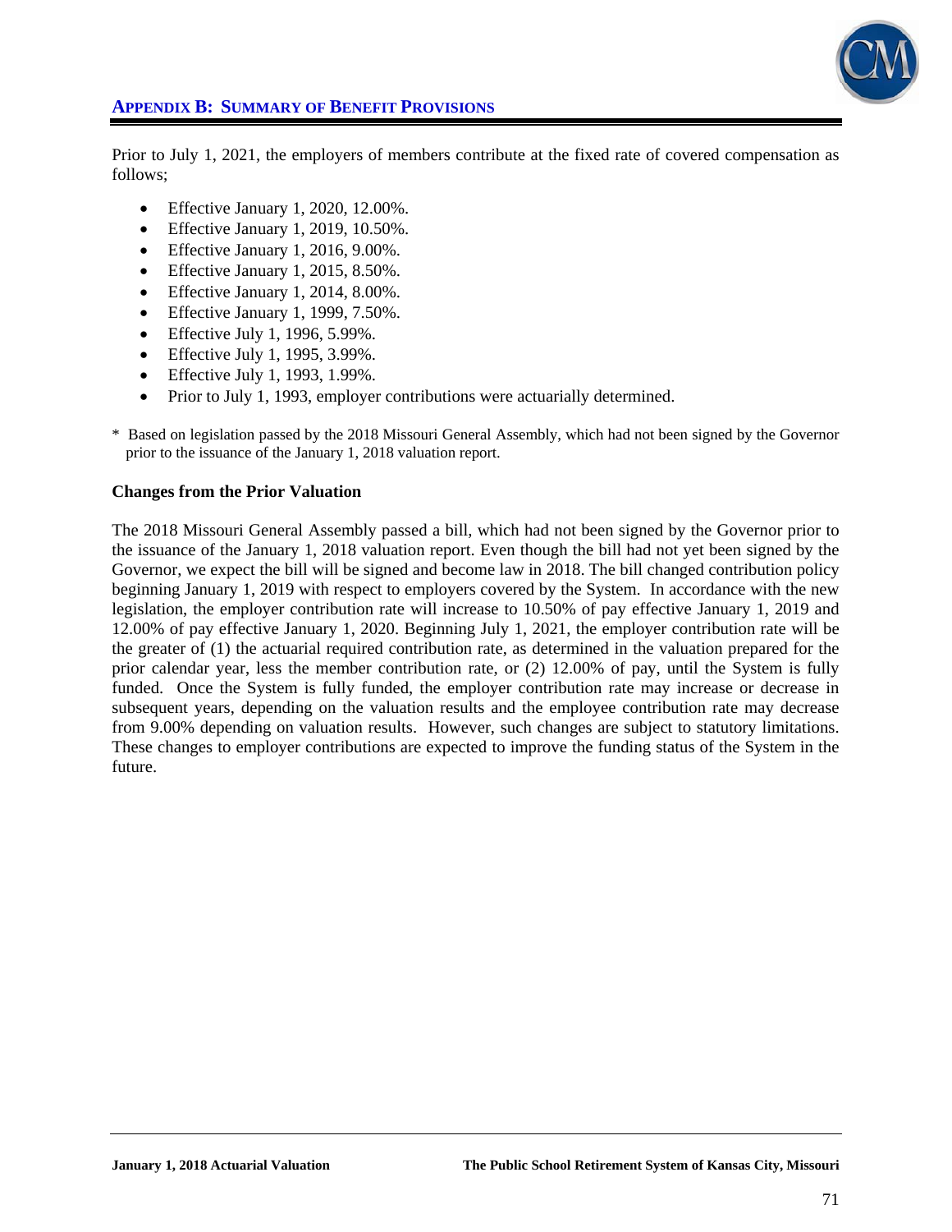Prior to July 1, 2021, the employers of members contribute at the fixed rate of covered compensation as follows;

- Effective January 1, 2020, 12.00%.
- Effective January 1, 2019, 10.50%.
- Effective January 1, 2016, 9.00%.
- Effective January 1, 2015, 8.50%.
- Effective January 1, 2014, 8.00%.
- Effective January 1, 1999, 7.50%.
- Effective July 1, 1996, 5.99%.
- Effective July 1, 1995, 3.99%.
- Effective July 1, 1993, 1.99%.
- Prior to July 1, 1993, employer contributions were actuarially determined.

\* Based on legislation passed by the 2018 Missouri General Assembly, which had not been signed by the Governor prior to the issuance of the January 1, 2018 valuation report.

**Changes from the Prior Valuation**

The 2018 Missouri General Assembly passed a bill, which had not been signed by the Governor prior to the issuance of the January 1, 2018 valuation report. Even though the bill had not yet been signed by the Governor, we expect the bill will be signed and become law in 2018. The bill changed contribution policy beginning January 1, 2019 with respect to employers covered by the System. In accordance with the new legislation, the employer contribution rate will increase to 10.50% of pay effective January 1, 2019 and 12.00% of pay effective January 1, 2020. Beginning July 1, 2021, the employer contribution rate will be the greater of (1) the actuarial required contribution rate, as determined in the valuation prepared for the prior calendar year, less the member contribution rate, or (2) 12.00% of pay, until the System is fully funded. Once the System is fully funded, the employer contribution rate may increase or decrease in subsequent years, depending on the valuation results and the employee contribution rate may decrease from 9.00% depending on valuation results. However, such changes are subject to statutory limitations. These changes to employer contributions are expected to improve the funding status of the System in the future.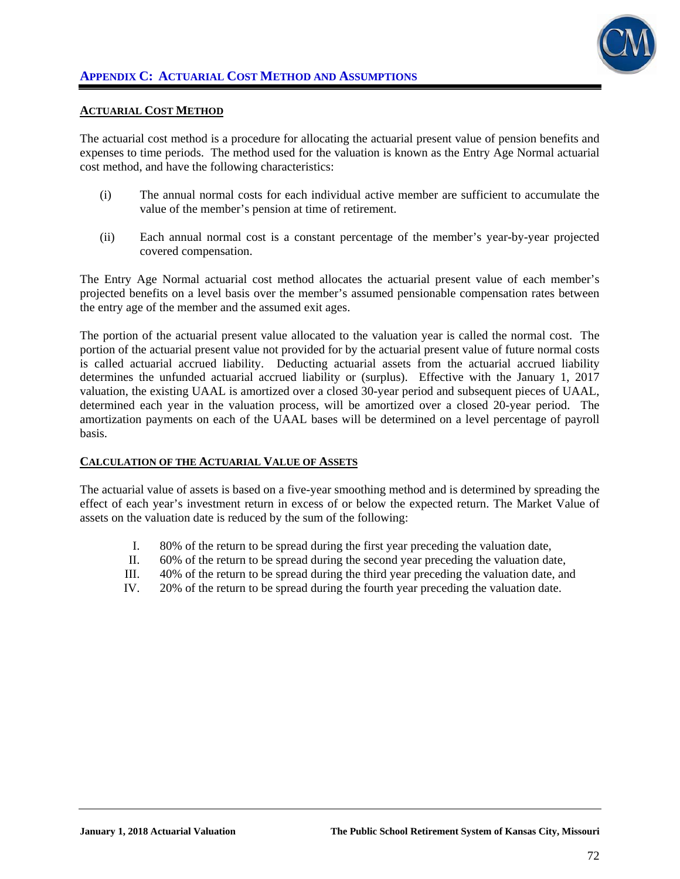## Appendix C: Actuarial Cost Method and Assumptions

### Actuarial Cost Method

The actuarial cost method is a procedure for allocating the actuarial present value of pension benefits and expenses to time periods. The method used for the valuation is known as the Entry Age Normal actuarial cost method, and have the following characteristics:

(i) The annual normal costs for each individual active member are sufficient to accumulate the value of the member's pension at time of retirement.

(ii) Each annual normal cost is a constant percentage of the member's year-by-year projected covered compensation.

The Entry Age Normal actuarial cost method allocates the actuarial present value of each member's projected benefits on a level basis over the member's assumed pensionable compensation rates between the entry age of the member and the assumed exit ages.

The portion of the actuarial present value allocated to the valuation year is called the normal cost. The portion of the actuarial present value not provided for by the actuarial present value of future normal costs is called actuarial accrued liability. Deducting actuarial assets from the actuarial accrued liability determines the unfunded actuarial accrued liability or (surplus). Effective with the January 1, 2017 valuation, the existing UAAL is amortized over a closed 30-year period and subsequent pieces of UAAL, determined each year in the valuation process, will be amortized over a closed 20-year period. The amortization payments on each of the UAAL bases will be determined on a level percentage of payroll basis.

### Calculation of the Actuarial Value of Assets

The actuarial value of assets is based on a five-year smoothing method and is determined by spreading the effect of each year's investment return in excess of or below the expected return. The Market Value of assets on the valuation date is reduced by the sum of the following:

I. 80% of the return to be spread during the first year preceding the valuation date,
II. 60% of the return to be spread during the second year preceding the valuation date,
III. 40% of the return to be spread during the third year preceding the valuation date, and
IV. 20% of the return to be spread during the fourth year preceding the valuation date.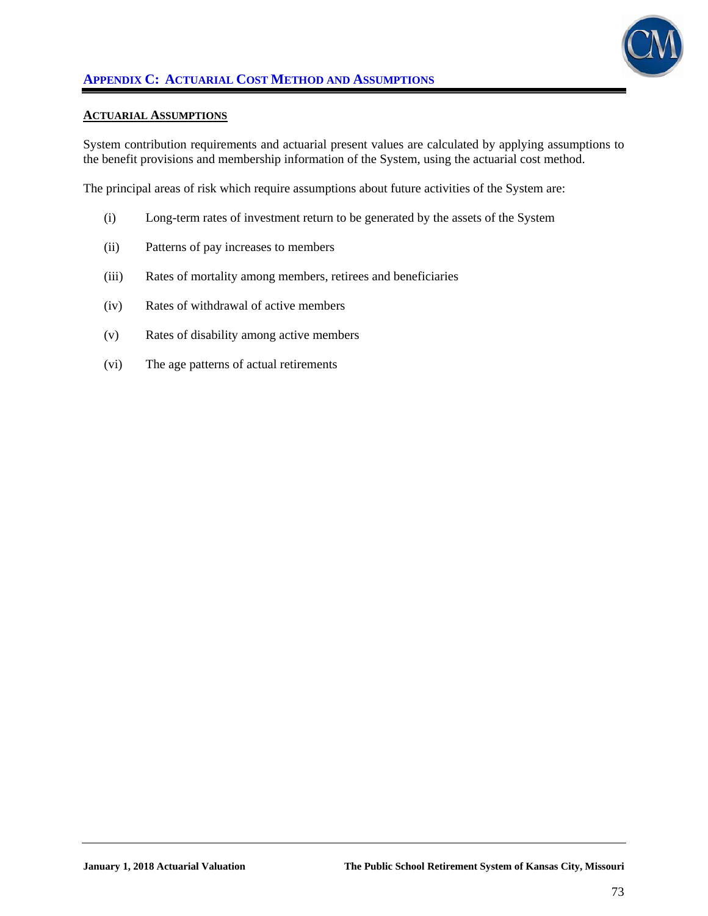## APPENDIX C: ACTUARIAL COST METHOD AND ASSUMPTIONS

### ACTUARIAL ASSUMPTIONS

System contribution requirements and actuarial present values are calculated by applying assumptions to the benefit provisions and membership information of the System, using the actuarial cost method.

The principal areas of risk which require assumptions about future activities of the System are:

(i) Long-term rates of investment return to be generated by the assets of the System

(ii) Patterns of pay increases to members

(iii) Rates of mortality among members, retirees and beneficiaries

(iv) Rates of withdrawal of active members

(v) Rates of disability among active members

(vi) The age patterns of actual retirements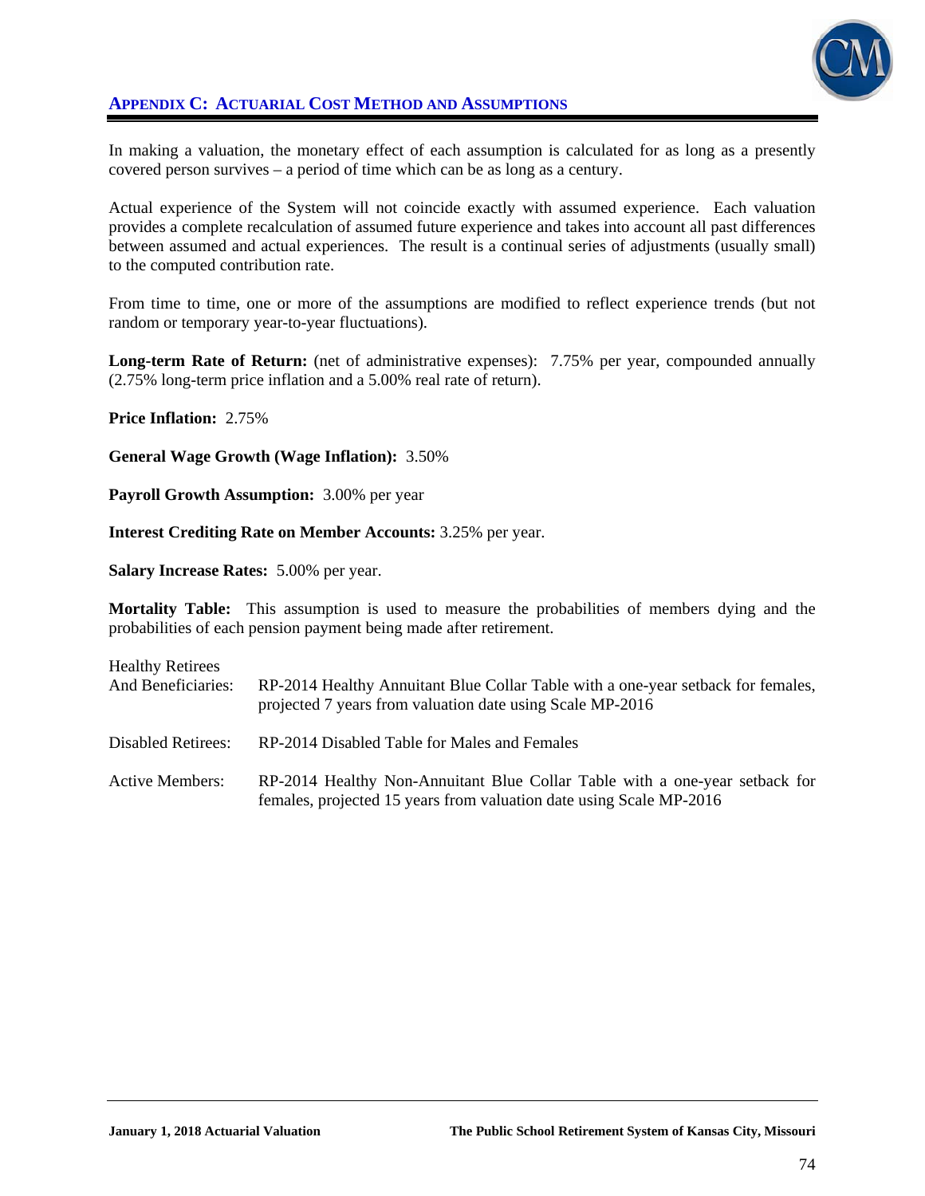## Appendix C: Actuarial Cost Method and Assumptions

In making a valuation, the monetary effect of each assumption is calculated for as long as a presently covered person survives – a period of time which can be as long as a century.

Actual experience of the System will not coincide exactly with assumed experience. Each valuation provides a complete recalculation of assumed future experience and takes into account all past differences between assumed and actual experiences. The result is a continual series of adjustments (usually small) to the computed contribution rate.

From time to time, one or more of the assumptions are modified to reflect experience trends (but not random or temporary year-to-year fluctuations).

**Long-term Rate of Return:** (net of administrative expenses): 7.75% per year, compounded annually (2.75% long-term price inflation and a 5.00% real rate of return).

**Price Inflation:** 2.75%

**General Wage Growth (Wage Inflation):** 3.50%

**Payroll Growth Assumption:** 3.00% per year

**Interest Crediting Rate on Member Accounts:** 3.25% per year.

**Salary Increase Rates:** 5.00% per year.

**Mortality Table:** This assumption is used to measure the probabilities of members dying and the probabilities of each pension payment being made after retirement.

| | |
|---|---|
| Healthy Retirees And Beneficiaries: | RP-2014 Healthy Annuitant Blue Collar Table with a one-year setback for females, projected 7 years from valuation date using Scale MP-2016 |
| Disabled Retirees: | RP-2014 Disabled Table for Males and Females |
| Active Members: | RP-2014 Healthy Non-Annuitant Blue Collar Table with a one-year setback for females, projected 15 years from valuation date using Scale MP-2016 |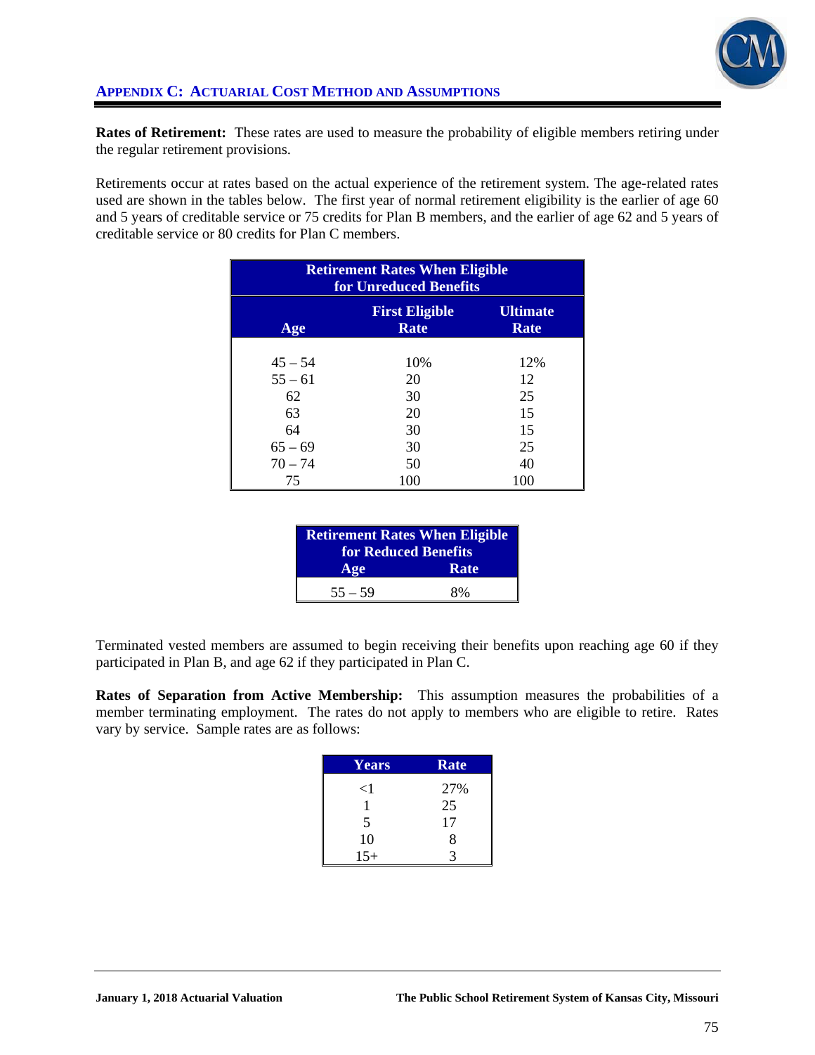## APPENDIX C: ACTUARIAL COST METHOD AND ASSUMPTIONS

**Rates of Retirement:** These rates are used to measure the probability of eligible members retiring under the regular retirement provisions.

Retirements occur at rates based on the actual experience of the retirement system. The age-related rates used are shown in the tables below. The first year of normal retirement eligibility is the earlier of age 60 and 5 years of creditable service or 75 credits for Plan B members, and the earlier of age 62 and 5 years of creditable service or 80 credits for Plan C members.

| Retirement Rates When Eligible for Unreduced Benefits | | |
|---|---|---|
| Age | First Eligible Rate | Ultimate Rate |
| 45 – 54 | 10% | 12% |
| 55 – 61 | 20 | 12 |
| 62 | 30 | 25 |
| 63 | 20 | 15 |
| 64 | 30 | 15 |
| 65 – 69 | 30 | 25 |
| 70 – 74 | 50 | 40 |
| 75 | 100 | 100 |

| Retirement Rates When Eligible for Reduced Benefits | |
|---|---|
| Age | Rate |
| 55 – 59 | 8% |

Terminated vested members are assumed to begin receiving their benefits upon reaching age 60 if they participated in Plan B, and age 62 if they participated in Plan C.

**Rates of Separation from Active Membership:** This assumption measures the probabilities of a member terminating employment. The rates do not apply to members who are eligible to retire. Rates vary by service. Sample rates are as follows:

| Years | Rate |
|---|---|
| <1 | 27% |
| 1 | 25 |
| 5 | 17 |
| 10 | 8 |
| 15+ | 3 |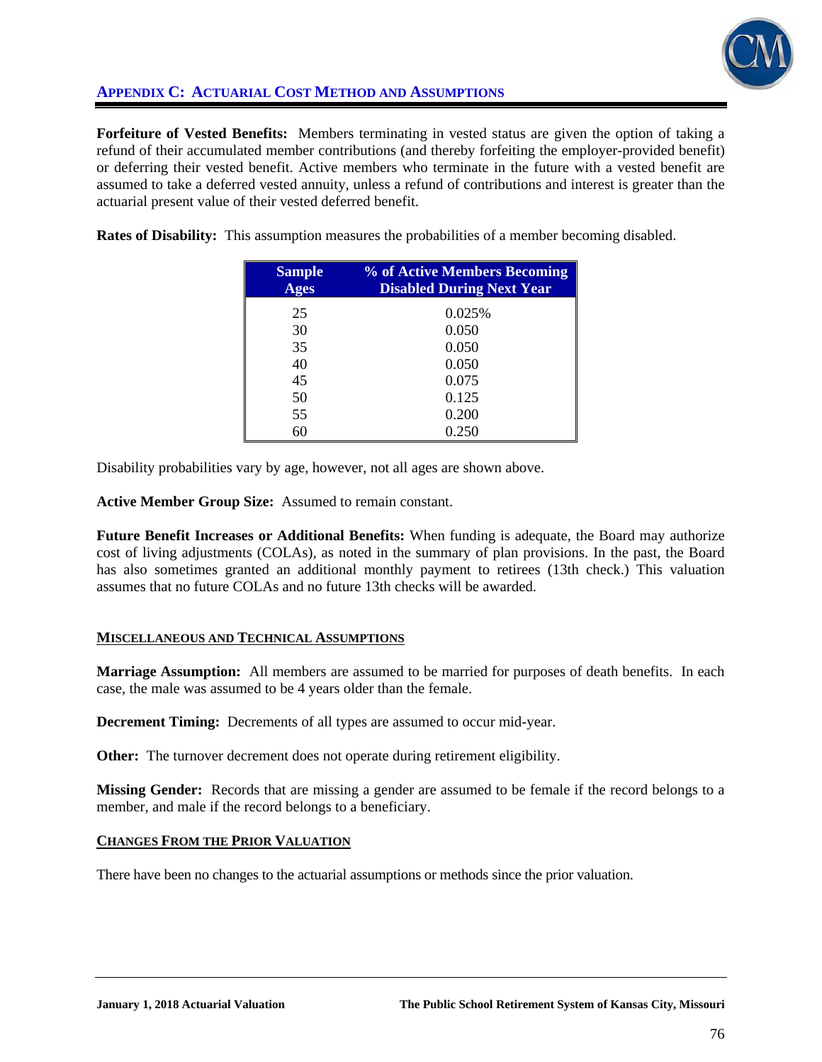## Appendix C: Actuarial Cost Method and Assumptions

**Forfeiture of Vested Benefits:** Members terminating in vested status are given the option of taking a refund of their accumulated member contributions (and thereby forfeiting the employer-provided benefit) or deferring their vested benefit. Active members who terminate in the future with a vested benefit are assumed to take a deferred vested annuity, unless a refund of contributions and interest is greater than the actuarial present value of their vested deferred benefit.

**Rates of Disability:** This assumption measures the probabilities of a member becoming disabled.

| Sample Ages | % of Active Members Becoming Disabled During Next Year |
|---|---|
| 25 | 0.025% |
| 30 | 0.050 |
| 35 | 0.050 |
| 40 | 0.050 |
| 45 | 0.075 |
| 50 | 0.125 |
| 55 | 0.200 |
| 60 | 0.250 |

Disability probabilities vary by age, however, not all ages are shown above.

**Active Member Group Size:** Assumed to remain constant.

**Future Benefit Increases or Additional Benefits:** When funding is adequate, the Board may authorize cost of living adjustments (COLAs), as noted in the summary of plan provisions. In the past, the Board has also sometimes granted an additional monthly payment to retirees (13th check.) This valuation assumes that no future COLAs and no future 13th checks will be awarded.

### Miscellaneous and Technical Assumptions

**Marriage Assumption:** All members are assumed to be married for purposes of death benefits. In each case, the male was assumed to be 4 years older than the female.

**Decrement Timing:** Decrements of all types are assumed to occur mid-year.

**Other:** The turnover decrement does not operate during retirement eligibility.

**Missing Gender:** Records that are missing a gender are assumed to be female if the record belongs to a member, and male if the record belongs to a beneficiary.

### Changes From the Prior Valuation

There have been no changes to the actuarial assumptions or methods since the prior valuation.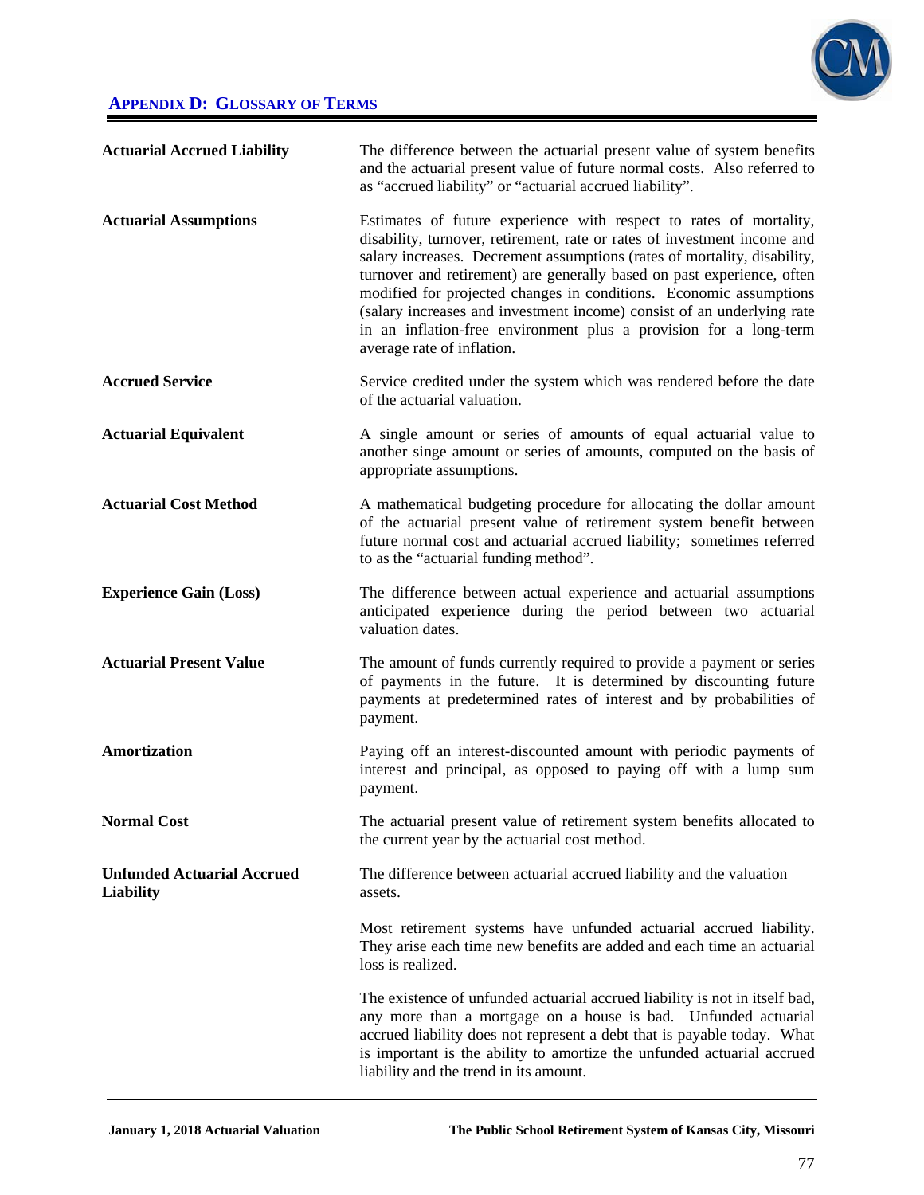## Appendix D: Glossary of Terms

| | |
|---|---|
| **Actuarial Accrued Liability** | The difference between the actuarial present value of system benefits and the actuarial present value of future normal costs. Also referred to as "accrued liability" or "actuarial accrued liability". |
| **Actuarial Assumptions** | Estimates of future experience with respect to rates of mortality, disability, turnover, retirement, rate or rates of investment income and salary increases. Decrement assumptions (rates of mortality, disability, turnover and retirement) are generally based on past experience, often modified for projected changes in conditions. Economic assumptions (salary increases and investment income) consist of an underlying rate in an inflation-free environment plus a provision for a long-term average rate of inflation. |
| **Accrued Service** | Service credited under the system which was rendered before the date of the actuarial valuation. |
| **Actuarial Equivalent** | A single amount or series of amounts of equal actuarial value to another singe amount or series of amounts, computed on the basis of appropriate assumptions. |
| **Actuarial Cost Method** | A mathematical budgeting procedure for allocating the dollar amount of the actuarial present value of retirement system benefit between future normal cost and actuarial accrued liability; sometimes referred to as the "actuarial funding method". |
| **Experience Gain (Loss)** | The difference between actual experience and actuarial assumptions anticipated experience during the period between two actuarial valuation dates. |
| **Actuarial Present Value** | The amount of funds currently required to provide a payment or series of payments in the future. It is determined by discounting future payments at predetermined rates of interest and by probabilities of payment. |
| **Amortization** | Paying off an interest-discounted amount with periodic payments of interest and principal, as opposed to paying off with a lump sum payment. |
| **Normal Cost** | The actuarial present value of retirement system benefits allocated to the current year by the actuarial cost method. |
| **Unfunded Actuarial Accrued Liability** | The difference between actuarial accrued liability and the valuation assets.<br><br>Most retirement systems have unfunded actuarial accrued liability. They arise each time new benefits are added and each time an actuarial loss is realized.<br><br>The existence of unfunded actuarial accrued liability is not in itself bad, any more than a mortgage on a house is bad. Unfunded actuarial accrued liability does not represent a debt that is payable today. What is important is the ability to amortize the unfunded actuarial accrued liability and the trend in its amount. |